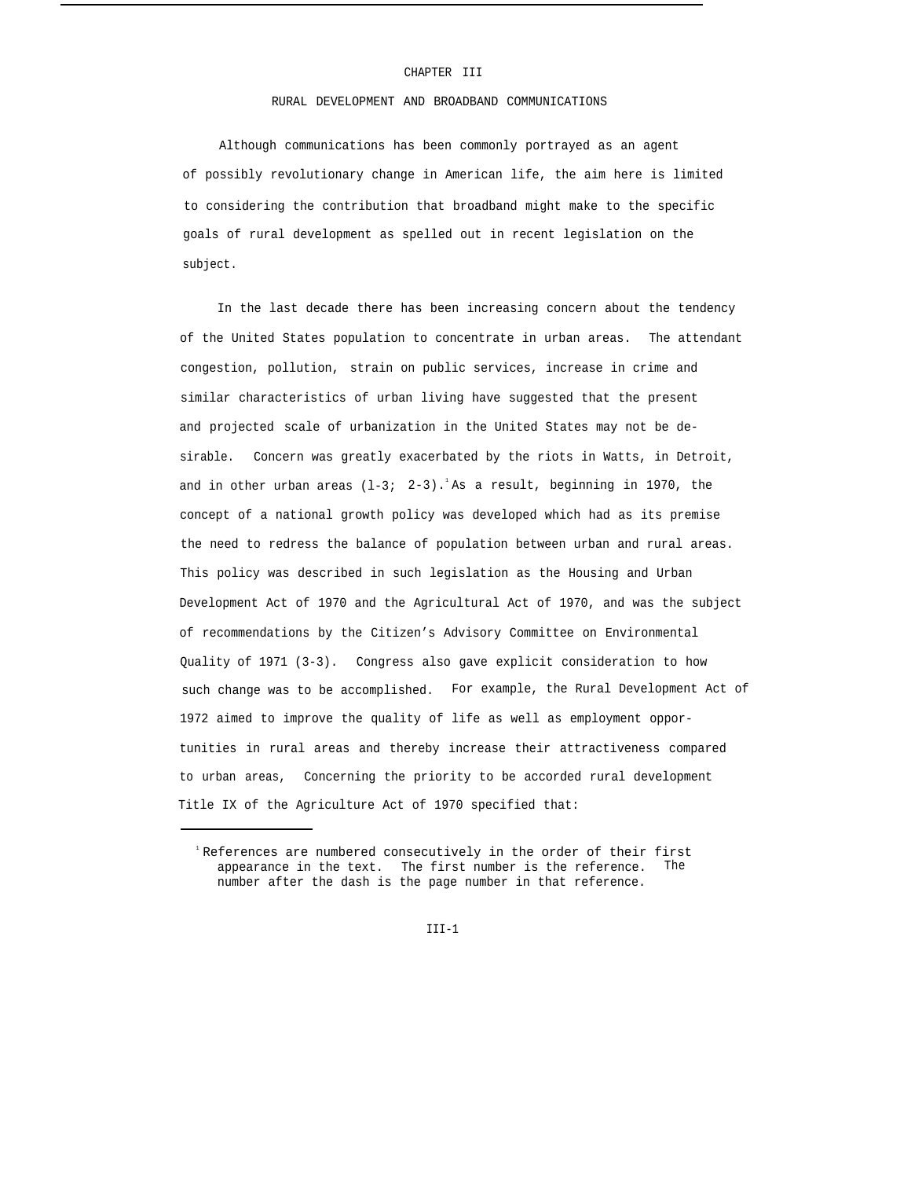# CHAPTER III

## RURAL DEVELOPMENT AND BROADBAND COMMUNICATIONS

Although communications has been commonly portrayed as an agent of possibly revolutionary change in American life, the aim here is limited to considering the contribution that broadband might make to the specific goals of rural development as spelled out in recent legislation on the subject.

In the last decade there has been increasing concern about the tendency of the United States population to concentrate in urban areas. The attendant congestion, pollution, strain on public services, increase in crime and similar characteristics of urban living have suggested that the present and projected scale of urbanization in the United States may not be desirable. Concern was greatly exacerbated by the riots in Watts, in Detroit, and in other urban areas (l-3; 2-3).[1] As a result, beginning in 1970, the concept of a national growth policy was developed which had as its premise the need to redress the balance of population between urban and rural areas. This policy was described in such legislation as the Housing and Urban Development Act of 1970 and the Agricultural Act of 1970, and was the subject of recommendations by the Citizen's Advisory Committee on Environmental Quality of 1971 (3-3). Congress also gave explicit consideration to how such change was to be accomplished. For example, the Rural Development Act of 1972 aimed to improve the quality of life as well as employment opportunities in rural areas and thereby increase their attractiveness compared to urban areas, Concerning the priority to be accorded rural development Title IX of the Agriculture Act of 1970 specified that:

---

[1] References are numbered consecutively in the order of their first appearance in the text. The first number is the reference. The number after the dash is the page number in that reference.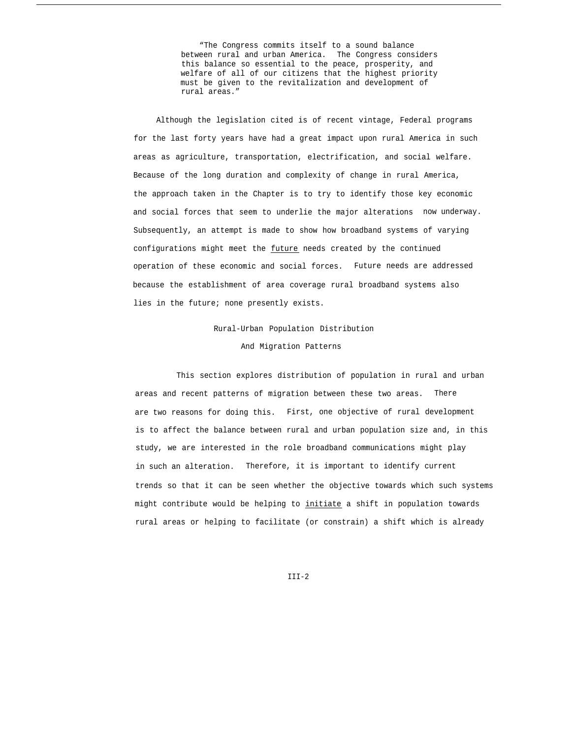> "The Congress commits itself to a sound balance between rural and urban America. The Congress considers this balance so essential to the peace, prosperity, and welfare of all of our citizens that the highest priority must be given to the revitalization and development of rural areas."

Although the legislation cited is of recent vintage, Federal programs for the last forty years have had a great impact upon rural America in such areas as agriculture, transportation, electrification, and social welfare. Because of the long duration and complexity of change in rural America, the approach taken in the Chapter is to try to identify those key economic and social forces that seem to underlie the major alterations now underway. Subsequently, an attempt is made to show how broadband systems of varying configurations might meet the <u>future</u> needs created by the continued operation of these economic and social forces. Future needs are addressed because the establishment of area coverage rural broadband systems also lies in the future; none presently exists.

## Rural-Urban Population Distribution And Migration Patterns

This section explores distribution of population in rural and urban areas and recent patterns of migration between these two areas. There are two reasons for doing this. First, one objective of rural development is to affect the balance between rural and urban population size and, in this study, we are interested in the role broadband communications might play in such an alteration. Therefore, it is important to identify current trends so that it can be seen whether the objective towards which such systems might contribute would be helping to <u>initiate</u> a shift in population towards rural areas or helping to facilitate (or constrain) a shift which is already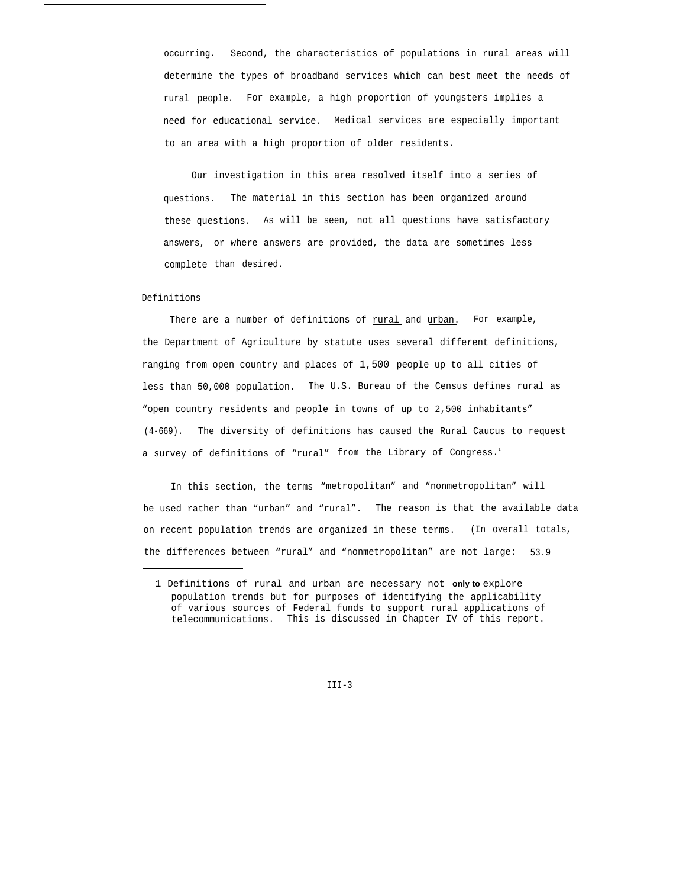occurring. Second, the characteristics of populations in rural areas will determine the types of broadband services which can best meet the needs of rural people. For example, a high proportion of youngsters implies a need for educational service. Medical services are especially important to an area with a high proportion of older residents.

Our investigation in this area resolved itself into a series of questions. The material in this section has been organized around these questions. As will be seen, not all questions have satisfactory answers, or where answers are provided, the data are sometimes less complete than desired.

## Definitions

There are a number of definitions of rural and urban. For example, the Department of Agriculture by statute uses several different definitions, ranging from open country and places of 1,500 people up to all cities of less than 50,000 population. The U.S. Bureau of the Census defines rural as "open country residents and people in towns of up to 2,500 inhabitants" (4-669). The diversity of definitions has caused the Rural Caucus to request a survey of definitions of "rural" from the Library of Congress.[1]

In this section, the terms "metropolitan" and "nonmetropolitan" will be used rather than "urban" and "rural". The reason is that the available data on recent population trends are organized in these terms. (In overall totals, the differences between "rural" and "nonmetropolitan" are not large: 53.9

---

1 Definitions of rural and urban are necessary not only to explore population trends but for purposes of identifying the applicability of various sources of Federal funds to support rural applications of telecommunications. This is discussed in Chapter IV of this report.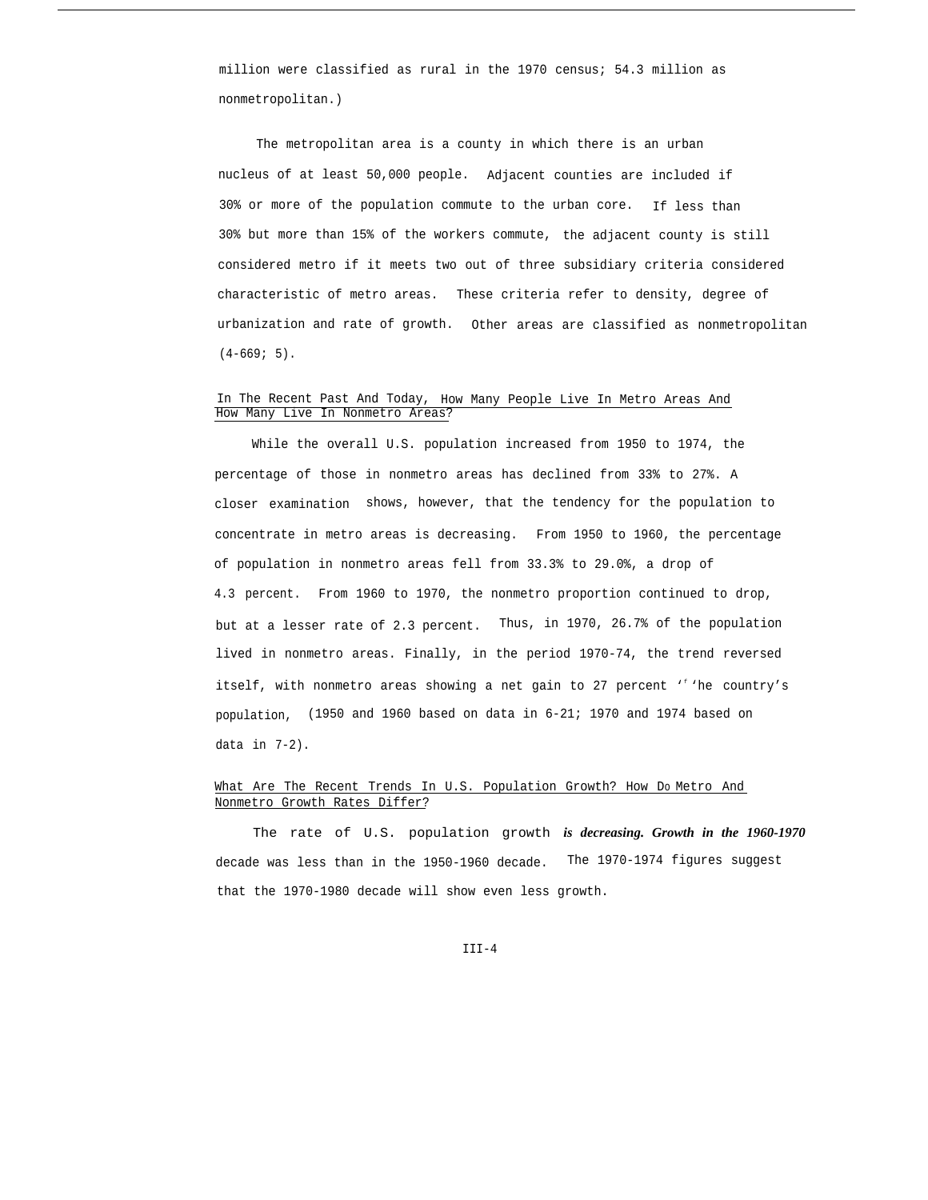million were classified as rural in the 1970 census; 54.3 million as nonmetropolitan.)

The metropolitan area is a county in which there is an urban nucleus of at least 50,000 people. Adjacent counties are included if 30% or more of the population commute to the urban core. If less than 30% but more than 15% of the workers commute, the adjacent county is still considered metro if it meets two out of three subsidiary criteria considered characteristic of metro areas. These criteria refer to density, degree of urbanization and rate of growth. Other areas are classified as nonmetropolitan (4-669; 5).

## In The Recent Past And Today, How Many People Live In Metro Areas And How Many Live In Nonmetro Areas?

While the overall U.S. population increased from 1950 to 1974, the percentage of those in nonmetro areas has declined from 33% to 27%. A closer examination shows, however, that the tendency for the population to concentrate in metro areas is decreasing. From 1950 to 1960, the percentage of population in nonmetro areas fell from 33.3% to 29.0%, a drop of 4.3 percent. From 1960 to 1970, the nonmetro proportion continued to drop, but at a lesser rate of 2.3 percent. Thus, in 1970, 26.7% of the population lived in nonmetro areas. Finally, in the period 1970-74, the trend reversed itself, with nonmetro areas showing a net gain to 27 percent 'f 'he country's population, (1950 and 1960 based on data in 6-21; 1970 and 1974 based on data in 7-2).

## What Are The Recent Trends In U.S. Population Growth? How Do Metro And Nonmetro Growth Rates Differ?

The rate of U.S. population growth ***is decreasing. Growth in the 1960-1970*** decade was less than in the 1950-1960 decade. The 1970-1974 figures suggest that the 1970-1980 decade will show even less growth.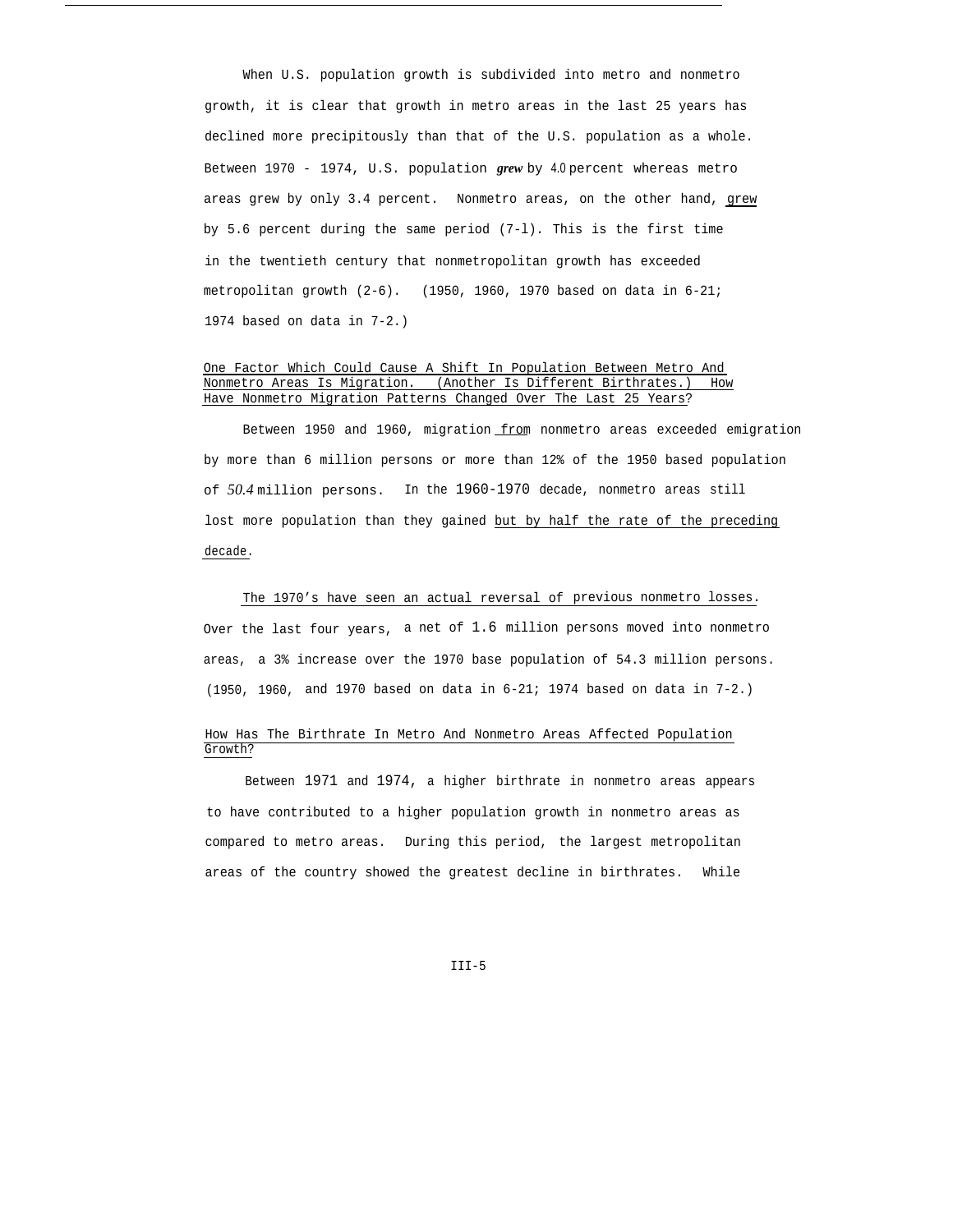When U.S. population growth is subdivided into metro and nonmetro growth, it is clear that growth in metro areas in the last 25 years has declined more precipitously than that of the U.S. population as a whole. Between 1970 - 1974, U.S. population *grew* by 4.0 percent whereas metro areas grew by only 3.4 percent. Nonmetro areas, on the other hand, grew by 5.6 percent during the same period (7-l). This is the first time in the twentieth century that nonmetropolitan growth has exceeded metropolitan growth (2-6). (1950, 1960, 1970 based on data in 6-21; 1974 based on data in 7-2.)

### One Factor Which Could Cause A Shift In Population Between Metro And Nonmetro Areas Is Migration. (Another Is Different Birthrates.) How Have Nonmetro Migration Patterns Changed Over The Last 25 Years?

Between 1950 and 1960, migration from nonmetro areas exceeded emigration by more than 6 million persons or more than 12% of the 1950 based population of *50.4* million persons. In the 1960-1970 decade, nonmetro areas still lost more population than they gained but by half the rate of the preceding decade.

The 1970's have seen an actual reversal of previous nonmetro losses. Over the last four years, a net of 1.6 million persons moved into nonmetro areas, a 3% increase over the 1970 base population of 54.3 million persons. (1950, 1960, and 1970 based on data in 6-21; 1974 based on data in 7-2.)

### How Has The Birthrate In Metro And Nonmetro Areas Affected Population Growth?

Between 1971 and 1974, a higher birthrate in nonmetro areas appears to have contributed to a higher population growth in nonmetro areas as compared to metro areas. During this period, the largest metropolitan areas of the country showed the greatest decline in birthrates. While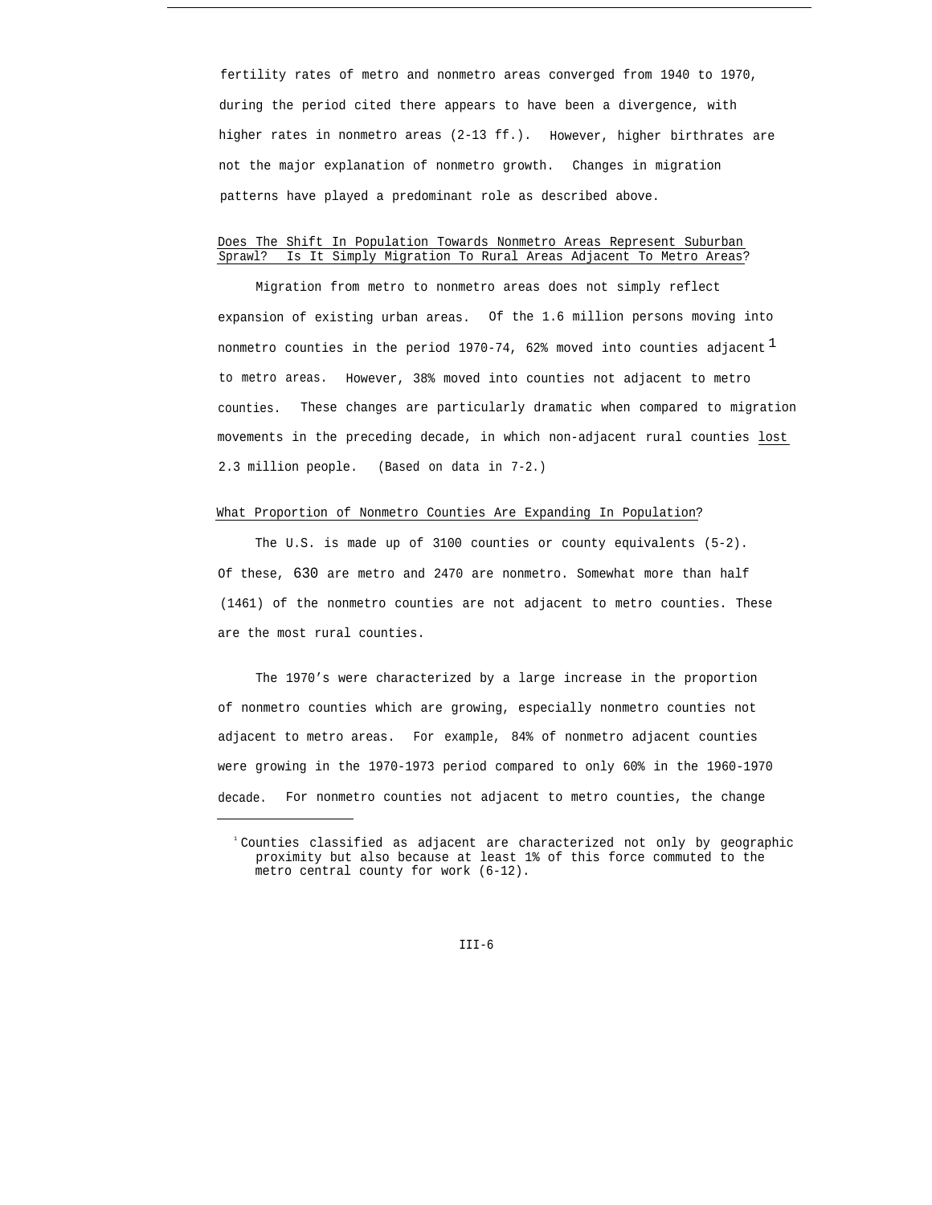fertility rates of metro and nonmetro areas converged from 1940 to 1970, during the period cited there appears to have been a divergence, with higher rates in nonmetro areas (2-13 ff.). However, higher birthrates are not the major explanation of nonmetro growth. Changes in migration patterns have played a predominant role as described above.

Does The Shift In Population Towards Nonmetro Areas Represent Suburban Sprawl? Is It Simply Migration To Rural Areas Adjacent To Metro Areas?

Migration from metro to nonmetro areas does not simply reflect expansion of existing urban areas. Of the 1.6 million persons moving into nonmetro counties in the period 1970-74, 62% moved into counties adjacent[1] to metro areas. However, 38% moved into counties not adjacent to metro counties. These changes are particularly dramatic when compared to migration movements in the preceding decade, in which non-adjacent rural counties lost 2.3 million people. (Based on data in 7-2.)

What Proportion of Nonmetro Counties Are Expanding In Population?

The U.S. is made up of 3100 counties or county equivalents (5-2). Of these, 630 are metro and 2470 are nonmetro. Somewhat more than half (1461) of the nonmetro counties are not adjacent to metro counties. These are the most rural counties.

The 1970's were characterized by a large increase in the proportion of nonmetro counties which are growing, especially nonmetro counties not adjacent to metro areas. For example, 84% of nonmetro adjacent counties were growing in the 1970-1973 period compared to only 60% in the 1960-1970 decade. For nonmetro counties not adjacent to metro counties, the change

---

[1] Counties classified as adjacent are characterized not only by geographic proximity but also because at least 1% of this force commuted to the metro central county for work (6-12).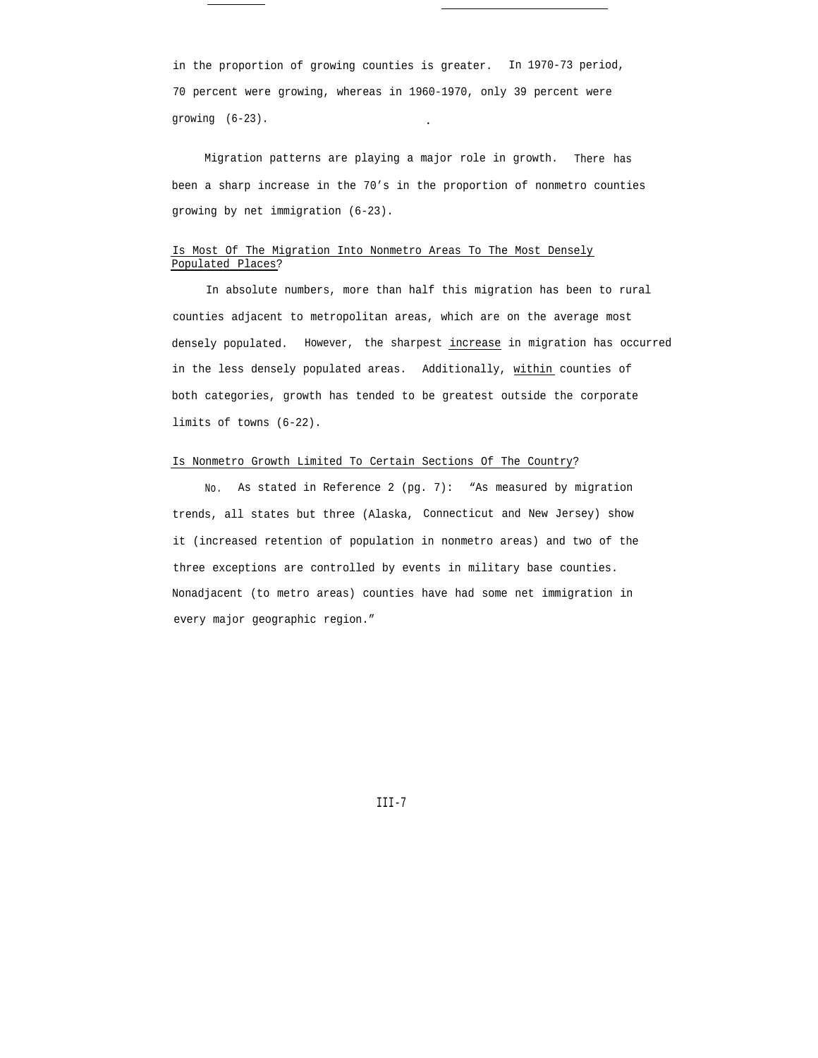in the proportion of growing counties is greater. In 1970-73 period, 70 percent were growing, whereas in 1960-1970, only 39 percent were growing (6-23).

Migration patterns are playing a major role in growth. There has been a sharp increase in the 70's in the proportion of nonmetro counties growing by net immigration (6-23).

### Is Most Of The Migration Into Nonmetro Areas To The Most Densely Populated Places?

In absolute numbers, more than half this migration has been to rural counties adjacent to metropolitan areas, which are on the average most densely populated. However, the sharpest increase in migration has occurred in the less densely populated areas. Additionally, within counties of both categories, growth has tended to be greatest outside the corporate limits of towns (6-22).

### Is Nonmetro Growth Limited To Certain Sections Of The Country?

No. As stated in Reference 2 (pg. 7): "As measured by migration trends, all states but three (Alaska, Connecticut and New Jersey) show it (increased retention of population in nonmetro areas) and two of the three exceptions are controlled by events in military base counties. Nonadjacent (to metro areas) counties have had some net immigration in every major geographic region."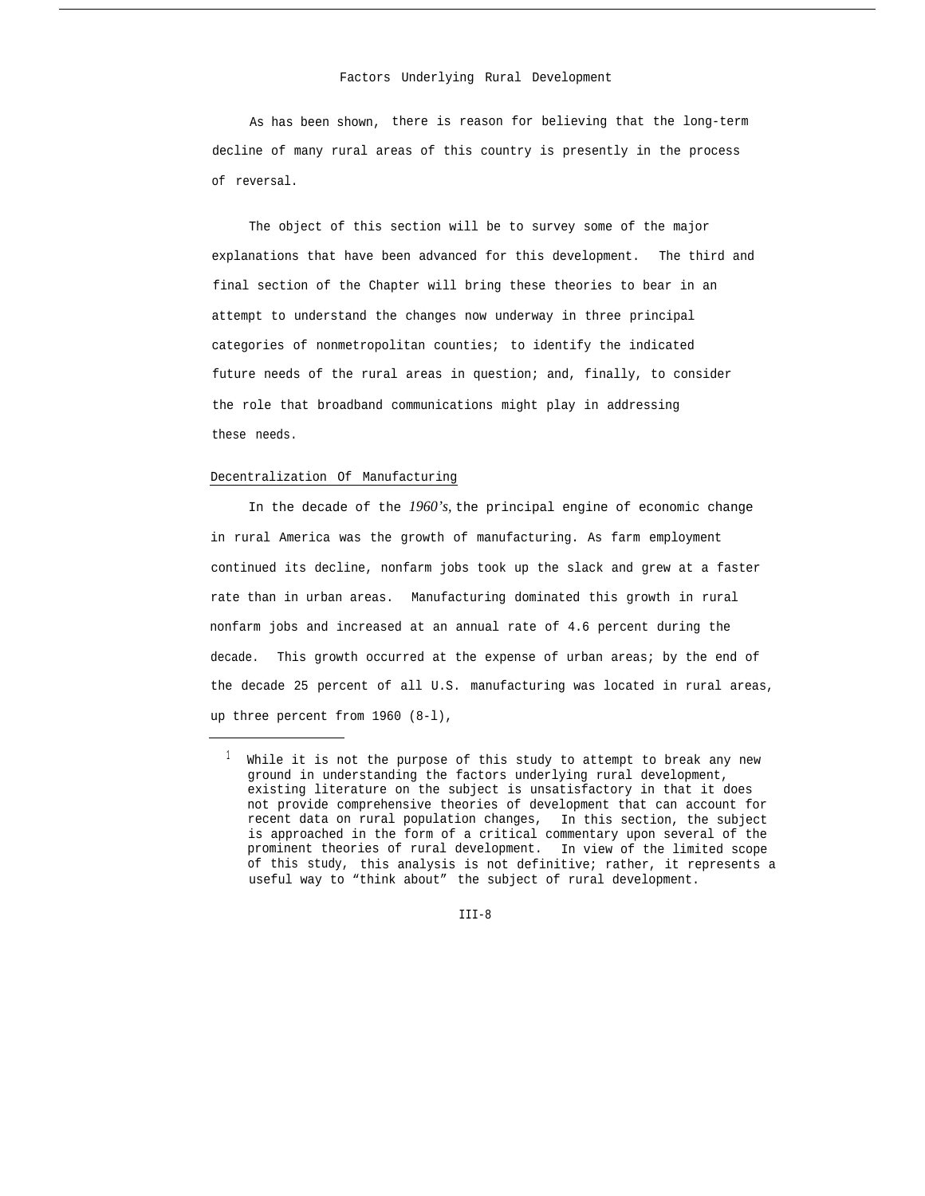## Factors Underlying Rural Development

As has been shown, there is reason for believing that the long-term decline of many rural areas of this country is presently in the process of reversal.

The object of this section will be to survey some of the major explanations that have been advanced for this development. The third and final section of the Chapter will bring these theories to bear in an attempt to understand the changes now underway in three principal categories of nonmetropolitan counties; to identify the indicated future needs of the rural areas in question; and, finally, to consider the role that broadband communications might play in addressing these needs.

### Decentralization Of Manufacturing

In the decade of the *1960's*, the principal engine of economic change in rural America was the growth of manufacturing. As farm employment continued its decline, nonfarm jobs took up the slack and grew at a faster rate than in urban areas. Manufacturing dominated this growth in rural nonfarm jobs and increased at an annual rate of 4.6 percent during the decade. This growth occurred at the expense of urban areas; by the end of the decade 25 percent of all U.S. manufacturing was located in rural areas, up three percent from 1960 (8-l),

---

[1] While it is not the purpose of this study to attempt to break any new ground in understanding the factors underlying rural development, existing literature on the subject is unsatisfactory in that it does not provide comprehensive theories of development that can account for recent data on rural population changes, In this section, the subject is approached in the form of a critical commentary upon several of the prominent theories of rural development. In view of the limited scope of this study, this analysis is not definitive; rather, it represents a useful way to "think about" the subject of rural development.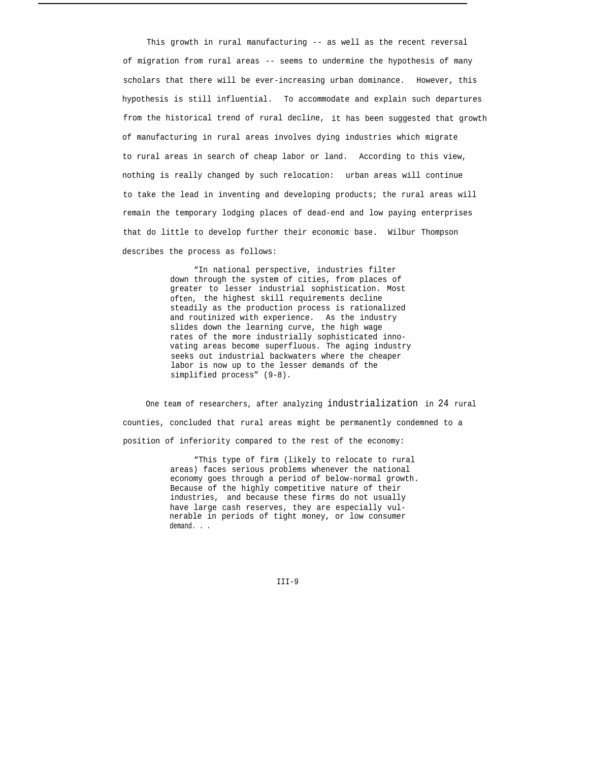This growth in rural manufacturing -- as well as the recent reversal of migration from rural areas -- seems to undermine the hypothesis of many scholars that there will be ever-increasing urban dominance. However, this hypothesis is still influential. To accommodate and explain such departures from the historical trend of rural decline, it has been suggested that growth of manufacturing in rural areas involves dying industries which migrate to rural areas in search of cheap labor or land. According to this view, nothing is really changed by such relocation: urban areas will continue to take the lead in inventing and developing products; the rural areas will remain the temporary lodging places of dead-end and low paying enterprises that do little to develop further their economic base. Wilbur Thompson describes the process as follows:

> "In national perspective, industries filter down through the system of cities, from places of greater to lesser industrial sophistication. Most often, the highest skill requirements decline steadily as the production process is rationalized and routinized with experience. As the industry slides down the learning curve, the high wage rates of the more industrially sophisticated innovating areas become superfluous. The aging industry seeks out industrial backwaters where the cheaper labor is now up to the lesser demands of the simplified process" (9-8).

One team of researchers, after analyzing industrialization in 24 rural counties, concluded that rural areas might be permanently condemned to a position of inferiority compared to the rest of the economy:

> "This type of firm (likely to relocate to rural areas) faces serious problems whenever the national economy goes through a period of below-normal growth. Because of the highly competitive nature of their industries, and because these firms do not usually have large cash reserves, they are especially vulnerable in periods of tight money, or low consumer demand. . .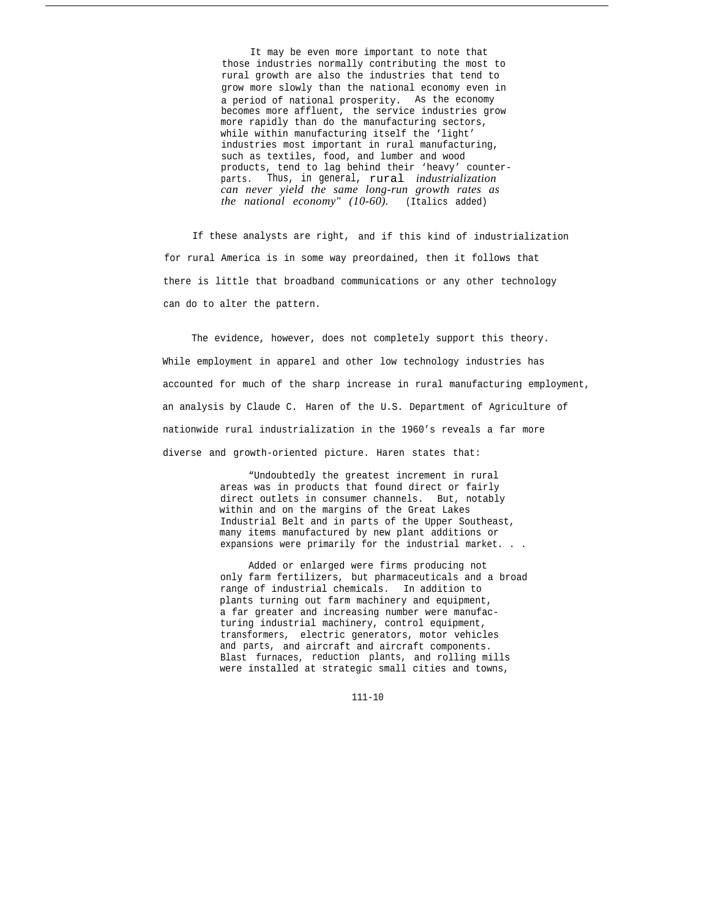> It may be even more important to note that those industries normally contributing the most to rural growth are also the industries that tend to grow more slowly than the national economy even in a period of national prosperity. As the economy becomes more affluent, the service industries grow more rapidly than do the manufacturing sectors, while within manufacturing itself the 'light' industries most important in rural manufacturing, such as textiles, food, and lumber and wood products, tend to lag behind their 'heavy' counterparts. Thus, in general, rural *industrialization can never yield the same long-run growth rates as the national economy" (10-60).* (Italics added)

If these analysts are right, and if this kind of industrialization for rural America is in some way preordained, then it follows that there is little that broadband communications or any other technology can do to alter the pattern.

The evidence, however, does not completely support this theory. While employment in apparel and other low technology industries has accounted for much of the sharp increase in rural manufacturing employment, an analysis by Claude C. Haren of the U.S. Department of Agriculture of nationwide rural industrialization in the 1960's reveals a far more diverse and growth-oriented picture. Haren states that:

> "Undoubtedly the greatest increment in rural areas was in products that found direct or fairly direct outlets in consumer channels. But, notably within and on the margins of the Great Lakes Industrial Belt and in parts of the Upper Southeast, many items manufactured by new plant additions or expansions were primarily for the industrial market. . .
>
> Added or enlarged were firms producing not only farm fertilizers, but pharmaceuticals and a broad range of industrial chemicals. In addition to plants turning out farm machinery and equipment, a far greater and increasing number were manufacturing industrial machinery, control equipment, transformers, electric generators, motor vehicles and parts, and aircraft and aircraft components. Blast furnaces, reduction plants, and rolling mills were installed at strategic small cities and towns,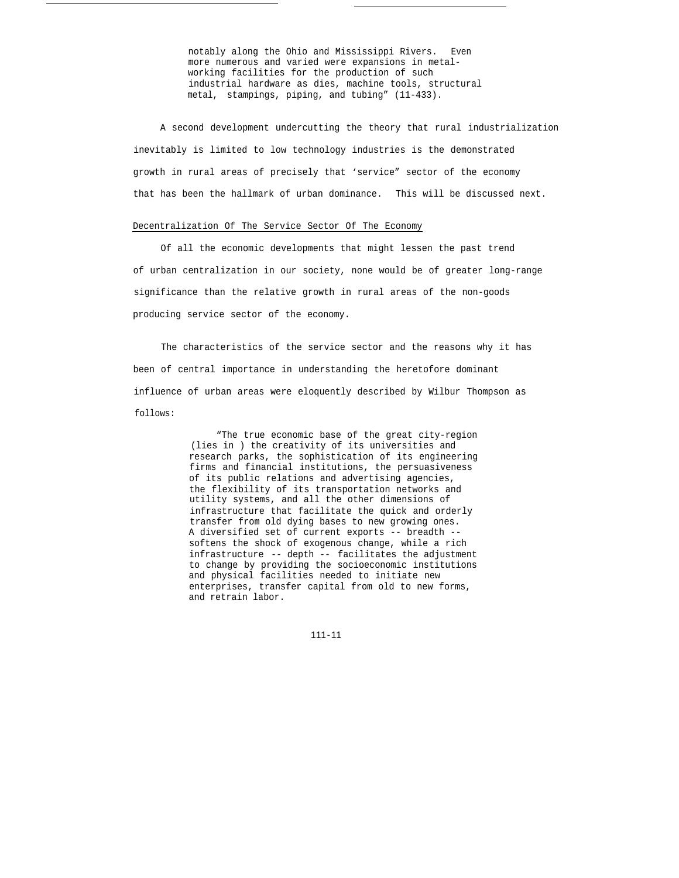> notably along the Ohio and Mississippi Rivers. Even more numerous and varied were expansions in metal-working facilities for the production of such industrial hardware as dies, machine tools, structural metal, stampings, piping, and tubing" (11-433).

A second development undercutting the theory that rural industrialization inevitably is limited to low technology industries is the demonstrated growth in rural areas of precisely that 'service" sector of the economy that has been the hallmark of urban dominance. This will be discussed next.

## Decentralization Of The Service Sector Of The Economy

Of all the economic developments that might lessen the past trend of urban centralization in our society, none would be of greater long-range significance than the relative growth in rural areas of the non-goods producing service sector of the economy.

The characteristics of the service sector and the reasons why it has been of central importance in understanding the heretofore dominant influence of urban areas were eloquently described by Wilbur Thompson as follows:

> "The true economic base of the great city-region (lies in ) the creativity of its universities and research parks, the sophistication of its engineering firms and financial institutions, the persuasiveness of its public relations and advertising agencies, the flexibility of its transportation networks and utility systems, and all the other dimensions of infrastructure that facilitate the quick and orderly transfer from old dying bases to new growing ones. A diversified set of current exports -- breadth -- softens the shock of exogenous change, while a rich infrastructure -- depth -- facilitates the adjustment to change by providing the socioeconomic institutions and physical facilities needed to initiate new enterprises, transfer capital from old to new forms, and retrain labor.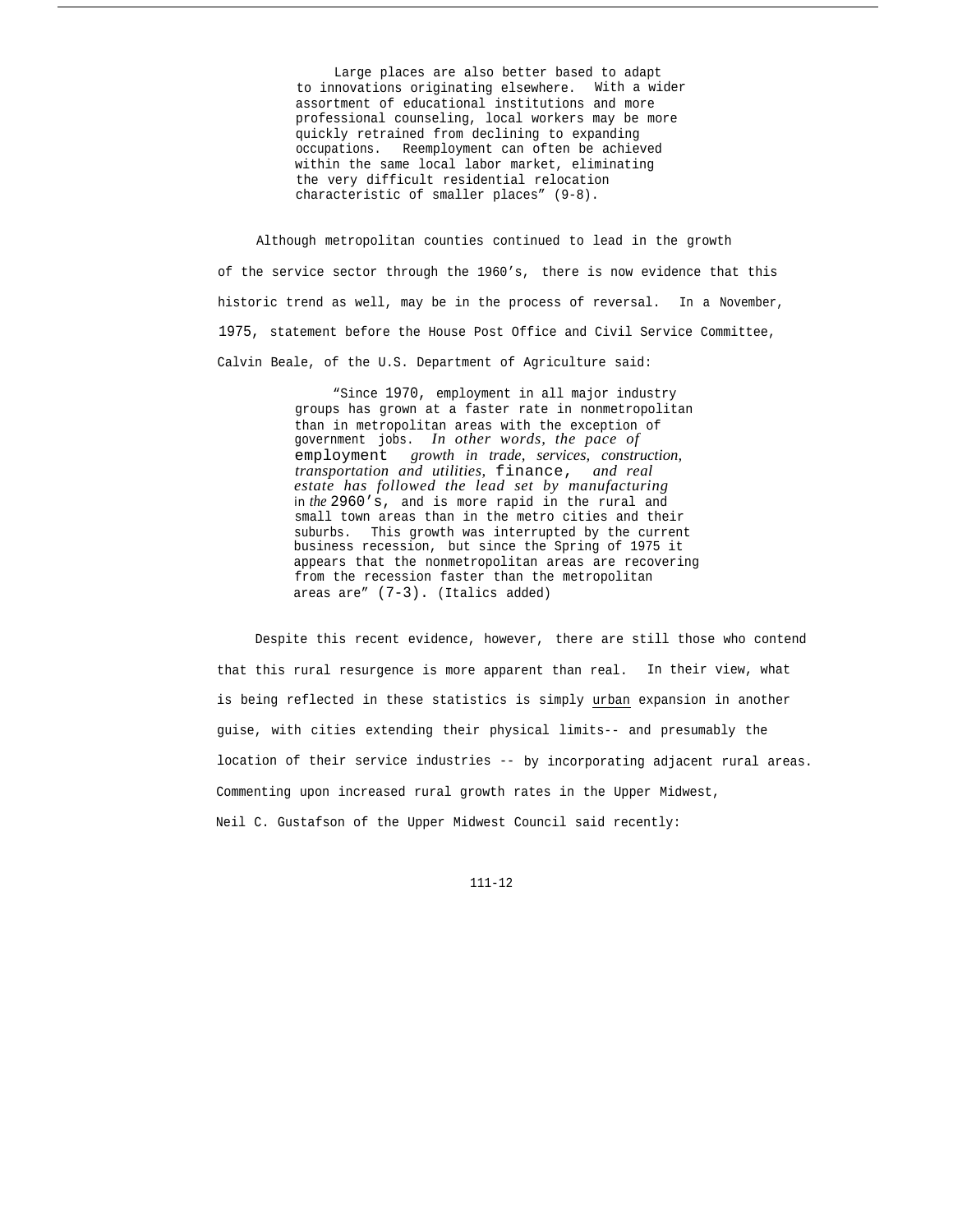> Large places are also better based to adapt to innovations originating elsewhere. With a wider assortment of educational institutions and more professional counseling, local workers may be more quickly retrained from declining to expanding occupations. Reemployment can often be achieved within the same local labor market, eliminating the very difficult residential relocation characteristic of smaller places" (9-8).

Although metropolitan counties continued to lead in the growth of the service sector through the 1960's, there is now evidence that this historic trend as well, may be in the process of reversal. In a November, 1975, statement before the House Post Office and Civil Service Committee, Calvin Beale, of the U.S. Department of Agriculture said:

> "Since 1970, employment in all major industry groups has grown at a faster rate in nonmetropolitan than in metropolitan areas with the exception of government jobs. *In other words, the pace of employment growth in trade, services, construction, transportation and utilities, finance, and real estate has followed the lead set by manufacturing in the* 2960's, and is more rapid in the rural and small town areas than in the metro cities and their suburbs. This growth was interrupted by the current business recession, but since the Spring of 1975 it appears that the nonmetropolitan areas are recovering from the recession faster than the metropolitan areas are" (7-3). (Italics added)

Despite this recent evidence, however, there are still those who contend that this rural resurgence is more apparent than real. In their view, what is being reflected in these statistics is simply <u>urban</u> expansion in another guise, with cities extending their physical limits-- and presumably the location of their service industries -- by incorporating adjacent rural areas. Commenting upon increased rural growth rates in the Upper Midwest, Neil C. Gustafson of the Upper Midwest Council said recently: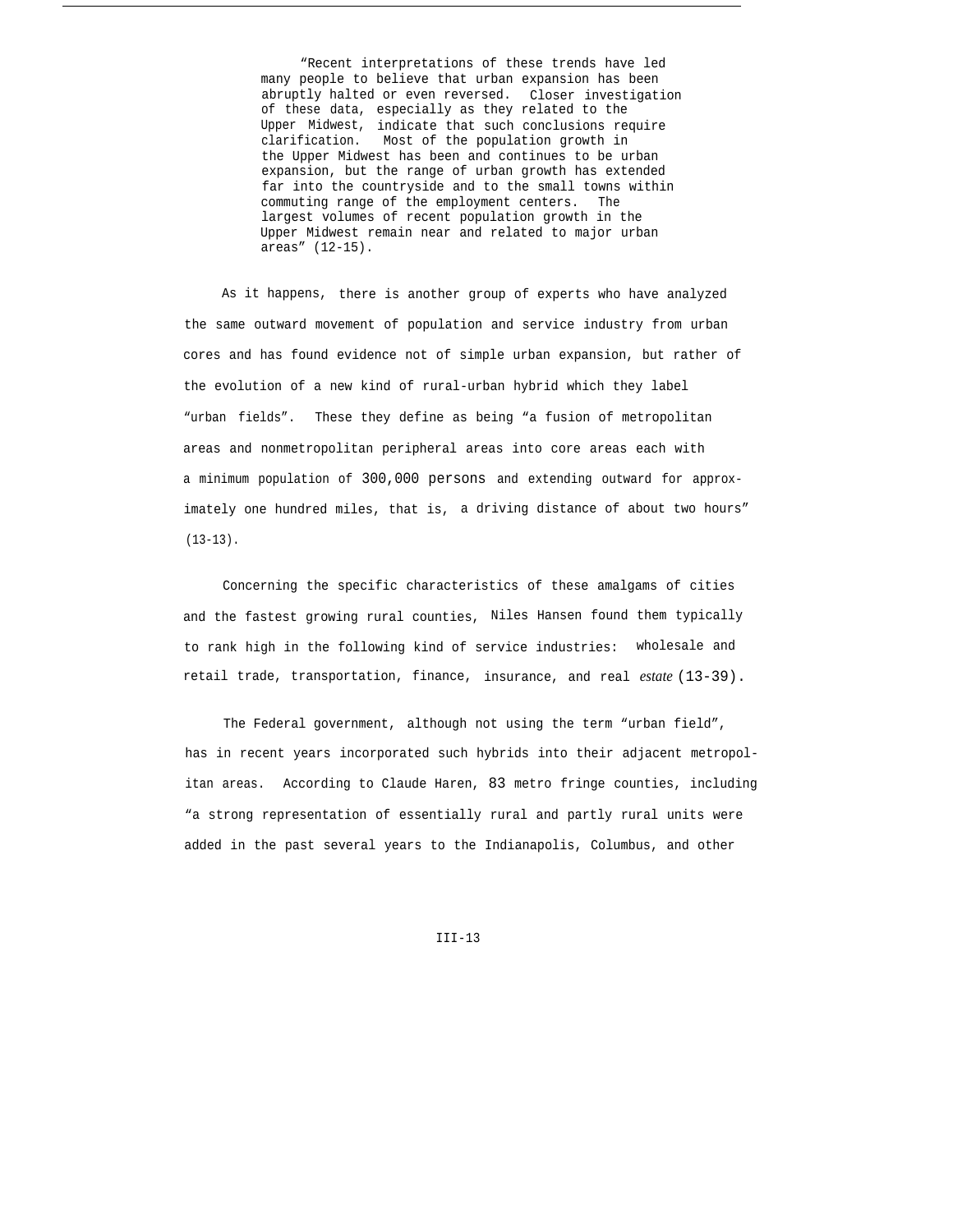> "Recent interpretations of these trends have led many people to believe that urban expansion has been abruptly halted or even reversed. Closer investigation of these data, especially as they related to the Upper Midwest, indicate that such conclusions require clarification. Most of the population growth in the Upper Midwest has been and continues to be urban expansion, but the range of urban growth has extended far into the countryside and to the small towns within commuting range of the employment centers. The largest volumes of recent population growth in the Upper Midwest remain near and related to major urban areas" (12-15).

As it happens, there is another group of experts who have analyzed the same outward movement of population and service industry from urban cores and has found evidence not of simple urban expansion, but rather of the evolution of a new kind of rural-urban hybrid which they label "urban fields". These they define as being "a fusion of metropolitan areas and nonmetropolitan peripheral areas into core areas each with a minimum population of 300,000 persons and extending outward for approximately one hundred miles, that is, a driving distance of about two hours" (13-13).

Concerning the specific characteristics of these amalgams of cities and the fastest growing rural counties, Niles Hansen found them typically to rank high in the following kind of service industries: wholesale and retail trade, transportation, finance, insurance, and real *estate* (13-39).

The Federal government, although not using the term "urban field", has in recent years incorporated such hybrids into their adjacent metropolitan areas. According to Claude Haren, 83 metro fringe counties, including "a strong representation of essentially rural and partly rural units were added in the past several years to the Indianapolis, Columbus, and other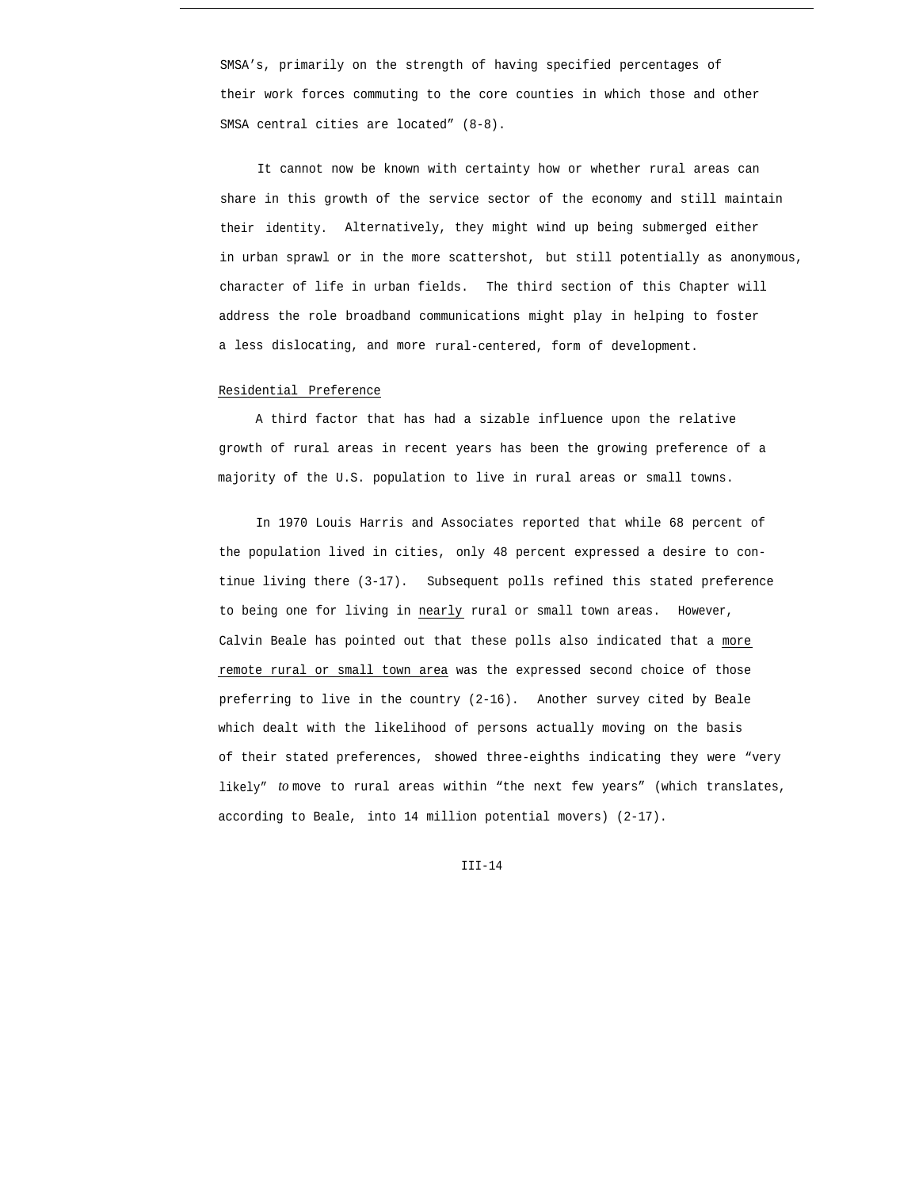SMSA's, primarily on the strength of having specified percentages of their work forces commuting to the core counties in which those and other SMSA central cities are located" (8-8).

It cannot now be known with certainty how or whether rural areas can share in this growth of the service sector of the economy and still maintain their identity. Alternatively, they might wind up being submerged either in urban sprawl or in the more scattershot, but still potentially as anonymous, character of life in urban fields. The third section of this Chapter will address the role broadband communications might play in helping to foster a less dislocating, and more rural-centered, form of development.

<u>Residential Preference</u>

A third factor that has had a sizable influence upon the relative growth of rural areas in recent years has been the growing preference of a majority of the U.S. population to live in rural areas or small towns.

In 1970 Louis Harris and Associates reported that while 68 percent of the population lived in cities, only 48 percent expressed a desire to continue living there (3-17). Subsequent polls refined this stated preference to being one for living in <u>nearly</u> rural or small town areas. However, Calvin Beale has pointed out that these polls also indicated that a <u>more remote rural or small town area</u> was the expressed second choice of those preferring to live in the country (2-16). Another survey cited by Beale which dealt with the likelihood of persons actually moving on the basis of their stated preferences, showed three-eighths indicating they were "very likely" *to* move to rural areas within "the next few years" (which translates, according to Beale, into 14 million potential movers) (2-17).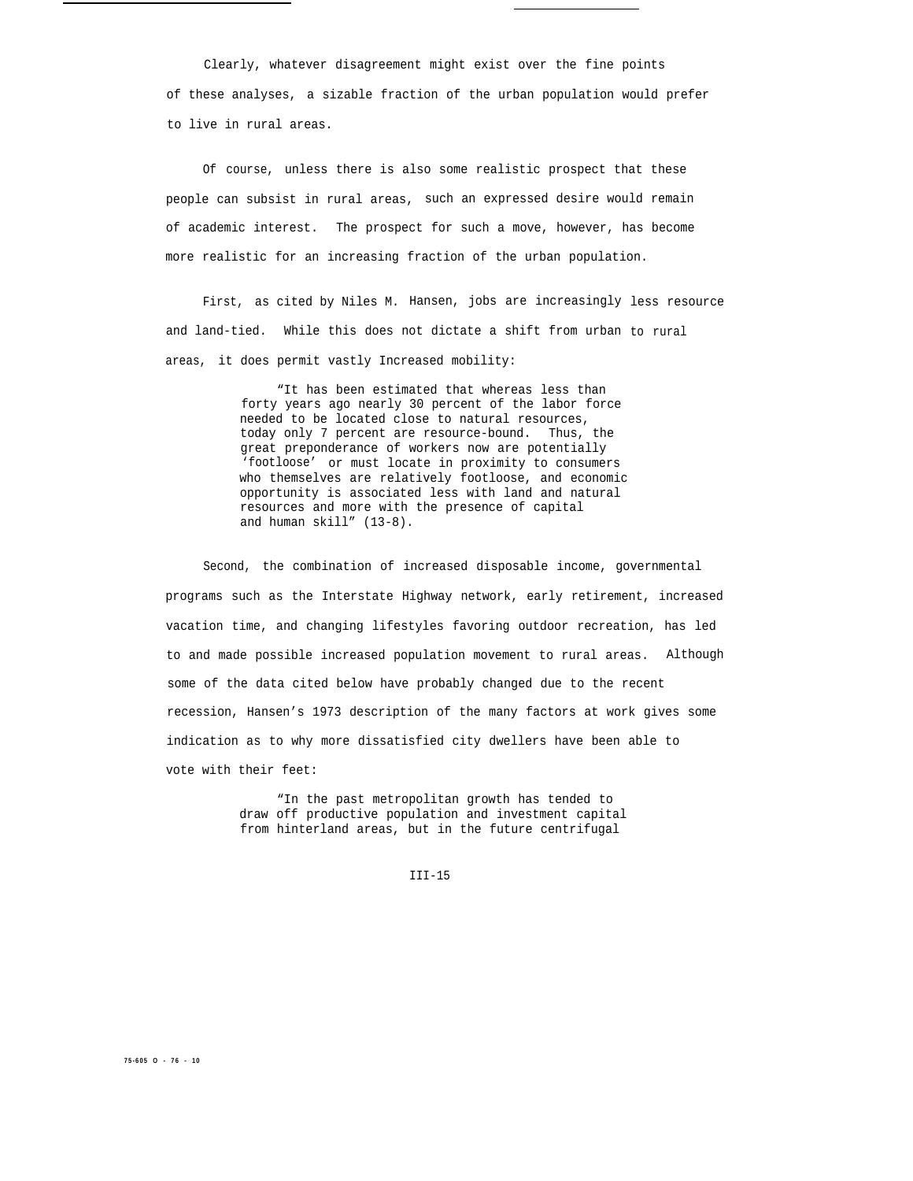Clearly, whatever disagreement might exist over the fine points of these analyses, a sizable fraction of the urban population would prefer to live in rural areas.

Of course, unless there is also some realistic prospect that these people can subsist in rural areas, such an expressed desire would remain of academic interest. The prospect for such a move, however, has become more realistic for an increasing fraction of the urban population.

First, as cited by Niles M. Hansen, jobs are increasingly less resource and land-tied. While this does not dictate a shift from urban to rural areas, it does permit vastly Increased mobility:

> "It has been estimated that whereas less than forty years ago nearly 30 percent of the labor force needed to be located close to natural resources, today only 7 percent are resource-bound. Thus, the great preponderance of workers now are potentially 'footloose' or must locate in proximity to consumers who themselves are relatively footloose, and economic opportunity is associated less with land and natural resources and more with the presence of capital and human skill" (13-8).

Second, the combination of increased disposable income, governmental programs such as the Interstate Highway network, early retirement, increased vacation time, and changing lifestyles favoring outdoor recreation, has led to and made possible increased population movement to rural areas. Although some of the data cited below have probably changed due to the recent recession, Hansen's 1973 description of the many factors at work gives some indication as to why more dissatisfied city dwellers have been able to vote with their feet:

> "In the past metropolitan growth has tended to draw off productive population and investment capital from hinterland areas, but in the future centrifugal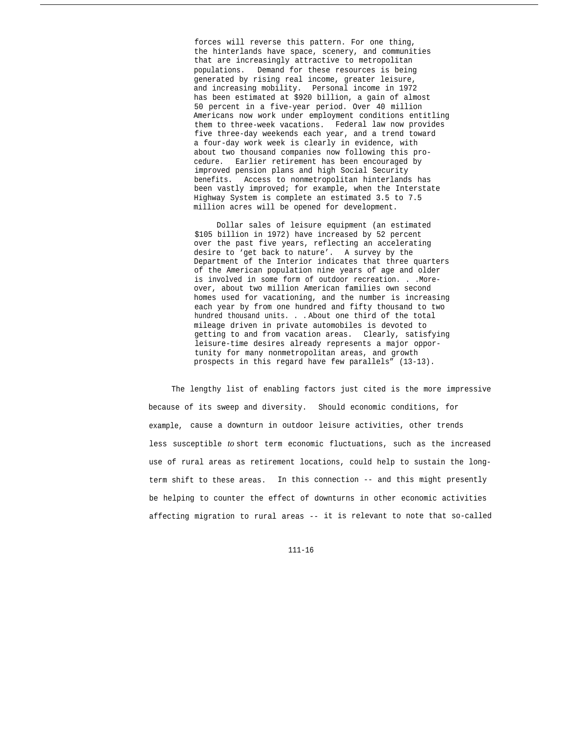> forces will reverse this pattern. For one thing, the hinterlands have space, scenery, and communities that are increasingly attractive to metropolitan populations. Demand for these resources is being generated by rising real income, greater leisure, and increasing mobility. Personal income in 1972 has been estimated at $920 billion, a gain of almost 50 percent in a five-year period. Over 40 million Americans now work under employment conditions entitling them to three-week vacations. Federal law now provides five three-day weekends each year, and a trend toward a four-day work week is clearly in evidence, with about two thousand companies now following this procedure. Earlier retirement has been encouraged by improved pension plans and high Social Security benefits. Access to nonmetropolitan hinterlands has been vastly improved; for example, when the Interstate Highway System is complete an estimated 3.5 to 7.5 million acres will be opened for development.
>
> Dollar sales of leisure equipment (an estimated $105 billion in 1972) have increased by 52 percent over the past five years, reflecting an accelerating desire to 'get back to nature'. A survey by the Department of the Interior indicates that three quarters of the American population nine years of age and older is involved in some form of outdoor recreation. . .Moreover, about two million American families own second homes used for vacationing, and the number is increasing each year by from one hundred and fifty thousand to two hundred thousand units. . .About one third of the total mileage driven in private automobiles is devoted to getting to and from vacation areas. Clearly, satisfying leisure-time desires already represents a major opportunity for many nonmetropolitan areas, and growth prospects in this regard have few parallels" (13-13).

The lengthy list of enabling factors just cited is the more impressive because of its sweep and diversity. Should economic conditions, for example, cause a downturn in outdoor leisure activities, other trends less susceptible to short term economic fluctuations, such as the increased use of rural areas as retirement locations, could help to sustain the long-term shift to these areas. In this connection -- and this might presently be helping to counter the effect of downturns in other economic activities affecting migration to rural areas -- it is relevant to note that so-called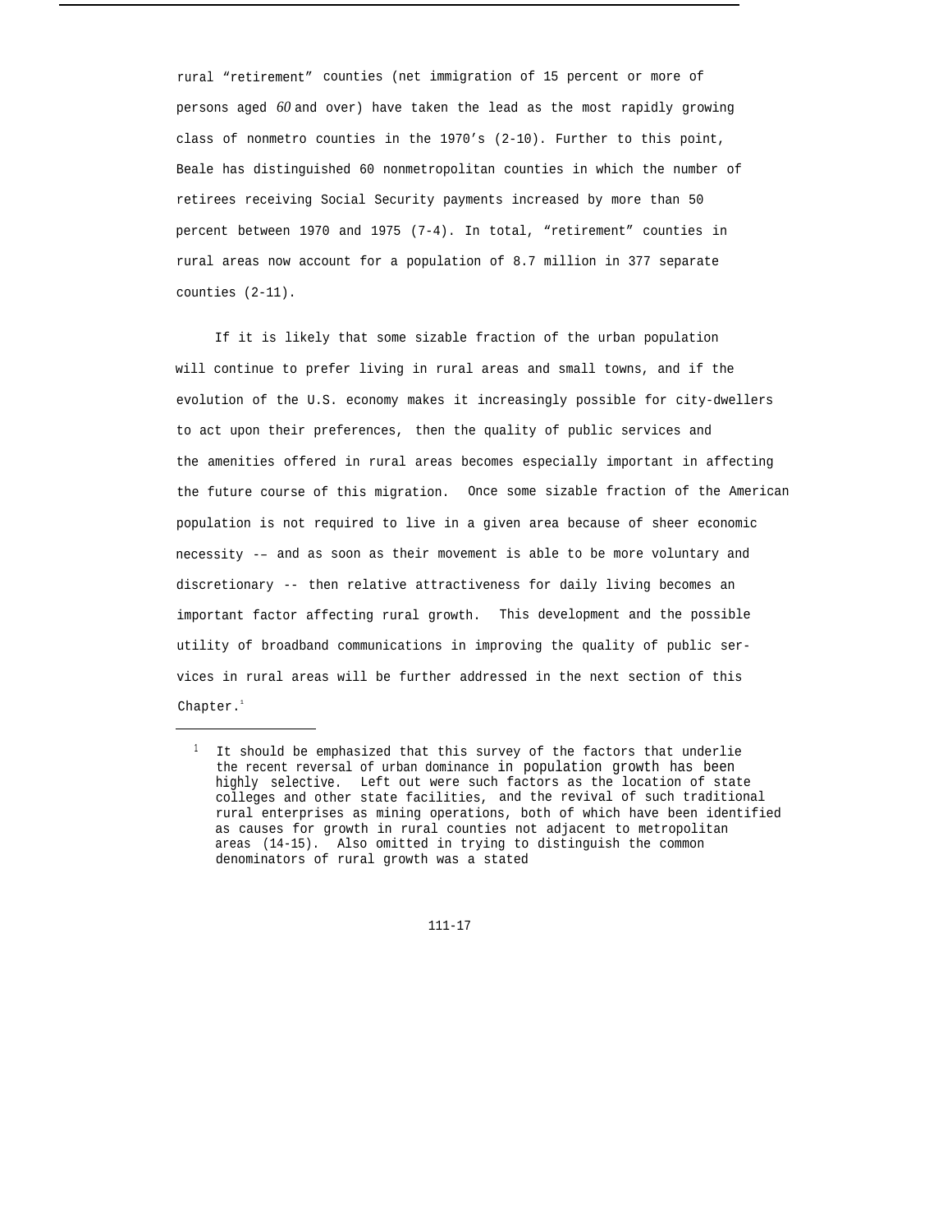rural "retirement" counties (net immigration of 15 percent or more of persons aged 60 and over) have taken the lead as the most rapidly growing class of nonmetro counties in the 1970's (2-10). Further to this point, Beale has distinguished 60 nonmetropolitan counties in which the number of retirees receiving Social Security payments increased by more than 50 percent between 1970 and 1975 (7-4). In total, "retirement" counties in rural areas now account for a population of 8.7 million in 377 separate counties (2-11).

If it is likely that some sizable fraction of the urban population will continue to prefer living in rural areas and small towns, and if the evolution of the U.S. economy makes it increasingly possible for city-dwellers to act upon their preferences, then the quality of public services and the amenities offered in rural areas becomes especially important in affecting the future course of this migration. Once some sizable fraction of the American population is not required to live in a given area because of sheer economic necessity -- and as soon as their movement is able to be more voluntary and discretionary -- then relative attractiveness for daily living becomes an important factor affecting rural growth. This development and the possible utility of broadband communications in improving the quality of public services in rural areas will be further addressed in the next section of this Chapter.[1]

---

[1] It should be emphasized that this survey of the factors that underlie the recent reversal of urban dominance in population growth has been highly selective. Left out were such factors as the location of state colleges and other state facilities, and the revival of such traditional rural enterprises as mining operations, both of which have been identified as causes for growth in rural counties not adjacent to metropolitan areas (14-15). Also omitted in trying to distinguish the common denominators of rural growth was a stated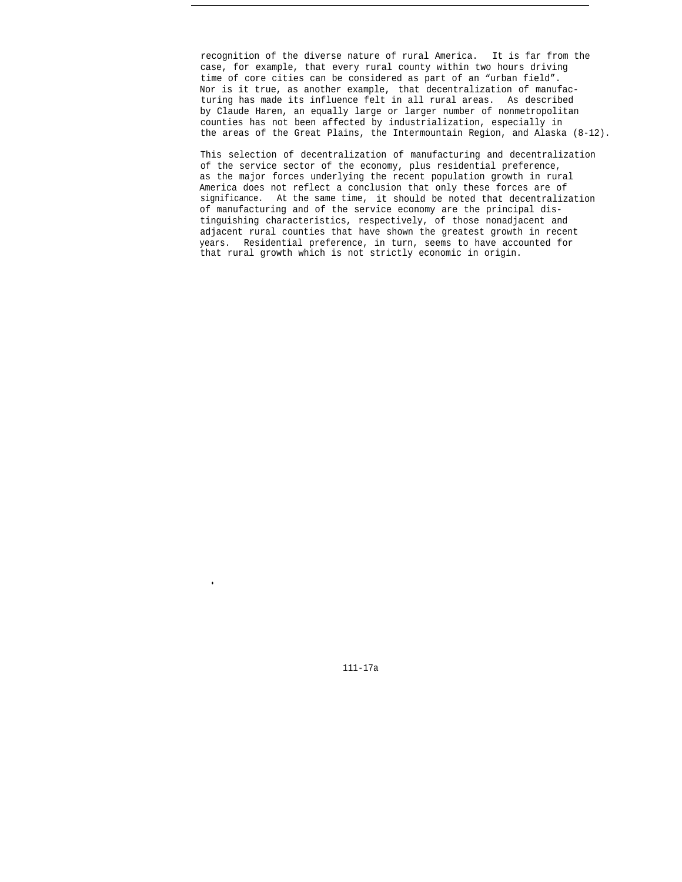recognition of the diverse nature of rural America. It is far from the case, for example, that every rural county within two hours driving time of core cities can be considered as part of an "urban field". Nor is it true, as another example, that decentralization of manufacturing has made its influence felt in all rural areas. As described by Claude Haren, an equally large or larger number of nonmetropolitan counties has not been affected by industrialization, especially in the areas of the Great Plains, the Intermountain Region, and Alaska (8-12).

This selection of decentralization of manufacturing and decentralization of the service sector of the economy, plus residential preference, as the major forces underlying the recent population growth in rural America does not reflect a conclusion that only these forces are of significance. At the same time, it should be noted that decentralization of manufacturing and of the service economy are the principal distinguishing characteristics, respectively, of those nonadjacent and adjacent rural counties that have shown the greatest growth in recent years. Residential preference, in turn, seems to have accounted for that rural growth which is not strictly economic in origin.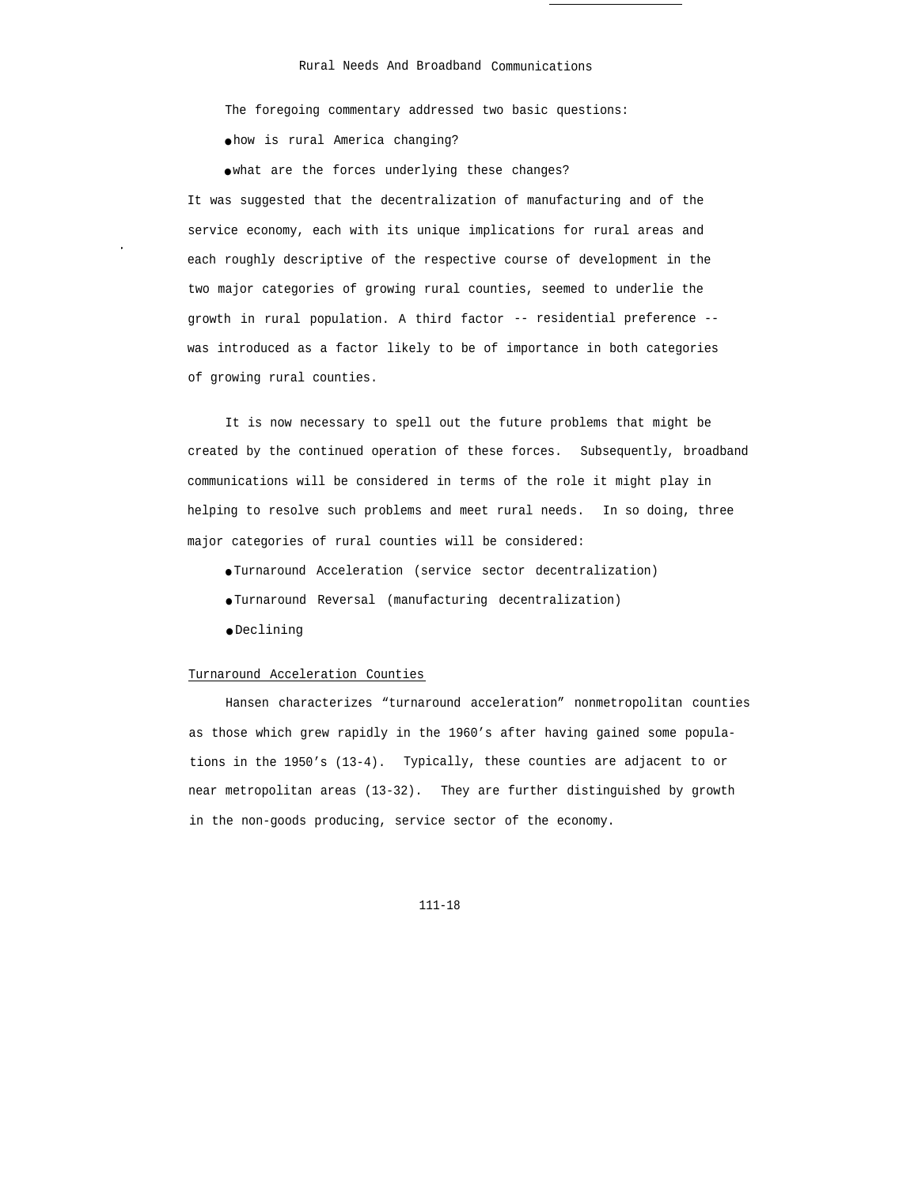## Rural Needs And Broadband Communications

The foregoing commentary addressed two basic questions:

- how is rural America changing?
- what are the forces underlying these changes?

It was suggested that the decentralization of manufacturing and of the service economy, each with its unique implications for rural areas and each roughly descriptive of the respective course of development in the two major categories of growing rural counties, seemed to underlie the growth in rural population. A third factor -- residential preference -- was introduced as a factor likely to be of importance in both categories of growing rural counties.

It is now necessary to spell out the future problems that might be created by the continued operation of these forces. Subsequently, broadband communications will be considered in terms of the role it might play in helping to resolve such problems and meet rural needs. In so doing, three major categories of rural counties will be considered:

- Turnaround Acceleration (service sector decentralization)
- Turnaround Reversal (manufacturing decentralization)
- Declining

### Turnaround Acceleration Counties

Hansen characterizes "turnaround acceleration" nonmetropolitan counties as those which grew rapidly in the 1960's after having gained some populations in the 1950's (13-4). Typically, these counties are adjacent to or near metropolitan areas (13-32). They are further distinguished by growth in the non-goods producing, service sector of the economy.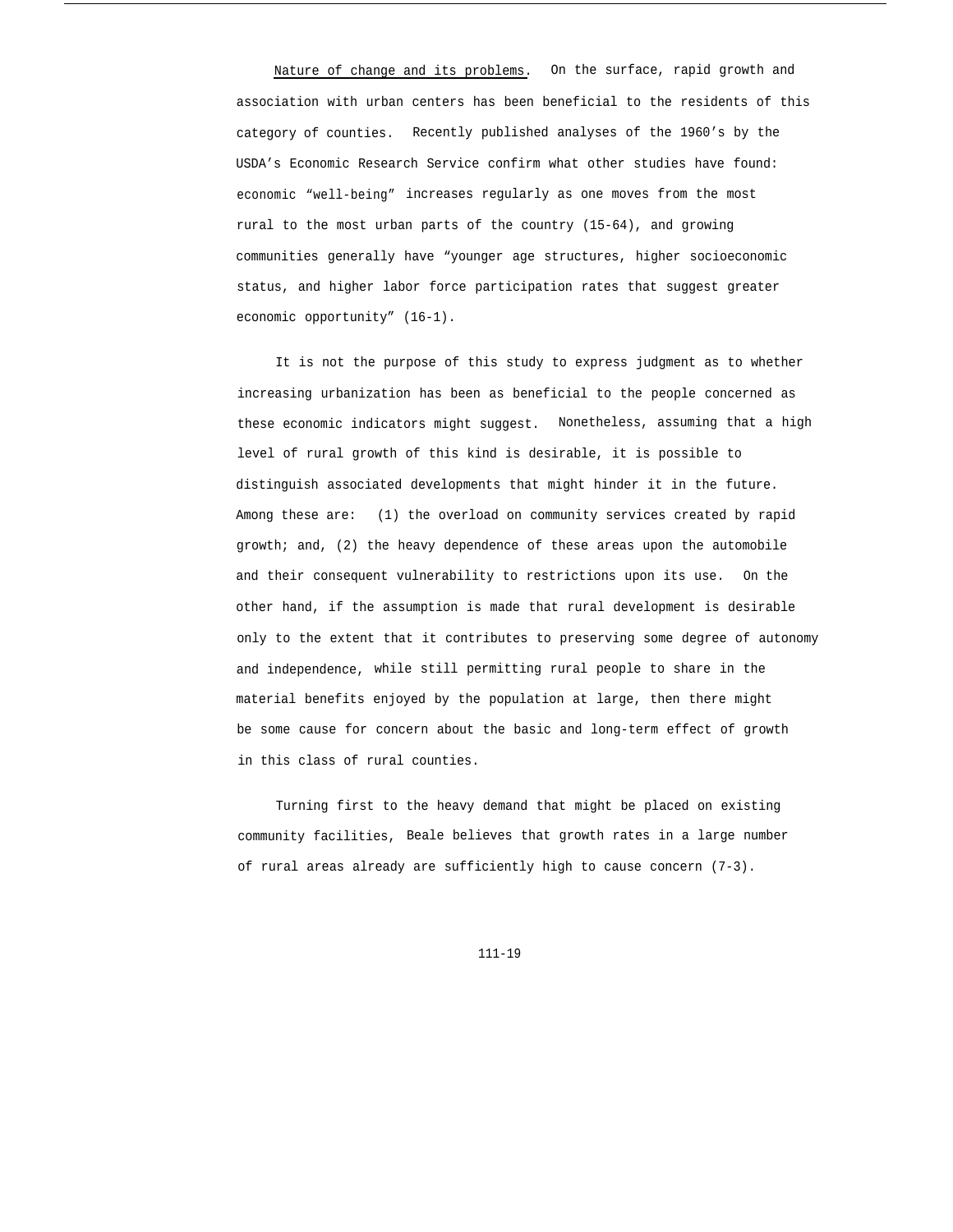Nature of change and its problems. On the surface, rapid growth and association with urban centers has been beneficial to the residents of this category of counties. Recently published analyses of the 1960's by the USDA's Economic Research Service confirm what other studies have found: economic "well-being" increases regularly as one moves from the most rural to the most urban parts of the country (15-64), and growing communities generally have "younger age structures, higher socioeconomic status, and higher labor force participation rates that suggest greater economic opportunity" (16-1).

It is not the purpose of this study to express judgment as to whether increasing urbanization has been as beneficial to the people concerned as these economic indicators might suggest. Nonetheless, assuming that a high level of rural growth of this kind is desirable, it is possible to distinguish associated developments that might hinder it in the future. Among these are: (1) the overload on community services created by rapid growth; and, (2) the heavy dependence of these areas upon the automobile and their consequent vulnerability to restrictions upon its use. On the other hand, if the assumption is made that rural development is desirable only to the extent that it contributes to preserving some degree of autonomy and independence, while still permitting rural people to share in the material benefits enjoyed by the population at large, then there might be some cause for concern about the basic and long-term effect of growth in this class of rural counties.

Turning first to the heavy demand that might be placed on existing community facilities, Beale believes that growth rates in a large number of rural areas already are sufficiently high to cause concern (7-3).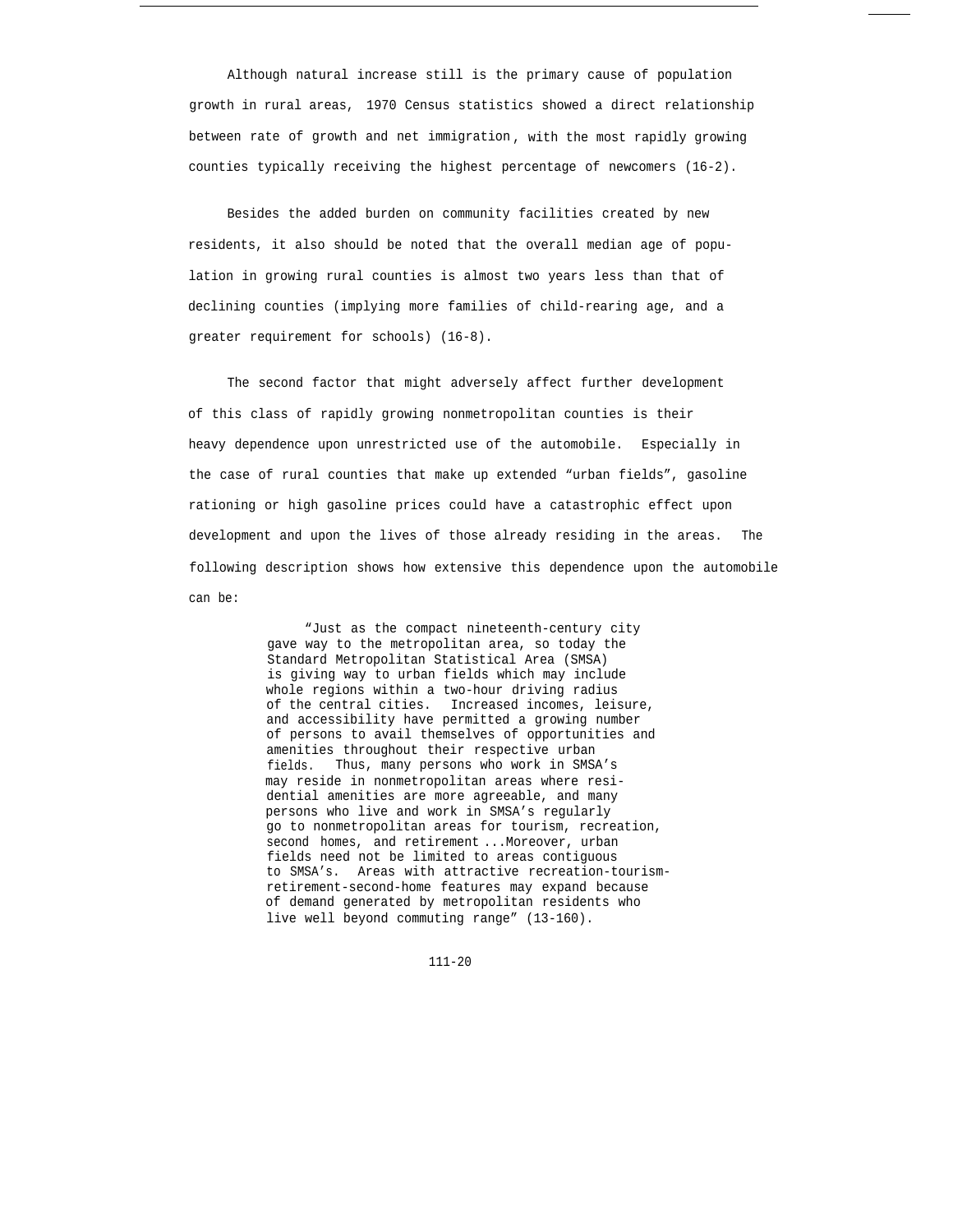Although natural increase still is the primary cause of population growth in rural areas, 1970 Census statistics showed a direct relationship between rate of growth and net immigration, with the most rapidly growing counties typically receiving the highest percentage of newcomers (16-2).

Besides the added burden on community facilities created by new residents, it also should be noted that the overall median age of population in growing rural counties is almost two years less than that of declining counties (implying more families of child-rearing age, and a greater requirement for schools) (16-8).

The second factor that might adversely affect further development of this class of rapidly growing nonmetropolitan counties is their heavy dependence upon unrestricted use of the automobile. Especially in the case of rural counties that make up extended "urban fields", gasoline rationing or high gasoline prices could have a catastrophic effect upon development and upon the lives of those already residing in the areas. The following description shows how extensive this dependence upon the automobile can be:

> "Just as the compact nineteenth-century city gave way to the metropolitan area, so today the Standard Metropolitan Statistical Area (SMSA) is giving way to urban fields which may include whole regions within a two-hour driving radius of the central cities. Increased incomes, leisure, and accessibility have permitted a growing number of persons to avail themselves of opportunities and amenities throughout their respective urban fields. Thus, many persons who work in SMSA's may reside in nonmetropolitan areas where residential amenities are more agreeable, and many persons who live and work in SMSA's regularly go to nonmetropolitan areas for tourism, recreation, second homes, and retirement ...Moreover, urban fields need not be limited to areas contiguous to SMSA's. Areas with attractive recreation-tourism-retirement-second-home features may expand because of demand generated by metropolitan residents who live well beyond commuting range" (13-160).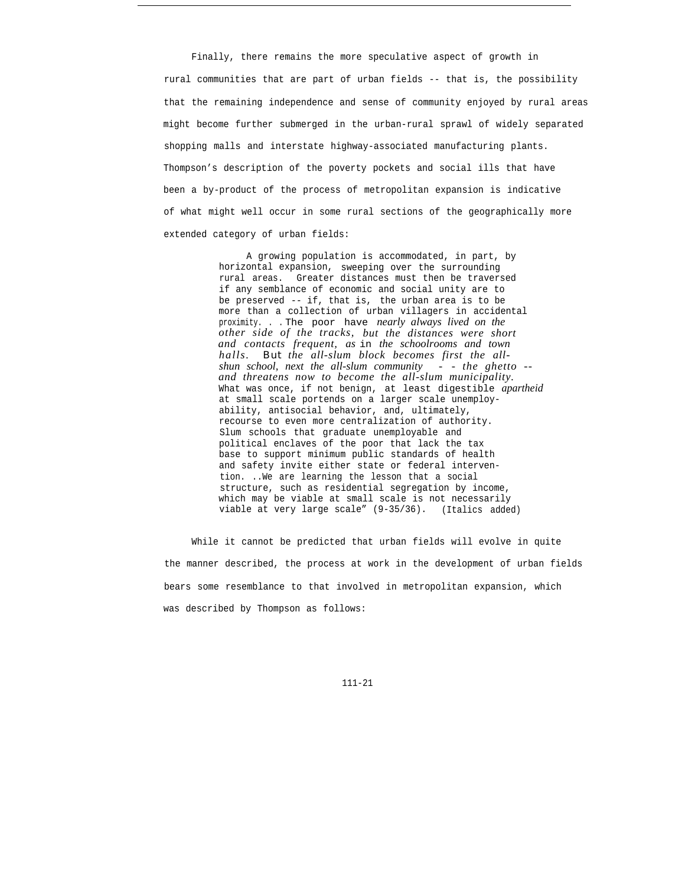Finally, there remains the more speculative aspect of growth in rural communities that are part of urban fields -- that is, the possibility that the remaining independence and sense of community enjoyed by rural areas might become further submerged in the urban-rural sprawl of widely separated shopping malls and interstate highway-associated manufacturing plants. Thompson's description of the poverty pockets and social ills that have been a by-product of the process of metropolitan expansion is indicative of what might well occur in some rural sections of the geographically more extended category of urban fields:

> A growing population is accommodated, in part, by horizontal expansion, sweeping over the surrounding rural areas. Greater distances must then be traversed if any semblance of economic and social unity are to be preserved -- if, that is, the urban area is to be more than a collection of urban villagers in accidental proximity. . . The poor have *nearly always lived on the other side of the tracks, but the distances were short and contacts frequent, as* in *the schoolrooms and town halls.* But *the all-slum block becomes first the all-shun school, next the all-slum community -- the ghetto -- and threatens now to become the all-slum municipality.* What was once, if not benign, at least digestible *apartheid* at small scale portends on a larger scale unemployability, antisocial behavior, and, ultimately, recourse to even more centralization of authority. Slum schools that graduate unemployable and political enclaves of the poor that lack the tax base to support minimum public standards of health and safety invite either state or federal intervention. ..We are learning the lesson that a social structure, such as residential segregation by income, which may be viable at small scale is not necessarily viable at very large scale" (9-35/36). (Italics added)

While it cannot be predicted that urban fields will evolve in quite the manner described, the process at work in the development of urban fields bears some resemblance to that involved in metropolitan expansion, which was described by Thompson as follows: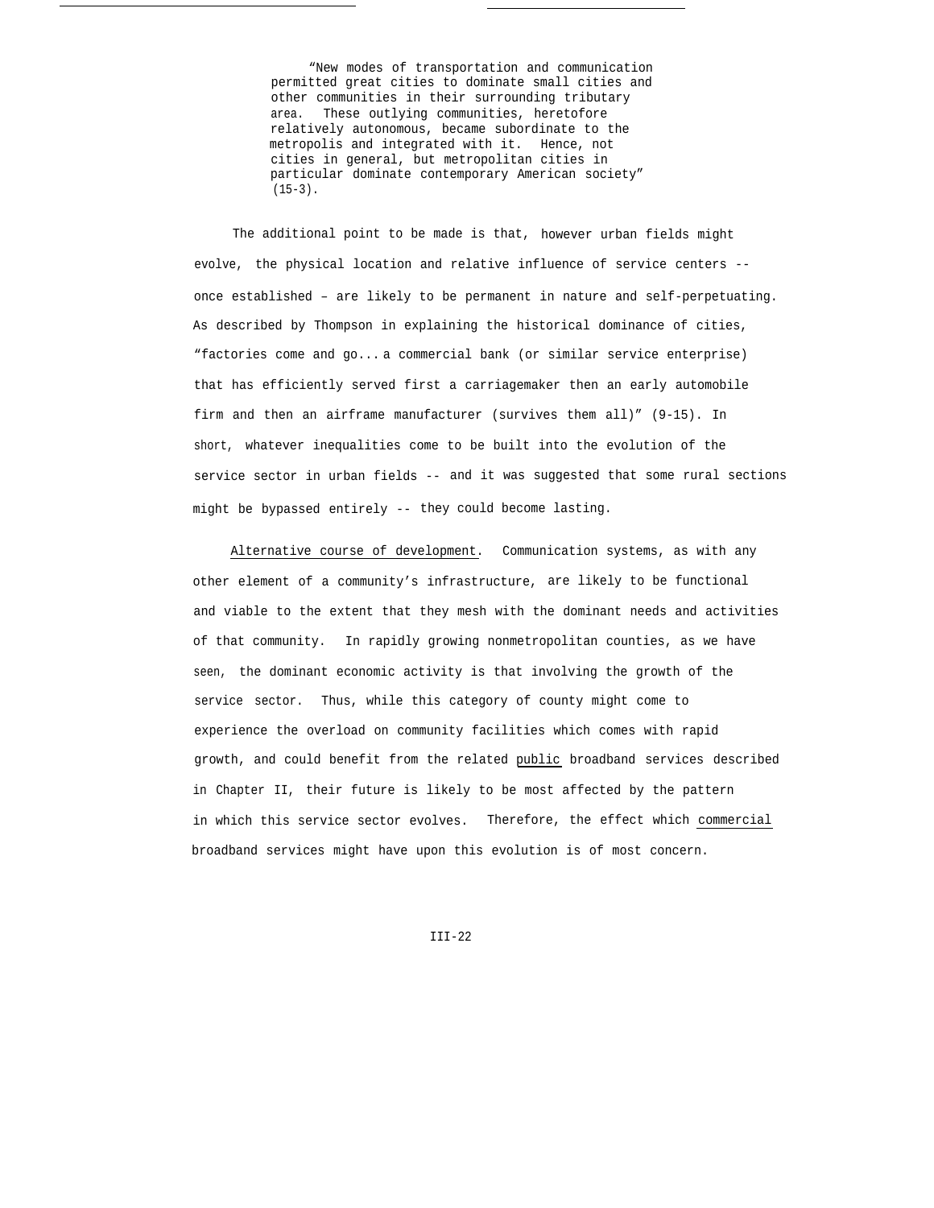> "New modes of transportation and communication permitted great cities to dominate small cities and other communities in their surrounding tributary area. These outlying communities, heretofore relatively autonomous, became subordinate to the metropolis and integrated with it. Hence, not cities in general, but metropolitan cities in particular dominate contemporary American society" (15-3).

The additional point to be made is that, however urban fields might evolve, the physical location and relative influence of service centers -- once established – are likely to be permanent in nature and self-perpetuating. As described by Thompson in explaining the historical dominance of cities, "factories come and go... a commercial bank (or similar service enterprise) that has efficiently served first a carriagemaker then an early automobile firm and then an airframe manufacturer (survives them all)" (9-15). In short, whatever inequalities come to be built into the evolution of the service sector in urban fields -- and it was suggested that some rural sections might be bypassed entirely -- they could become lasting.

Alternative course of development. Communication systems, as with any other element of a community's infrastructure, are likely to be functional and viable to the extent that they mesh with the dominant needs and activities of that community. In rapidly growing nonmetropolitan counties, as we have seen, the dominant economic activity is that involving the growth of the service sector. Thus, while this category of county might come to experience the overload on community facilities which comes with rapid growth, and could benefit from the related public broadband services described in Chapter II, their future is likely to be most affected by the pattern in which this service sector evolves. Therefore, the effect which commercial broadband services might have upon this evolution is of most concern.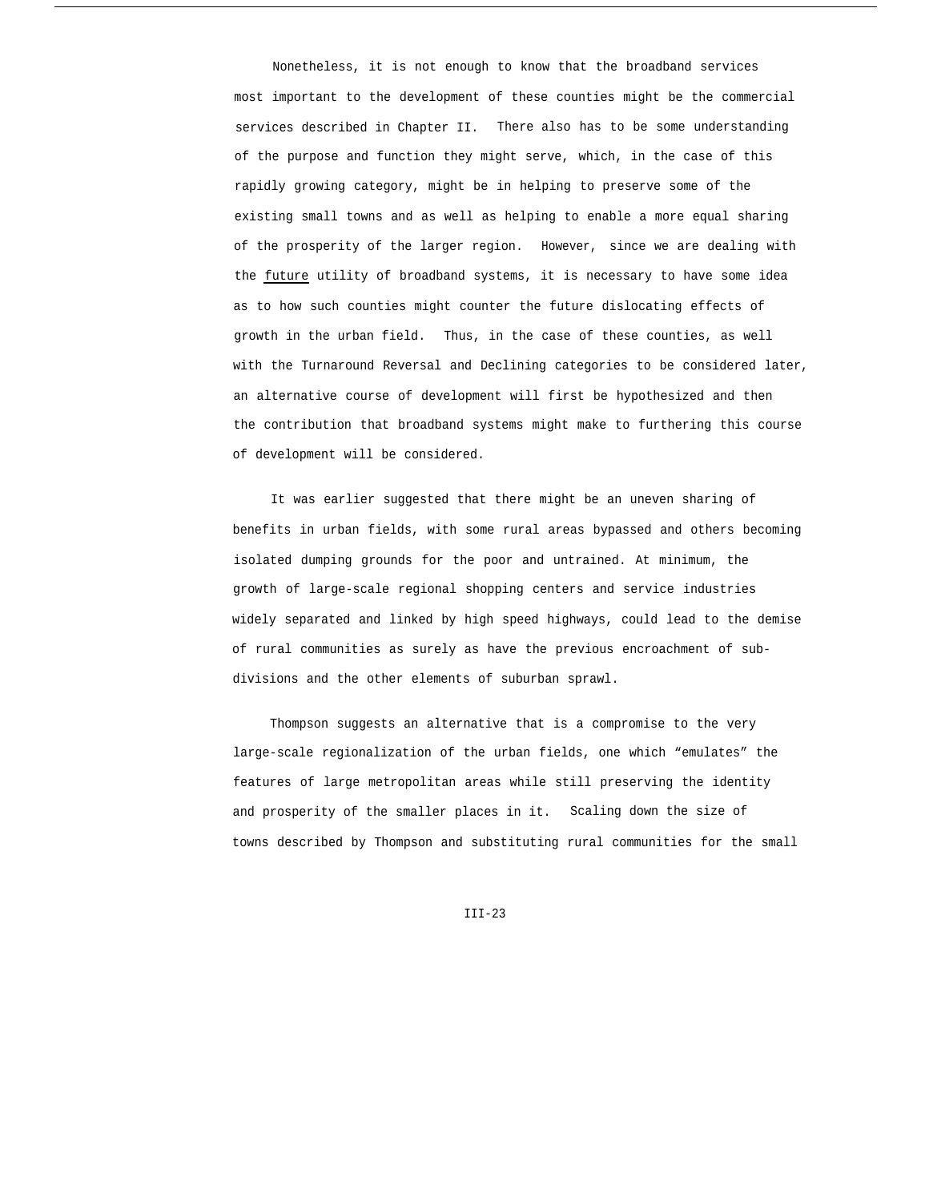Nonetheless, it is not enough to know that the broadband services most important to the development of these counties might be the commercial services described in Chapter II. There also has to be some understanding of the purpose and function they might serve, which, in the case of this rapidly growing category, might be in helping to preserve some of the existing small towns and as well as helping to enable a more equal sharing of the prosperity of the larger region. However, since we are dealing with the <u>future</u> utility of broadband systems, it is necessary to have some idea as to how such counties might counter the future dislocating effects of growth in the urban field. Thus, in the case of these counties, as well with the Turnaround Reversal and Declining categories to be considered later, an alternative course of development will first be hypothesized and then the contribution that broadband systems might make to furthering this course of development will be considered.

It was earlier suggested that there might be an uneven sharing of benefits in urban fields, with some rural areas bypassed and others becoming isolated dumping grounds for the poor and untrained. At minimum, the growth of large-scale regional shopping centers and service industries widely separated and linked by high speed highways, could lead to the demise of rural communities as surely as have the previous encroachment of sub-divisions and the other elements of suburban sprawl.

Thompson suggests an alternative that is a compromise to the very large-scale regionalization of the urban fields, one which "emulates" the features of large metropolitan areas while still preserving the identity and prosperity of the smaller places in it. Scaling down the size of towns described by Thompson and substituting rural communities for the small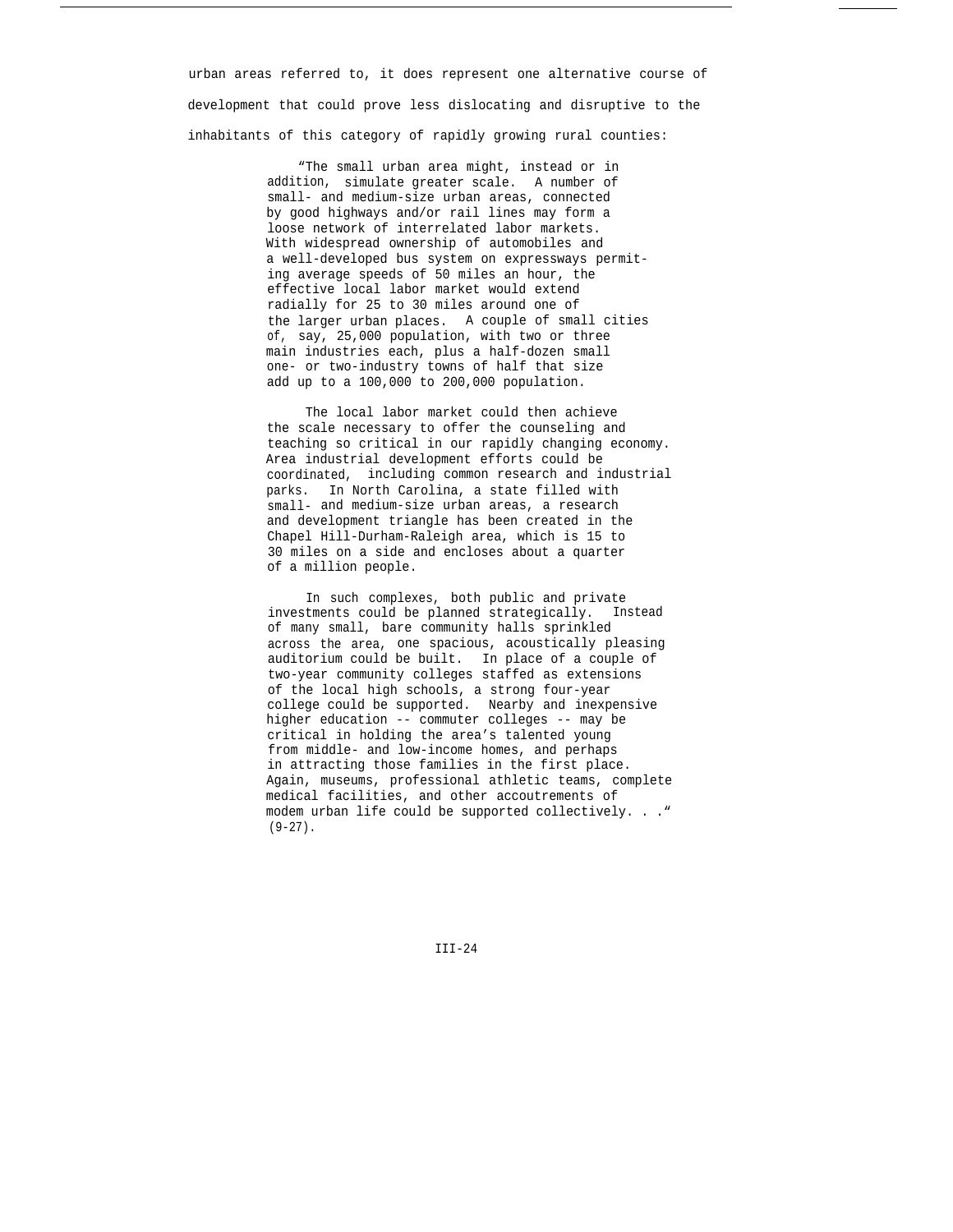urban areas referred to, it does represent one alternative course of development that could prove less dislocating and disruptive to the inhabitants of this category of rapidly growing rural counties:

> "The small urban area might, instead or in addition, simulate greater scale. A number of small- and medium-size urban areas, connected by good highways and/or rail lines may form a loose network of interrelated labor markets. With widespread ownership of automobiles and a well-developed bus system on expressways permitting average speeds of 50 miles an hour, the effective local labor market would extend radially for 25 to 30 miles around one of the larger urban places. A couple of small cities of, say, 25,000 population, with two or three main industries each, plus a half-dozen small one- or two-industry towns of half that size add up to a 100,000 to 200,000 population.
>
> The local labor market could then achieve the scale necessary to offer the counseling and teaching so critical in our rapidly changing economy. Area industrial development efforts could be coordinated, including common research and industrial parks. In North Carolina, a state filled with small- and medium-size urban areas, a research and development triangle has been created in the Chapel Hill-Durham-Raleigh area, which is 15 to 30 miles on a side and encloses about a quarter of a million people.
>
> In such complexes, both public and private investments could be planned strategically. Instead of many small, bare community halls sprinkled across the area, one spacious, acoustically pleasing auditorium could be built. In place of a couple of two-year community colleges staffed as extensions of the local high schools, a strong four-year college could be supported. Nearby and inexpensive higher education -- commuter colleges -- may be critical in holding the area's talented young from middle- and low-income homes, and perhaps in attracting those families in the first place. Again, museums, professional athletic teams, complete medical facilities, and other accoutrements of modem urban life could be supported collectively. . ." (9-27).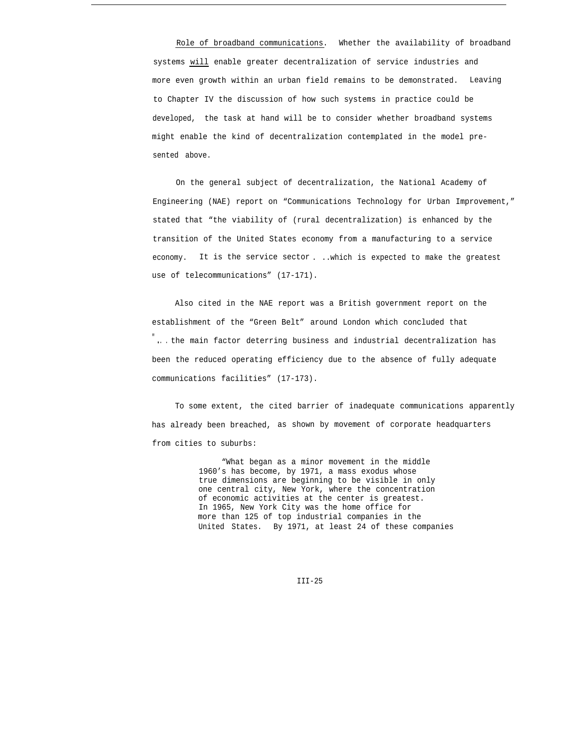Role of broadband communications. Whether the availability of broadband systems *will* enable greater decentralization of service industries and more even growth within an urban field remains to be demonstrated. Leaving to Chapter IV the discussion of how such systems in practice could be developed, the task at hand will be to consider whether broadband systems might enable the kind of decentralization contemplated in the model presented above.

On the general subject of decentralization, the National Academy of Engineering (NAE) report on "Communications Technology for Urban Improvement," stated that "the viability of (rural decentralization) is enhanced by the transition of the United States economy from a manufacturing to a service economy. It is the service sector. ..which is expected to make the greatest use of telecommunications" (17-171).

Also cited in the NAE report was a British government report on the establishment of the "Green Belt" around London which concluded that "... the main factor deterring business and industrial decentralization has been the reduced operating efficiency due to the absence of fully adequate communications facilities" (17-173).

To some extent, the cited barrier of inadequate communications apparently has already been breached, as shown by movement of corporate headquarters from cities to suburbs:

> "What began as a minor movement in the middle 1960's has become, by 1971, a mass exodus whose true dimensions are beginning to be visible in only one central city, New York, where the concentration of economic activities at the center is greatest. In 1965, New York City was the home office for more than 125 of top industrial companies in the United States. By 1971, at least 24 of these companies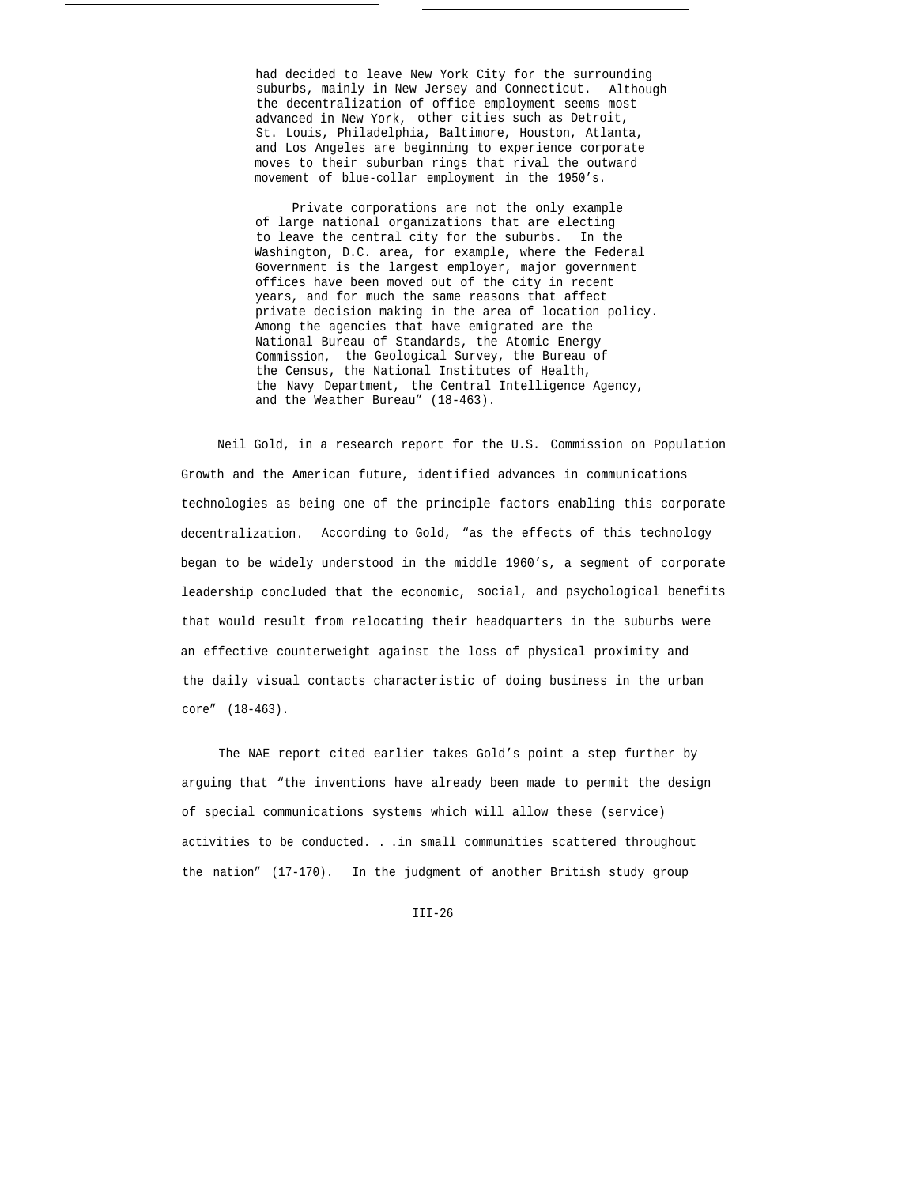> had decided to leave New York City for the surrounding suburbs, mainly in New Jersey and Connecticut. Although the decentralization of office employment seems most advanced in New York, other cities such as Detroit, St. Louis, Philadelphia, Baltimore, Houston, Atlanta, and Los Angeles are beginning to experience corporate moves to their suburban rings that rival the outward movement of blue-collar employment in the 1950's.
>
> Private corporations are not the only example of large national organizations that are electing to leave the central city for the suburbs. In the Washington, D.C. area, for example, where the Federal Government is the largest employer, major government offices have been moved out of the city in recent years, and for much the same reasons that affect private decision making in the area of location policy. Among the agencies that have emigrated are the National Bureau of Standards, the Atomic Energy Commission, the Geological Survey, the Bureau of the Census, the National Institutes of Health, the Navy Department, the Central Intelligence Agency, and the Weather Bureau" (18-463).

Neil Gold, in a research report for the U.S. Commission on Population Growth and the American future, identified advances in communications technologies as being one of the principle factors enabling this corporate decentralization. According to Gold, "as the effects of this technology began to be widely understood in the middle 1960's, a segment of corporate leadership concluded that the economic, social, and psychological benefits that would result from relocating their headquarters in the suburbs were an effective counterweight against the loss of physical proximity and the daily visual contacts characteristic of doing business in the urban core" (18-463).

The NAE report cited earlier takes Gold's point a step further by arguing that "the inventions have already been made to permit the design of special communications systems which will allow these (service) activities to be conducted. . .in small communities scattered throughout the nation" (17-170). In the judgment of another British study group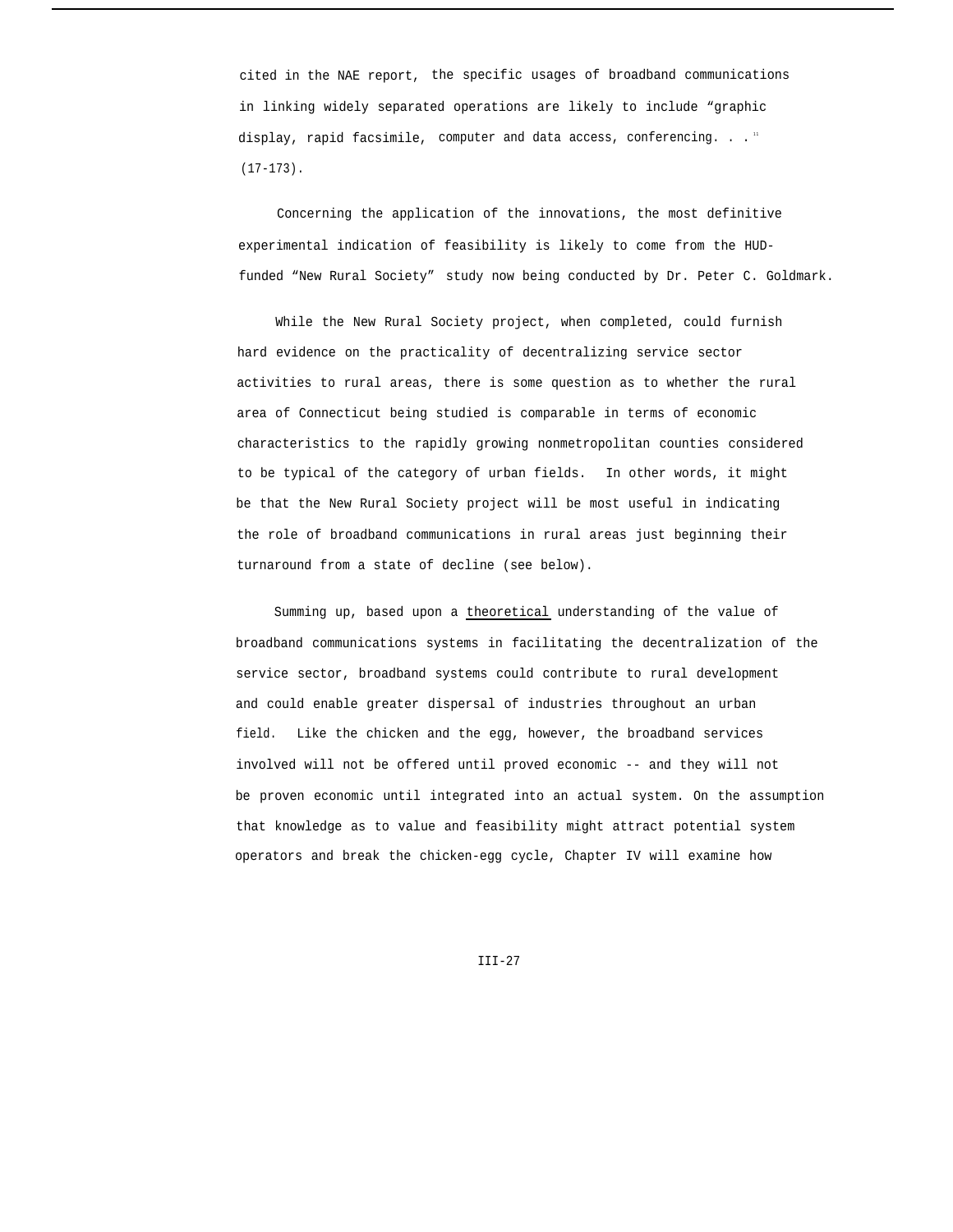cited in the NAE report, the specific usages of broadband communications in linking widely separated operations are likely to include "graphic display, rapid facsimile, computer and data access, conferencing. . ." (17-173).

Concerning the application of the innovations, the most definitive experimental indication of feasibility is likely to come from the HUD-funded "New Rural Society" study now being conducted by Dr. Peter C. Goldmark.

While the New Rural Society project, when completed, could furnish hard evidence on the practicality of decentralizing service sector activities to rural areas, there is some question as to whether the rural area of Connecticut being studied is comparable in terms of economic characteristics to the rapidly growing nonmetropolitan counties considered to be typical of the category of urban fields. In other words, it might be that the New Rural Society project will be most useful in indicating the role of broadband communications in rural areas just beginning their turnaround from a state of decline (see below).

Summing up, based upon a theoretical understanding of the value of broadband communications systems in facilitating the decentralization of the service sector, broadband systems could contribute to rural development and could enable greater dispersal of industries throughout an urban field. Like the chicken and the egg, however, the broadband services involved will not be offered until proved economic -- and they will not be proven economic until integrated into an actual system. On the assumption that knowledge as to value and feasibility might attract potential system operators and break the chicken-egg cycle, Chapter IV will examine how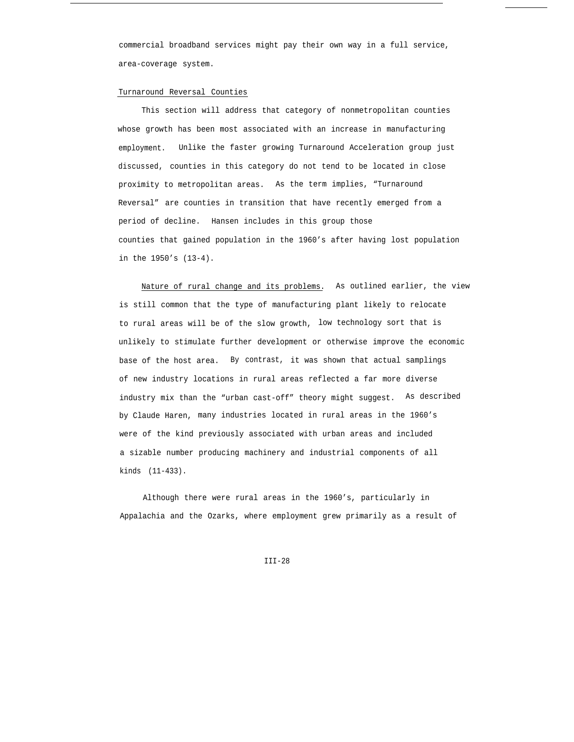commercial broadband services might pay their own way in a full service, area-coverage system.

## Turnaround Reversal Counties

This section will address that category of nonmetropolitan counties whose growth has been most associated with an increase in manufacturing employment. Unlike the faster growing Turnaround Acceleration group just discussed, counties in this category do not tend to be located in close proximity to metropolitan areas. As the term implies, "Turnaround Reversal" are counties in transition that have recently emerged from a period of decline. Hansen includes in this group those counties that gained population in the 1960's after having lost population in the 1950's (13-4).

Nature of rural change and its problems. As outlined earlier, the view is still common that the type of manufacturing plant likely to relocate to rural areas will be of the slow growth, low technology sort that is unlikely to stimulate further development or otherwise improve the economic base of the host area. By contrast, it was shown that actual samplings of new industry locations in rural areas reflected a far more diverse industry mix than the "urban cast-off" theory might suggest. As described by Claude Haren, many industries located in rural areas in the 1960's were of the kind previously associated with urban areas and included a sizable number producing machinery and industrial components of all kinds (11-433).

Although there were rural areas in the 1960's, particularly in Appalachia and the Ozarks, where employment grew primarily as a result of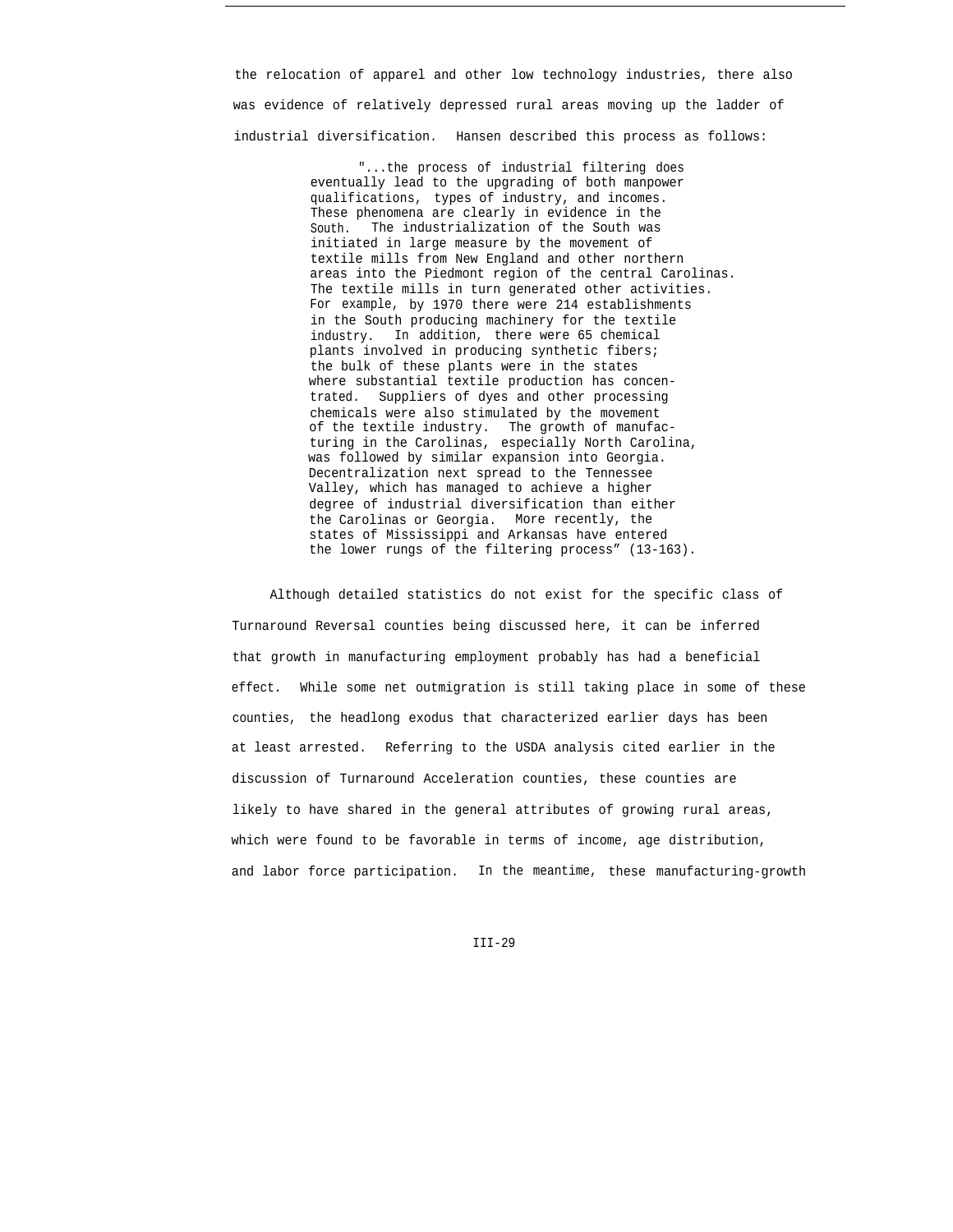the relocation of apparel and other low technology industries, there also was evidence of relatively depressed rural areas moving up the ladder of industrial diversification. Hansen described this process as follows:

> "...the process of industrial filtering does eventually lead to the upgrading of both manpower qualifications, types of industry, and incomes. These phenomena are clearly in evidence in the South. The industrialization of the South was initiated in large measure by the movement of textile mills from New England and other northern areas into the Piedmont region of the central Carolinas. The textile mills in turn generated other activities. For example, by 1970 there were 214 establishments in the South producing machinery for the textile industry. In addition, there were 65 chemical plants involved in producing synthetic fibers; the bulk of these plants were in the states where substantial textile production has concentrated. Suppliers of dyes and other processing chemicals were also stimulated by the movement of the textile industry. The growth of manufacturing in the Carolinas, especially North Carolina, was followed by similar expansion into Georgia. Decentralization next spread to the Tennessee Valley, which has managed to achieve a higher degree of industrial diversification than either the Carolinas or Georgia. More recently, the states of Mississippi and Arkansas have entered the lower rungs of the filtering process" (13-163).

Although detailed statistics do not exist for the specific class of Turnaround Reversal counties being discussed here, it can be inferred that growth in manufacturing employment probably has had a beneficial effect. While some net outmigration is still taking place in some of these counties, the headlong exodus that characterized earlier days has been at least arrested. Referring to the USDA analysis cited earlier in the discussion of Turnaround Acceleration counties, these counties are likely to have shared in the general attributes of growing rural areas, which were found to be favorable in terms of income, age distribution, and labor force participation. In the meantime, these manufacturing-growth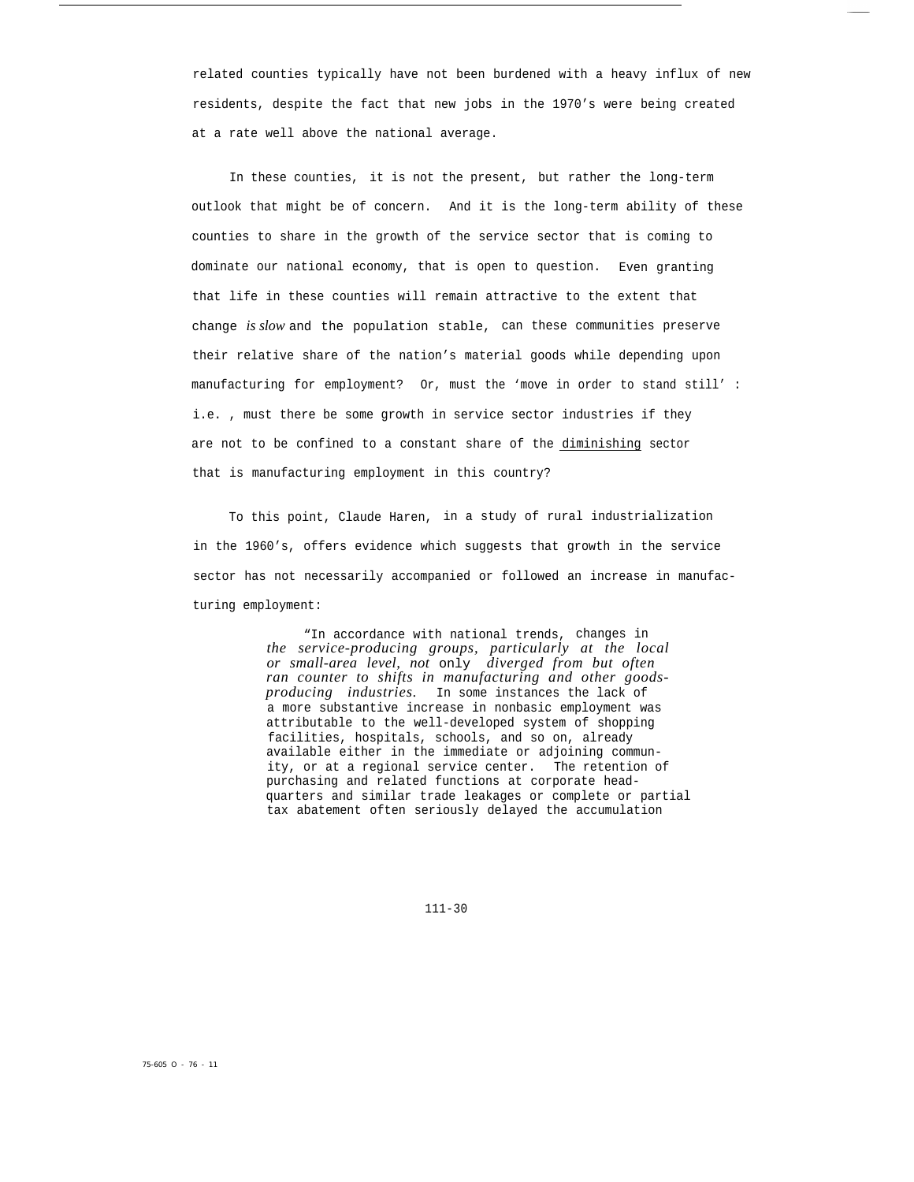related counties typically have not been burdened with a heavy influx of new residents, despite the fact that new jobs in the 1970's were being created at a rate well above the national average.

In these counties, it is not the present, but rather the long-term outlook that might be of concern. And it is the long-term ability of these counties to share in the growth of the service sector that is coming to dominate our national economy, that is open to question. Even granting that life in these counties will remain attractive to the extent that change *is slow* and the population stable, can these communities preserve their relative share of the nation's material goods while depending upon manufacturing for employment? Or, must the 'move in order to stand still' : i.e. , must there be some growth in service sector industries if they are not to be confined to a constant share of the <u>diminishing</u> sector that is manufacturing employment in this country?

To this point, Claude Haren, in a study of rural industrialization in the 1960's, offers evidence which suggests that growth in the service sector has not necessarily accompanied or followed an increase in manufacturing employment:

> "In accordance with national trends, changes in *the service-producing groups, particularly at the local or small-area level, not* only *diverged from but often ran counter to shifts in manufacturing and other goods-producing industries.* In some instances the lack of a more substantive increase in nonbasic employment was attributable to the well-developed system of shopping facilities, hospitals, schools, and so on, already available either in the immediate or adjoining community, or at a regional service center. The retention of purchasing and related functions at corporate headquarters and similar trade leakages or complete or partial tax abatement often seriously delayed the accumulation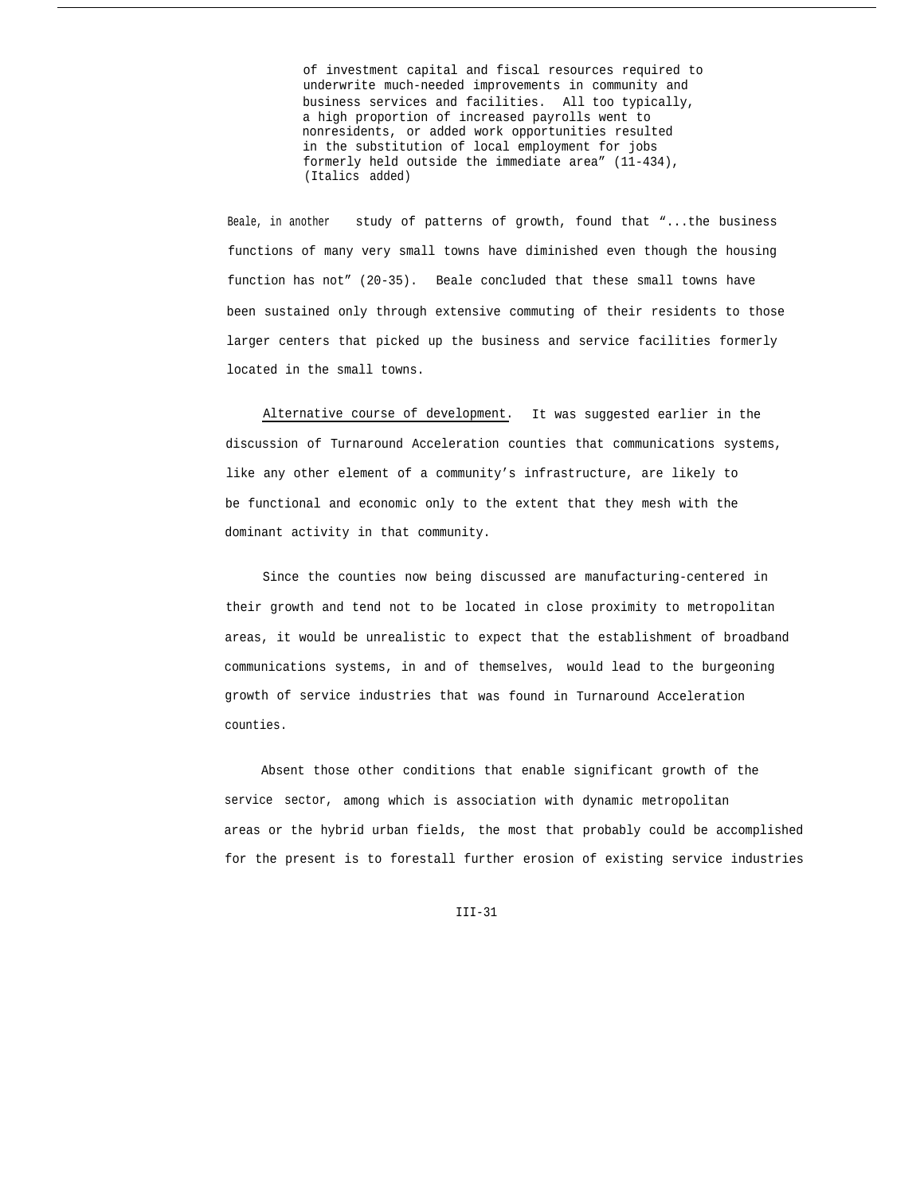> of investment capital and fiscal resources required to underwrite much-needed improvements in community and business services and facilities. All too typically, a high proportion of increased payrolls went to nonresidents, or added work opportunities resulted in the substitution of local employment for jobs formerly held outside the immediate area" (11-434), (Italics added)

Beale, in another study of patterns of growth, found that "...the business functions of many very small towns have diminished even though the housing function has not" (20-35). Beale concluded that these small towns have been sustained only through extensive commuting of their residents to those larger centers that picked up the business and service facilities formerly located in the small towns.

Alternative course of development. It was suggested earlier in the discussion of Turnaround Acceleration counties that communications systems, like any other element of a community's infrastructure, are likely to be functional and economic only to the extent that they mesh with the dominant activity in that community.

Since the counties now being discussed are manufacturing-centered in their growth and tend not to be located in close proximity to metropolitan areas, it would be unrealistic to expect that the establishment of broadband communications systems, in and of themselves, would lead to the burgeoning growth of service industries that was found in Turnaround Acceleration counties.

Absent those other conditions that enable significant growth of the service sector, among which is association with dynamic metropolitan areas or the hybrid urban fields, the most that probably could be accomplished for the present is to forestall further erosion of existing service industries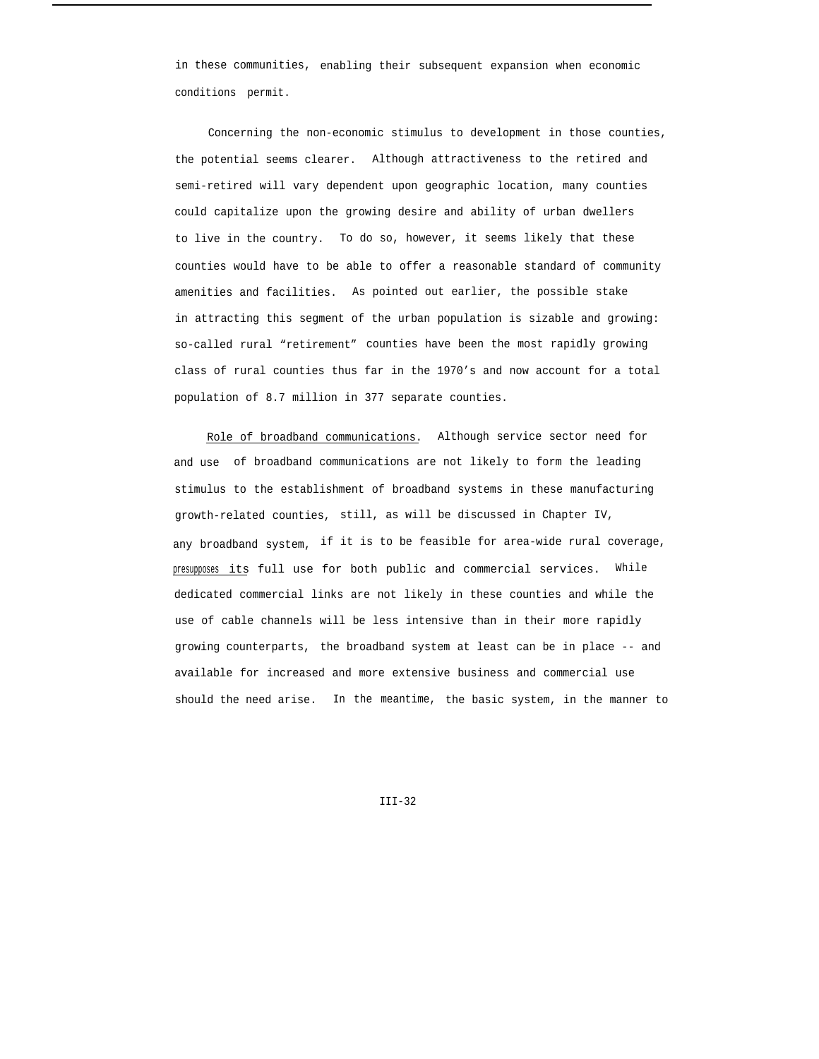in these communities, enabling their subsequent expansion when economic conditions permit.

Concerning the non-economic stimulus to development in those counties, the potential seems clearer. Although attractiveness to the retired and semi-retired will vary dependent upon geographic location, many counties could capitalize upon the growing desire and ability of urban dwellers to live in the country. To do so, however, it seems likely that these counties would have to be able to offer a reasonable standard of community amenities and facilities. As pointed out earlier, the possible stake in attracting this segment of the urban population is sizable and growing: so-called rural "retirement" counties have been the most rapidly growing class of rural counties thus far in the 1970's and now account for a total population of 8.7 million in 377 separate counties.

Role of broadband communications. Although service sector need for and use of broadband communications are not likely to form the leading stimulus to the establishment of broadband systems in these manufacturing growth-related counties, still, as will be discussed in Chapter IV, any broadband system, if it is to be feasible for area-wide rural coverage, presupposes its full use for both public and commercial services. While dedicated commercial links are not likely in these counties and while the use of cable channels will be less intensive than in their more rapidly growing counterparts, the broadband system at least can be in place -- and available for increased and more extensive business and commercial use should the need arise. In the meantime, the basic system, in the manner to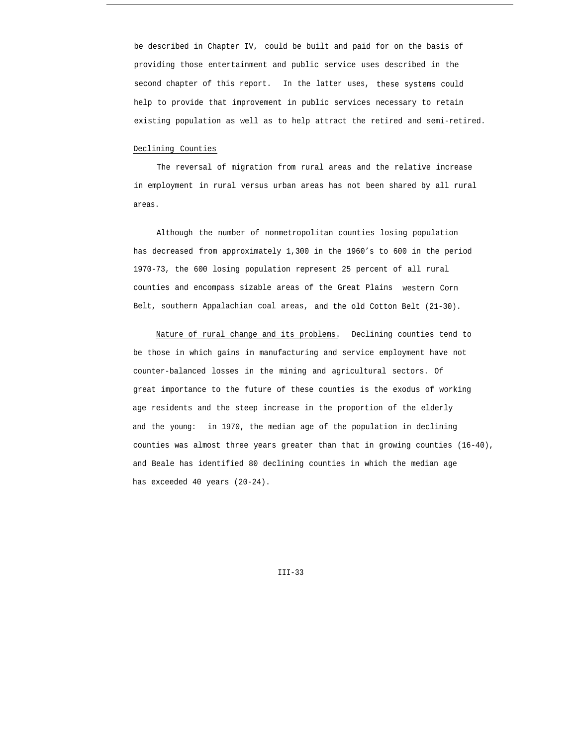be described in Chapter IV, could be built and paid for on the basis of providing those entertainment and public service uses described in the second chapter of this report. In the latter uses, these systems could help to provide that improvement in public services necessary to retain existing population as well as to help attract the retired and semi-retired.

Declining Counties

The reversal of migration from rural areas and the relative increase in employment in rural versus urban areas has not been shared by all rural areas.

Although the number of nonmetropolitan counties losing population has decreased from approximately 1,300 in the 1960's to 600 in the period 1970-73, the 600 losing population represent 25 percent of all rural counties and encompass sizable areas of the Great Plains western Corn Belt, southern Appalachian coal areas, and the old Cotton Belt (21-30).

Nature of rural change and its problems. Declining counties tend to be those in which gains in manufacturing and service employment have not counter-balanced losses in the mining and agricultural sectors. Of great importance to the future of these counties is the exodus of working age residents and the steep increase in the proportion of the elderly and the young: in 1970, the median age of the population in declining counties was almost three years greater than that in growing counties (16-40), and Beale has identified 80 declining counties in which the median age has exceeded 40 years (20-24).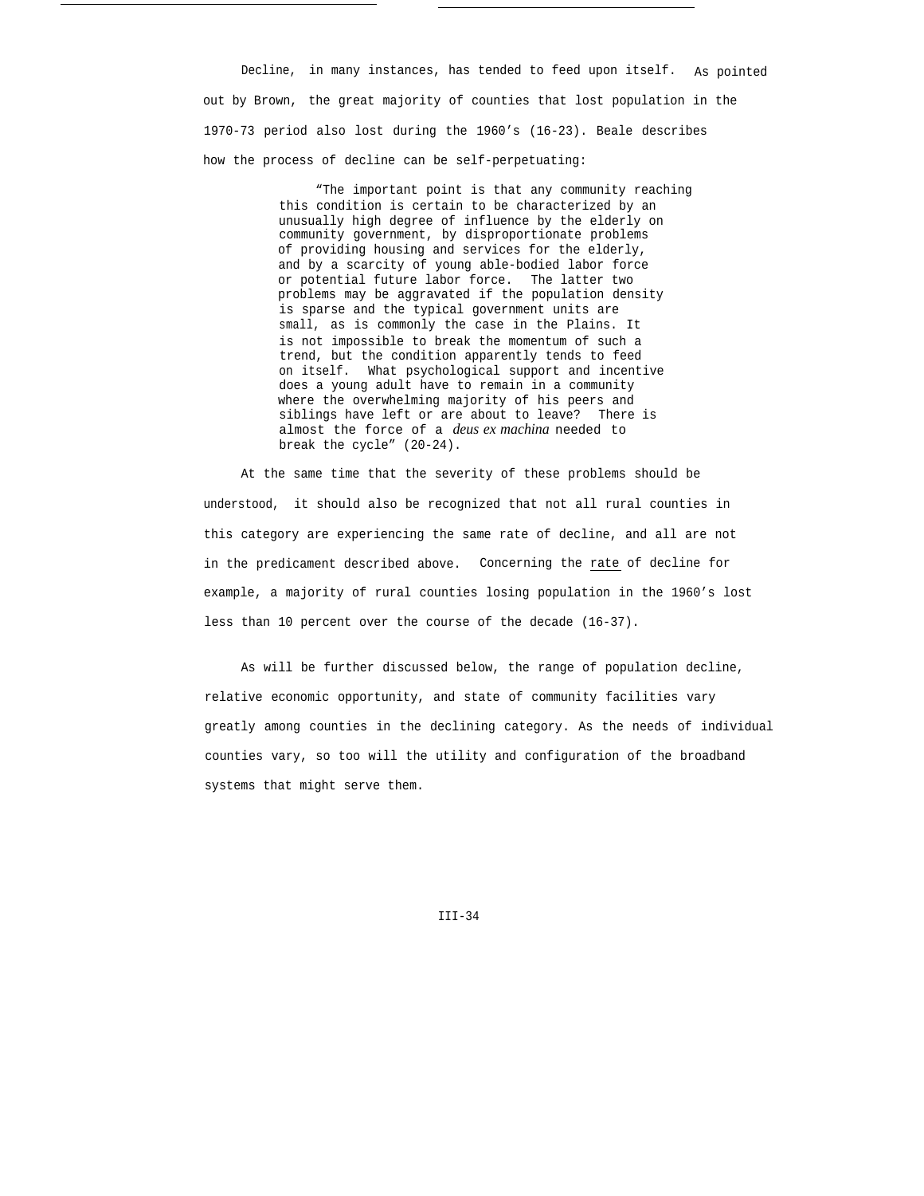Decline, in many instances, has tended to feed upon itself. As pointed out by Brown, the great majority of counties that lost population in the 1970-73 period also lost during the 1960's (16-23). Beale describes how the process of decline can be self-perpetuating:

> "The important point is that any community reaching this condition is certain to be characterized by an unusually high degree of influence by the elderly on community government, by disproportionate problems of providing housing and services for the elderly, and by a scarcity of young able-bodied labor force or potential future labor force. The latter two problems may be aggravated if the population density is sparse and the typical government units are small, as is commonly the case in the Plains. It is not impossible to break the momentum of such a trend, but the condition apparently tends to feed on itself. What psychological support and incentive does a young adult have to remain in a community where the overwhelming majority of his peers and siblings have left or are about to leave? There is almost the force of a *deus ex machina* needed to break the cycle" (20-24).

At the same time that the severity of these problems should be understood, it should also be recognized that not all rural counties in this category are experiencing the same rate of decline, and all are not in the predicament described above. Concerning the <u>rate</u> of decline for example, a majority of rural counties losing population in the 1960's lost less than 10 percent over the course of the decade (16-37).

As will be further discussed below, the range of population decline, relative economic opportunity, and state of community facilities vary greatly among counties in the declining category. As the needs of individual counties vary, so too will the utility and configuration of the broadband systems that might serve them.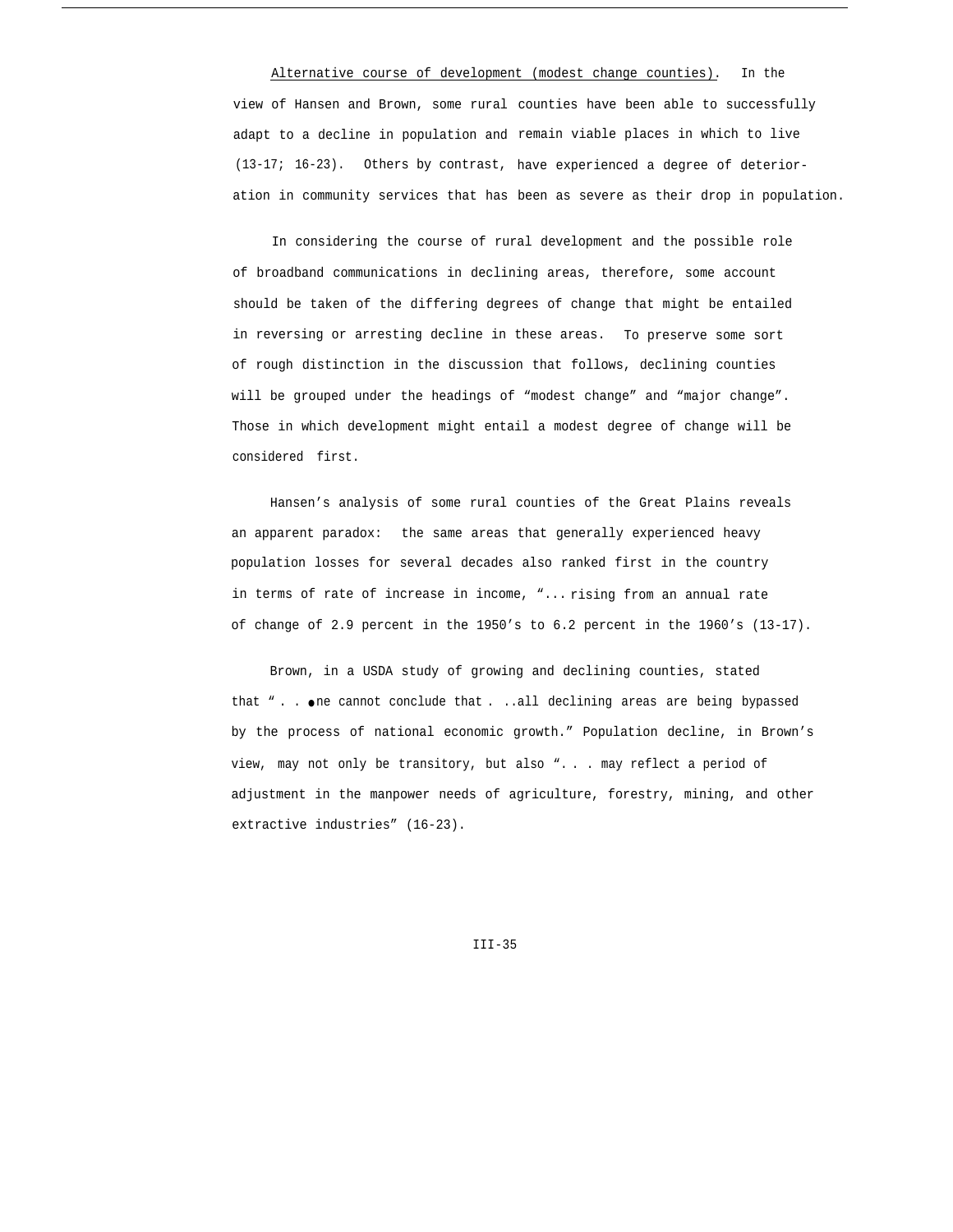Alternative course of development (modest change counties). In the view of Hansen and Brown, some rural counties have been able to successfully adapt to a decline in population and remain viable places in which to live (13-17; 16-23). Others by contrast, have experienced a degree of deterioration in community services that has been as severe as their drop in population.

In considering the course of rural development and the possible role of broadband communications in declining areas, therefore, some account should be taken of the differing degrees of change that might be entailed in reversing or arresting decline in these areas. To preserve some sort of rough distinction in the discussion that follows, declining counties will be grouped under the headings of "modest change" and "major change". Those in which development might entail a modest degree of change will be considered first.

Hansen's analysis of some rural counties of the Great Plains reveals an apparent paradox: the same areas that generally experienced heavy population losses for several decades also ranked first in the country in terms of rate of increase in income, "... rising from an annual rate of change of 2.9 percent in the 1950's to 6.2 percent in the 1960's (13-17).

Brown, in a USDA study of growing and declining counties, stated that ". . . one cannot conclude that . ..all declining areas are being bypassed by the process of national economic growth." Population decline, in Brown's view, may not only be transitory, but also ". . . may reflect a period of adjustment in the manpower needs of agriculture, forestry, mining, and other extractive industries" (16-23).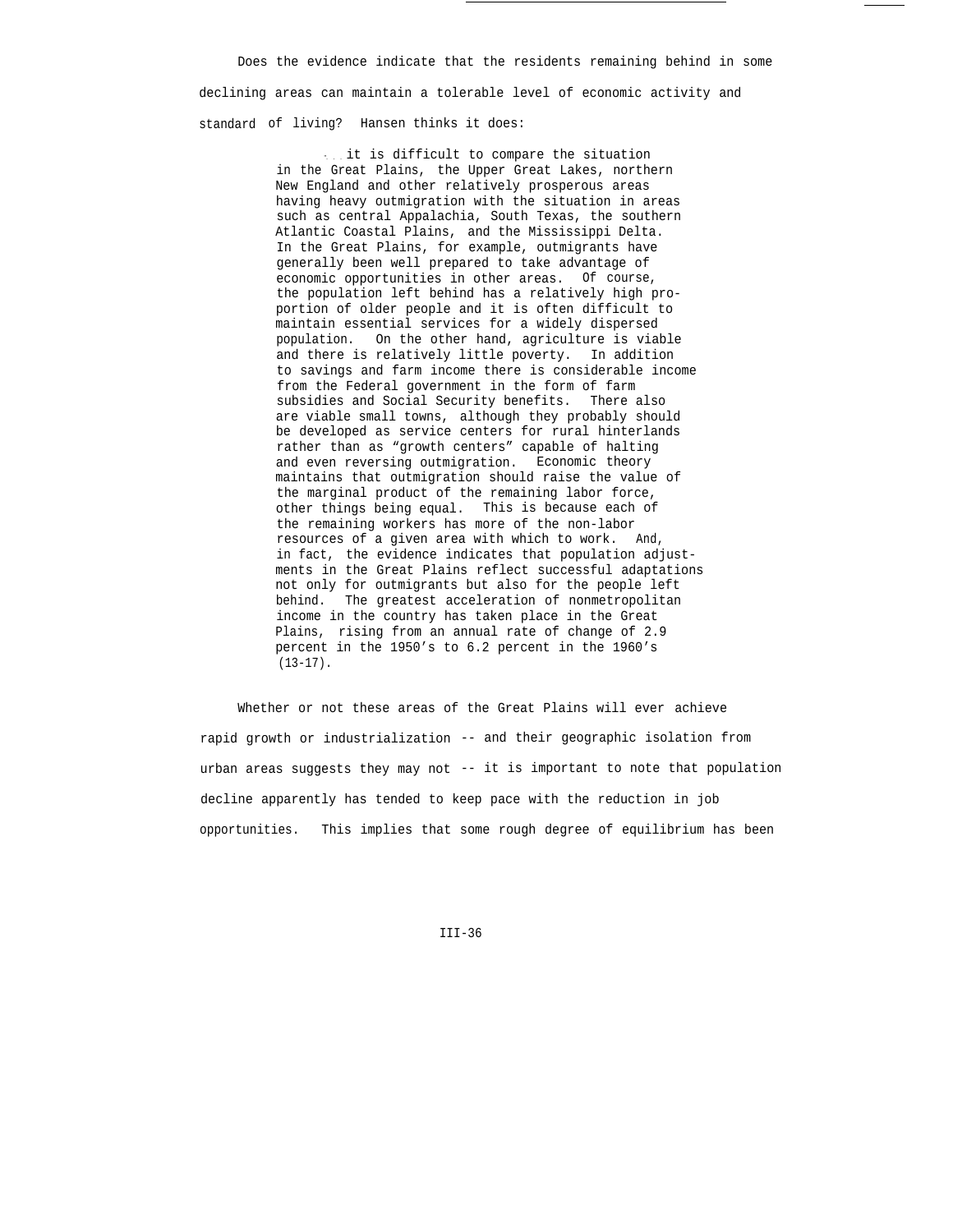Does the evidence indicate that the residents remaining behind in some declining areas can maintain a tolerable level of economic activity and standard of living? Hansen thinks it does:

> . . . it is difficult to compare the situation in the Great Plains, the Upper Great Lakes, northern New England and other relatively prosperous areas having heavy outmigration with the situation in areas such as central Appalachia, South Texas, the southern Atlantic Coastal Plains, and the Mississippi Delta. In the Great Plains, for example, outmigrants have generally been well prepared to take advantage of economic opportunities in other areas. Of course, the population left behind has a relatively high proportion of older people and it is often difficult to maintain essential services for a widely dispersed population. On the other hand, agriculture is viable and there is relatively little poverty. In addition to savings and farm income there is considerable income from the Federal government in the form of farm subsidies and Social Security benefits. There also are viable small towns, although they probably should be developed as service centers for rural hinterlands rather than as "growth centers" capable of halting and even reversing outmigration. Economic theory maintains that outmigration should raise the value of the marginal product of the remaining labor force, other things being equal. This is because each of the remaining workers has more of the non-labor resources of a given area with which to work. And, in fact, the evidence indicates that population adjustments in the Great Plains reflect successful adaptations not only for outmigrants but also for the people left behind. The greatest acceleration of nonmetropolitan income in the country has taken place in the Great Plains, rising from an annual rate of change of 2.9 percent in the 1950's to 6.2 percent in the 1960's (13-17).

Whether or not these areas of the Great Plains will ever achieve rapid growth or industrialization -- and their geographic isolation from urban areas suggests they may not -- it is important to note that population decline apparently has tended to keep pace with the reduction in job opportunities. This implies that some rough degree of equilibrium has been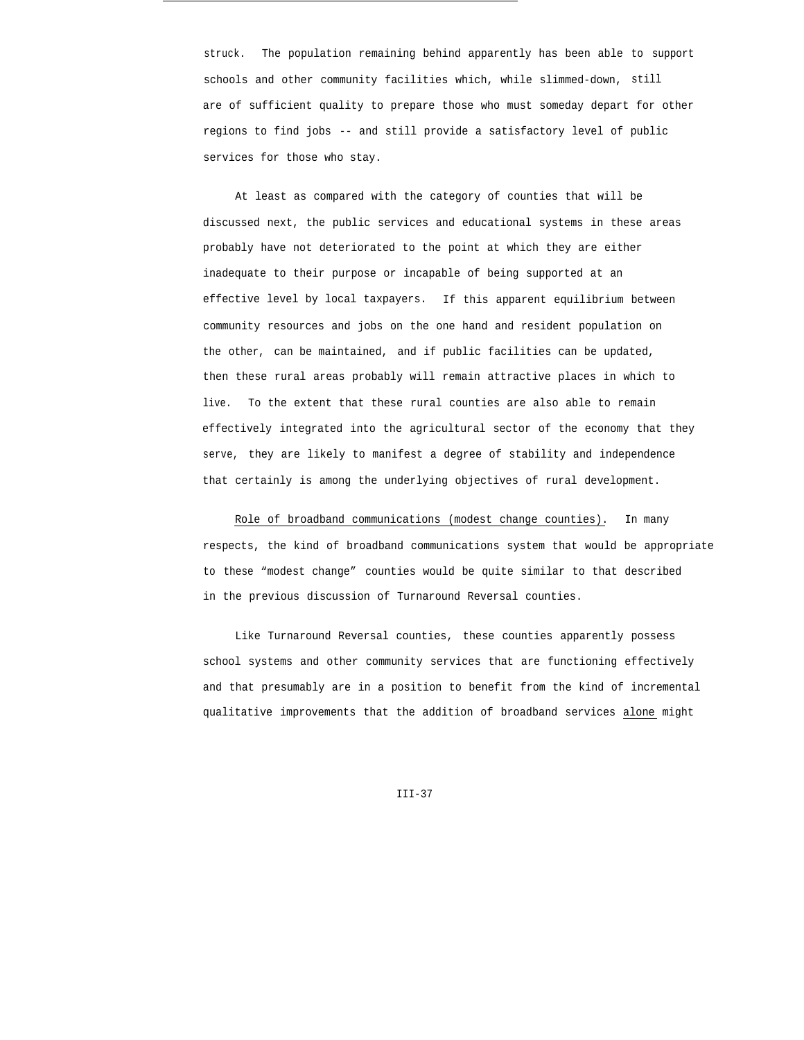struck. The population remaining behind apparently has been able to support schools and other community facilities which, while slimmed-down, still are of sufficient quality to prepare those who must someday depart for other regions to find jobs -- and still provide a satisfactory level of public services for those who stay.

At least as compared with the category of counties that will be discussed next, the public services and educational systems in these areas probably have not deteriorated to the point at which they are either inadequate to their purpose or incapable of being supported at an effective level by local taxpayers. If this apparent equilibrium between community resources and jobs on the one hand and resident population on the other, can be maintained, and if public facilities can be updated, then these rural areas probably will remain attractive places in which to live. To the extent that these rural counties are also able to remain effectively integrated into the agricultural sector of the economy that they serve, they are likely to manifest a degree of stability and independence that certainly is among the underlying objectives of rural development.

<u>Role of broadband communications (modest change counties)</u>. In many respects, the kind of broadband communications system that would be appropriate to these “modest change” counties would be quite similar to that described in the previous discussion of Turnaround Reversal counties.

Like Turnaround Reversal counties, these counties apparently possess school systems and other community services that are functioning effectively and that presumably are in a position to benefit from the kind of incremental qualitative improvements that the addition of broadband services <u>alone</u> might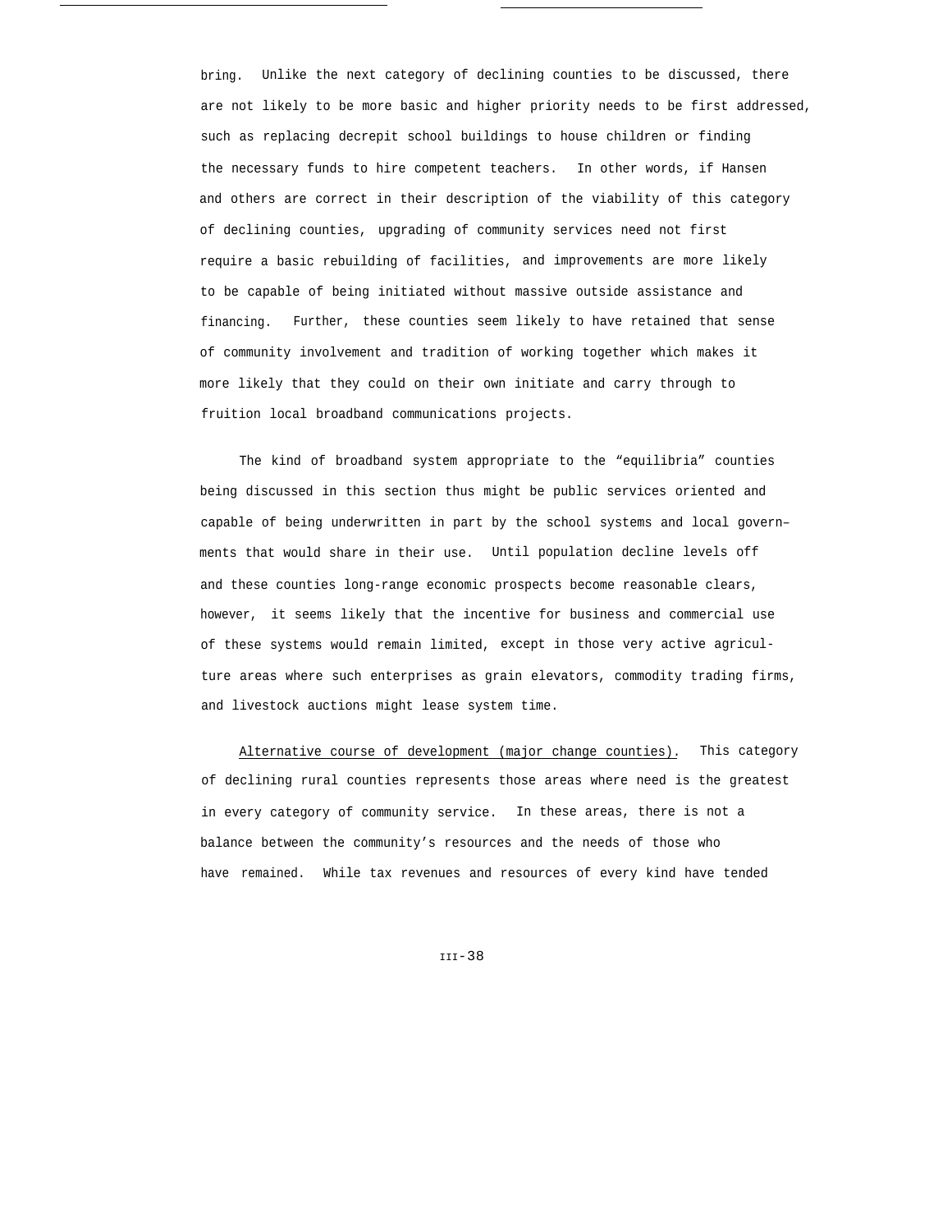bring. Unlike the next category of declining counties to be discussed, there are not likely to be more basic and higher priority needs to be first addressed, such as replacing decrepit school buildings to house children or finding the necessary funds to hire competent teachers. In other words, if Hansen and others are correct in their description of the viability of this category of declining counties, upgrading of community services need not first require a basic rebuilding of facilities, and improvements are more likely to be capable of being initiated without massive outside assistance and financing. Further, these counties seem likely to have retained that sense of community involvement and tradition of working together which makes it more likely that they could on their own initiate and carry through to fruition local broadband communications projects.

The kind of broadband system appropriate to the "equilibria" counties being discussed in this section thus might be public services oriented and capable of being underwritten in part by the school systems and local governments that would share in their use. Until population decline levels off and these counties long-range economic prospects become reasonable clears, however, it seems likely that the incentive for business and commercial use of these systems would remain limited, except in those very active agriculture areas where such enterprises as grain elevators, commodity trading firms, and livestock auctions might lease system time.

<u>Alternative course of development (major change counties).</u> This category of declining rural counties represents those areas where need is the greatest in every category of community service. In these areas, there is not a balance between the community's resources and the needs of those who have remained. While tax revenues and resources of every kind have tended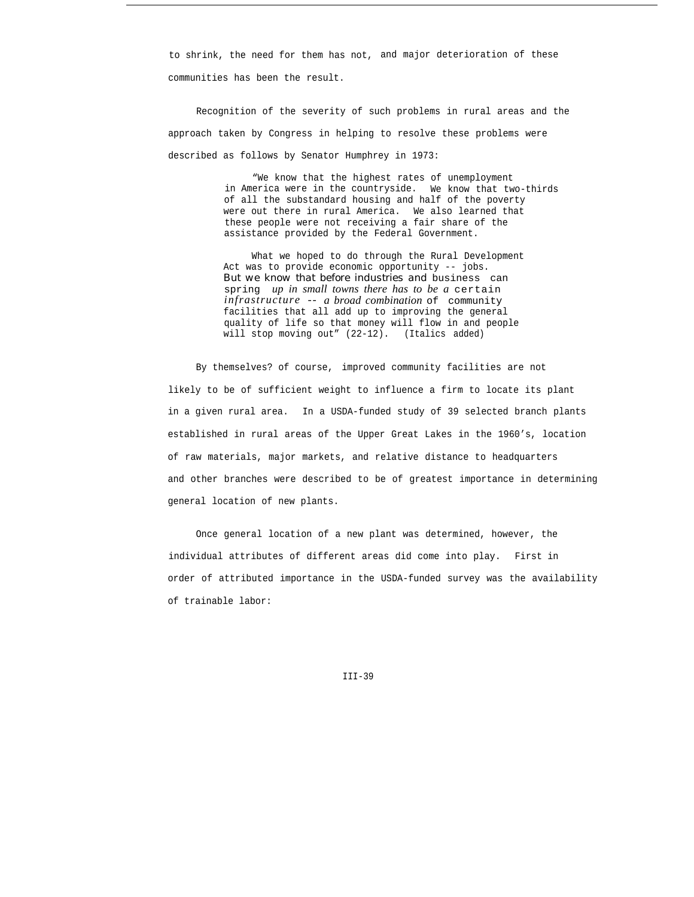to shrink, the need for them has not, and major deterioration of these communities has been the result.

Recognition of the severity of such problems in rural areas and the approach taken by Congress in helping to resolve these problems were described as follows by Senator Humphrey in 1973:

> "We know that the highest rates of unemployment in America were in the countryside. We know that two-thirds of all the substandard housing and half of the poverty were out there in rural America. We also learned that these people were not receiving a fair share of the assistance provided by the Federal Government.
>
> What we hoped to do through the Rural Development Act was to provide economic opportunity -- jobs. But we know that before industries and business can spring *up in small towns there has to be a* certain *infrastructure -- a broad combination* of community facilities that all add up to improving the general quality of life so that money will flow in and people will stop moving out" (22-12). (Italics added)

By themselves? of course, improved community facilities are not likely to be of sufficient weight to influence a firm to locate its plant in a given rural area. In a USDA-funded study of 39 selected branch plants established in rural areas of the Upper Great Lakes in the 1960's, location of raw materials, major markets, and relative distance to headquarters and other branches were described to be of greatest importance in determining general location of new plants.

Once general location of a new plant was determined, however, the individual attributes of different areas did come into play. First in order of attributed importance in the USDA-funded survey was the availability of trainable labor: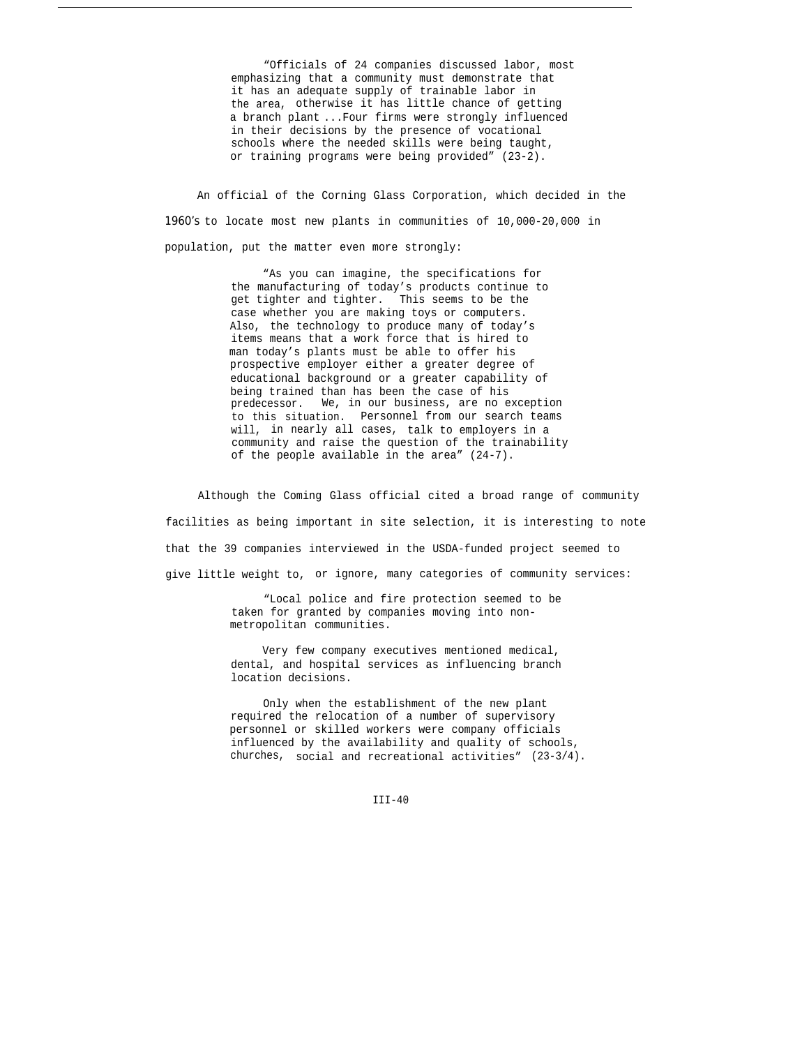> "Officials of 24 companies discussed labor, most emphasizing that a community must demonstrate that it has an adequate supply of trainable labor in the area, otherwise it has little chance of getting a branch plant ...Four firms were strongly influenced in their decisions by the presence of vocational schools where the needed skills were being taught, or training programs were being provided" (23-2).

An official of the Corning Glass Corporation, which decided in the 1960's to locate most new plants in communities of 10,000-20,000 in population, put the matter even more strongly:

> "As you can imagine, the specifications for the manufacturing of today's products continue to get tighter and tighter. This seems to be the case whether you are making toys or computers. Also, the technology to produce many of today's items means that a work force that is hired to man today's plants must be able to offer his prospective employer either a greater degree of educational background or a greater capability of being trained than has been the case of his predecessor. We, in our business, are no exception to this situation. Personnel from our search teams will, in nearly all cases, talk to employers in a community and raise the question of the trainability of the people available in the area" (24-7).

Although the Coming Glass official cited a broad range of community facilities as being important in site selection, it is interesting to note that the 39 companies interviewed in the USDA-funded project seemed to give little weight to, or ignore, many categories of community services:

> "Local police and fire protection seemed to be taken for granted by companies moving into non-metropolitan communities.
>
> Very few company executives mentioned medical, dental, and hospital services as influencing branch location decisions.
>
> Only when the establishment of the new plant required the relocation of a number of supervisory personnel or skilled workers were company officials influenced by the availability and quality of schools, churches, social and recreational activities" (23-3/4).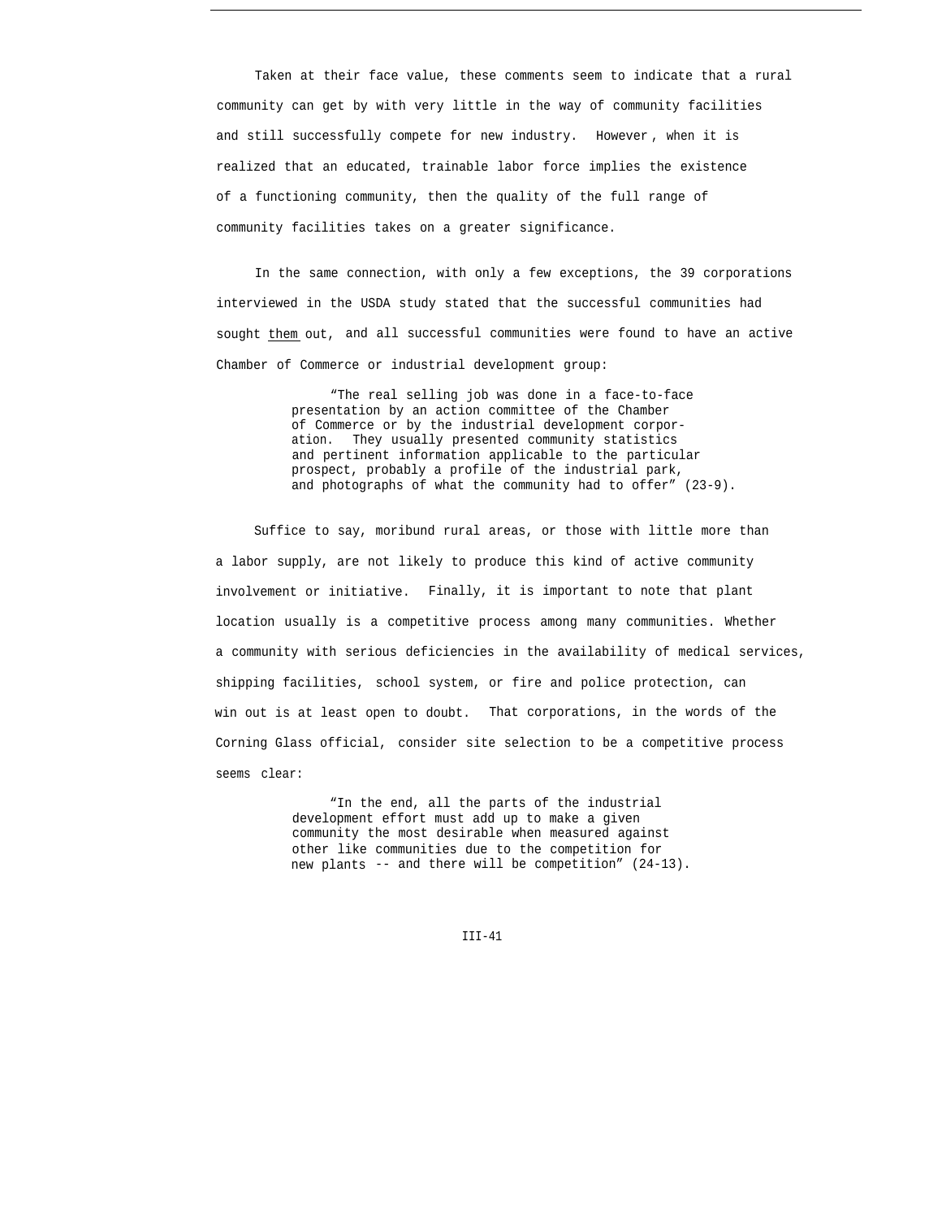Taken at their face value, these comments seem to indicate that a rural community can get by with very little in the way of community facilities and still successfully compete for new industry. However, when it is realized that an educated, trainable labor force implies the existence of a functioning community, then the quality of the full range of community facilities takes on a greater significance.

In the same connection, with only a few exceptions, the 39 corporations interviewed in the USDA study stated that the successful communities had sought <u>them</u> out, and all successful communities were found to have an active Chamber of Commerce or industrial development group:

> "The real selling job was done in a face-to-face presentation by an action committee of the Chamber of Commerce or by the industrial development corporation. They usually presented community statistics and pertinent information applicable to the particular prospect, probably a profile of the industrial park, and photographs of what the community had to offer" (23-9).

Suffice to say, moribund rural areas, or those with little more than a labor supply, are not likely to produce this kind of active community involvement or initiative. Finally, it is important to note that plant location usually is a competitive process among many communities. Whether a community with serious deficiencies in the availability of medical services, shipping facilities, school system, or fire and police protection, can win out is at least open to doubt. That corporations, in the words of the Corning Glass official, consider site selection to be a competitive process seems clear:

> "In the end, all the parts of the industrial development effort must add up to make a given community the most desirable when measured against other like communities due to the competition for new plants -- and there will be competition" (24-13).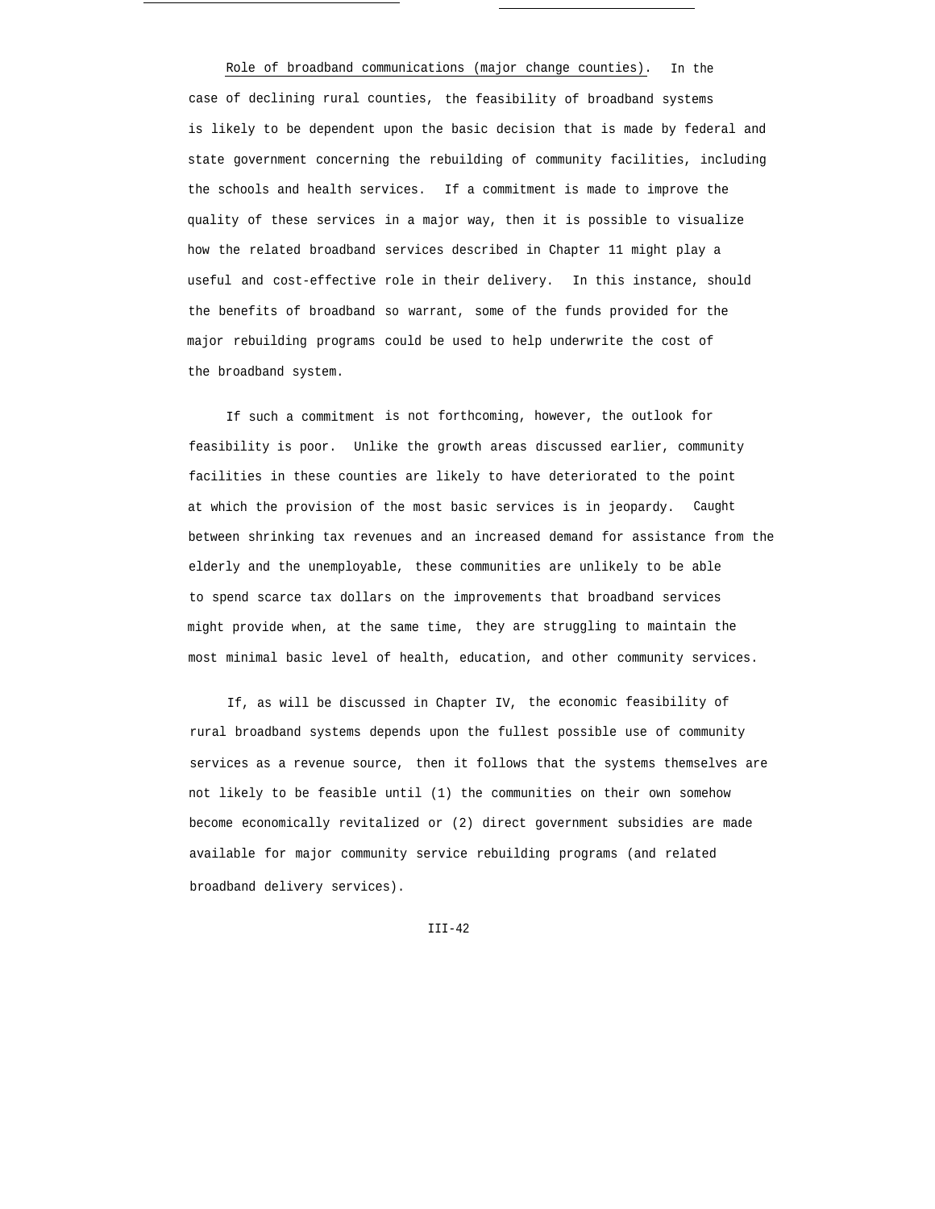Role of broadband communications (major change counties). In the case of declining rural counties, the feasibility of broadband systems is likely to be dependent upon the basic decision that is made by federal and state government concerning the rebuilding of community facilities, including the schools and health services. If a commitment is made to improve the quality of these services in a major way, then it is possible to visualize how the related broadband services described in Chapter 11 might play a useful and cost-effective role in their delivery. In this instance, should the benefits of broadband so warrant, some of the funds provided for the major rebuilding programs could be used to help underwrite the cost of the broadband system.

If such a commitment is not forthcoming, however, the outlook for feasibility is poor. Unlike the growth areas discussed earlier, community facilities in these counties are likely to have deteriorated to the point at which the provision of the most basic services is in jeopardy. Caught between shrinking tax revenues and an increased demand for assistance from the elderly and the unemployable, these communities are unlikely to be able to spend scarce tax dollars on the improvements that broadband services might provide when, at the same time, they are struggling to maintain the most minimal basic level of health, education, and other community services.

If, as will be discussed in Chapter IV, the economic feasibility of rural broadband systems depends upon the fullest possible use of community services as a revenue source, then it follows that the systems themselves are not likely to be feasible until (1) the communities on their own somehow become economically revitalized or (2) direct government subsidies are made available for major community service rebuilding programs (and related broadband delivery services).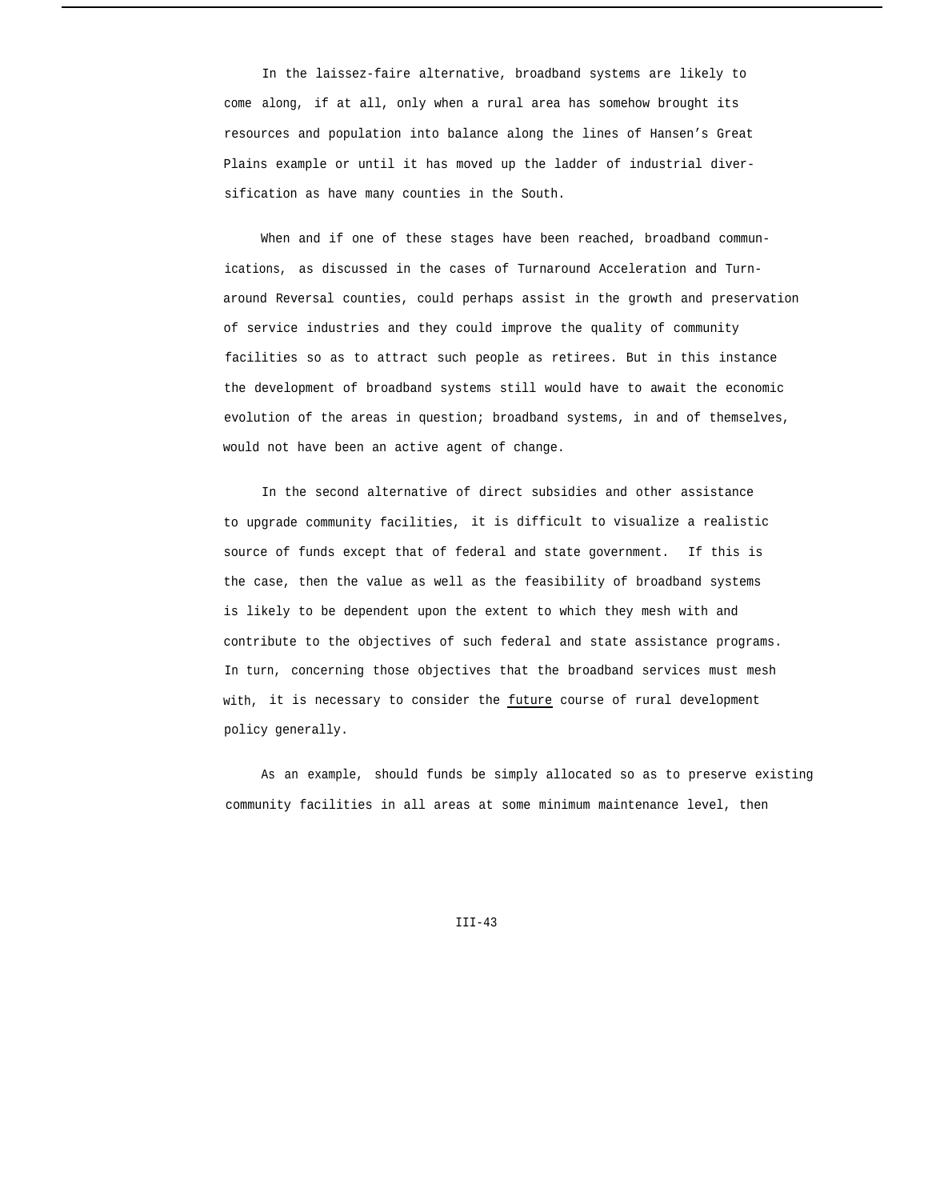In the laissez-faire alternative, broadband systems are likely to come along, if at all, only when a rural area has somehow brought its resources and population into balance along the lines of Hansen's Great Plains example or until it has moved up the ladder of industrial diversification as have many counties in the South.

When and if one of these stages have been reached, broadband communications, as discussed in the cases of Turnaround Acceleration and Turnaround Reversal counties, could perhaps assist in the growth and preservation of service industries and they could improve the quality of community facilities so as to attract such people as retirees. But in this instance the development of broadband systems still would have to await the economic evolution of the areas in question; broadband systems, in and of themselves, would not have been an active agent of change.

In the second alternative of direct subsidies and other assistance to upgrade community facilities, it is difficult to visualize a realistic source of funds except that of federal and state government. If this is the case, then the value as well as the feasibility of broadband systems is likely to be dependent upon the extent to which they mesh with and contribute to the objectives of such federal and state assistance programs. In turn, concerning those objectives that the broadband services must mesh with, it is necessary to consider the <u>future</u> course of rural development policy generally.

As an example, should funds be simply allocated so as to preserve existing community facilities in all areas at some minimum maintenance level, then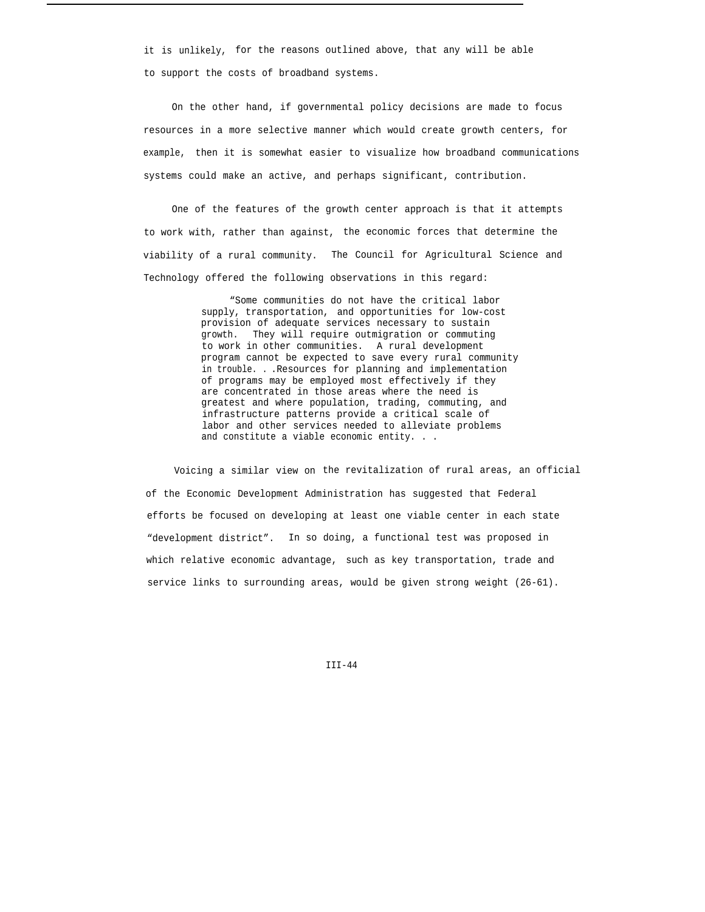it is unlikely, for the reasons outlined above, that any will be able to support the costs of broadband systems.

On the other hand, if governmental policy decisions are made to focus resources in a more selective manner which would create growth centers, for example, then it is somewhat easier to visualize how broadband communications systems could make an active, and perhaps significant, contribution.

One of the features of the growth center approach is that it attempts to work with, rather than against, the economic forces that determine the viability of a rural community. The Council for Agricultural Science and Technology offered the following observations in this regard:

> "Some communities do not have the critical labor supply, transportation, and opportunities for low-cost provision of adequate services necessary to sustain growth. They will require outmigration or commuting to work in other communities. A rural development program cannot be expected to save every rural community in trouble. . .Resources for planning and implementation of programs may be employed most effectively if they are concentrated in those areas where the need is greatest and where population, trading, commuting, and infrastructure patterns provide a critical scale of labor and other services needed to alleviate problems and constitute a viable economic entity. . .

Voicing a similar view on the revitalization of rural areas, an official of the Economic Development Administration has suggested that Federal efforts be focused on developing at least one viable center in each state "development district". In so doing, a functional test was proposed in which relative economic advantage, such as key transportation, trade and service links to surrounding areas, would be given strong weight (26-61).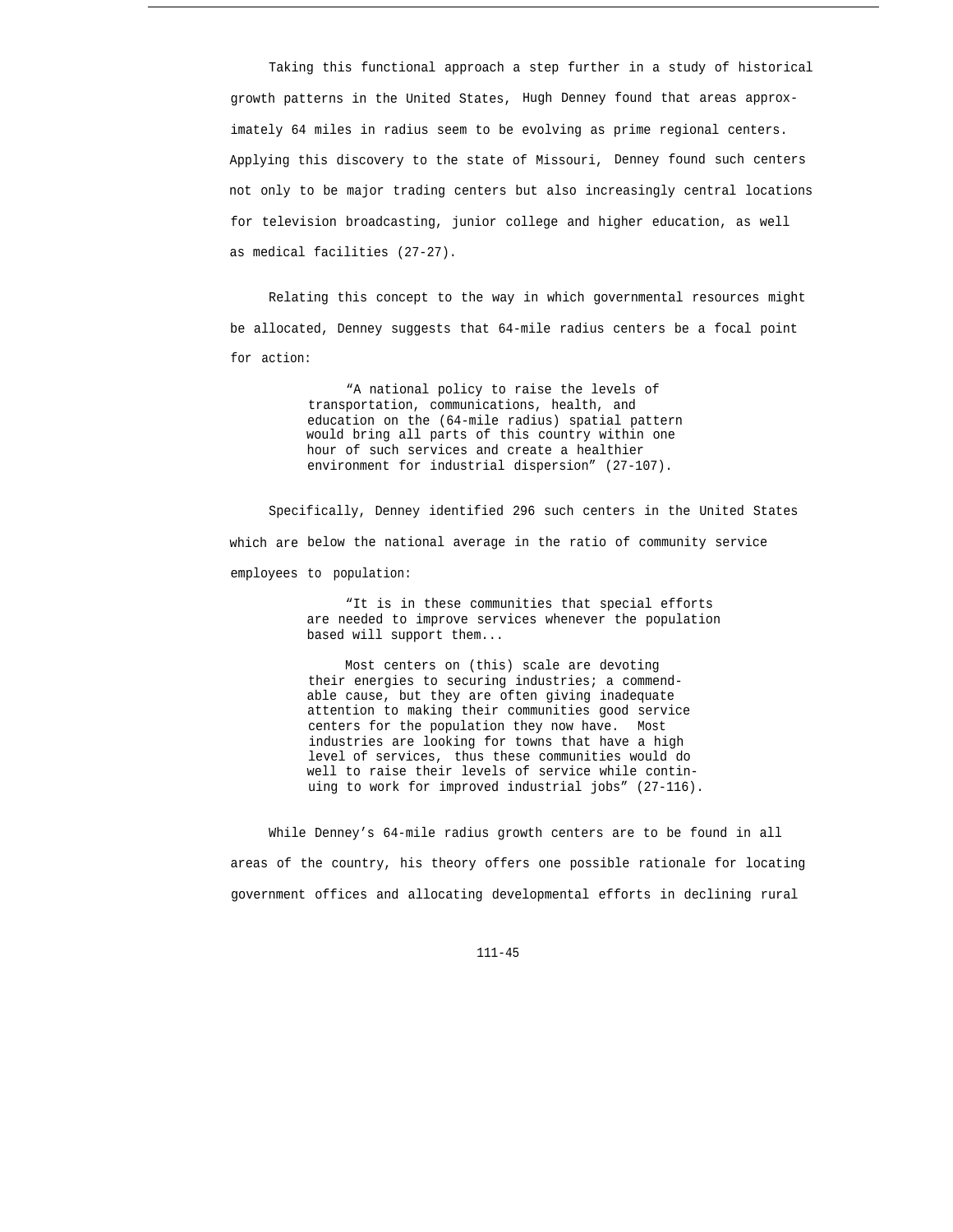Taking this functional approach a step further in a study of historical growth patterns in the United States, Hugh Denney found that areas approximately 64 miles in radius seem to be evolving as prime regional centers. Applying this discovery to the state of Missouri, Denney found such centers not only to be major trading centers but also increasingly central locations for television broadcasting, junior college and higher education, as well as medical facilities (27-27).

Relating this concept to the way in which governmental resources might be allocated, Denney suggests that 64-mile radius centers be a focal point for action:

> "A national policy to raise the levels of transportation, communications, health, and education on the (64-mile radius) spatial pattern would bring all parts of this country within one hour of such services and create a healthier environment for industrial dispersion" (27-107).

Specifically, Denney identified 296 such centers in the United States which are below the national average in the ratio of community service employees to population:

> "It is in these communities that special efforts are needed to improve services whenever the population based will support them...
>
> Most centers on (this) scale are devoting their energies to securing industries; a commendable cause, but they are often giving inadequate attention to making their communities good service centers for the population they now have. Most industries are looking for towns that have a high level of services, thus these communities would do well to raise their levels of service while continuing to work for improved industrial jobs" (27-116).

While Denney's 64-mile radius growth centers are to be found in all areas of the country, his theory offers one possible rationale for locating government offices and allocating developmental efforts in declining rural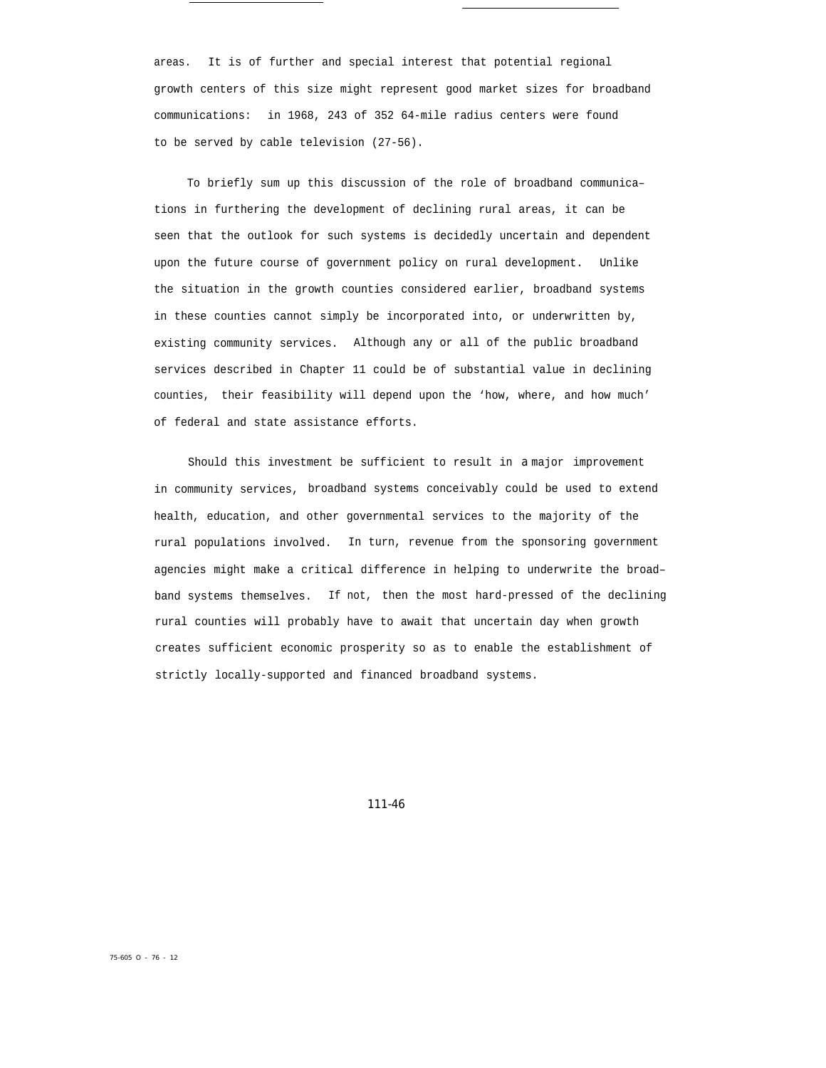areas. It is of further and special interest that potential regional growth centers of this size might represent good market sizes for broadband communications: in 1968, 243 of 352 64-mile radius centers were found to be served by cable television (27-56).

To briefly sum up this discussion of the role of broadband communications in furthering the development of declining rural areas, it can be seen that the outlook for such systems is decidedly uncertain and dependent upon the future course of government policy on rural development. Unlike the situation in the growth counties considered earlier, broadband systems in these counties cannot simply be incorporated into, or underwritten by, existing community services. Although any or all of the public broadband services described in Chapter 11 could be of substantial value in declining counties, their feasibility will depend upon the 'how, where, and how much' of federal and state assistance efforts.

Should this investment be sufficient to result in a major improvement in community services, broadband systems conceivably could be used to extend health, education, and other governmental services to the majority of the rural populations involved. In turn, revenue from the sponsoring government agencies might make a critical difference in helping to underwrite the broadband systems themselves. If not, then the most hard-pressed of the declining rural counties will probably have to await that uncertain day when growth creates sufficient economic prosperity so as to enable the establishment of strictly locally-supported and financed broadband systems.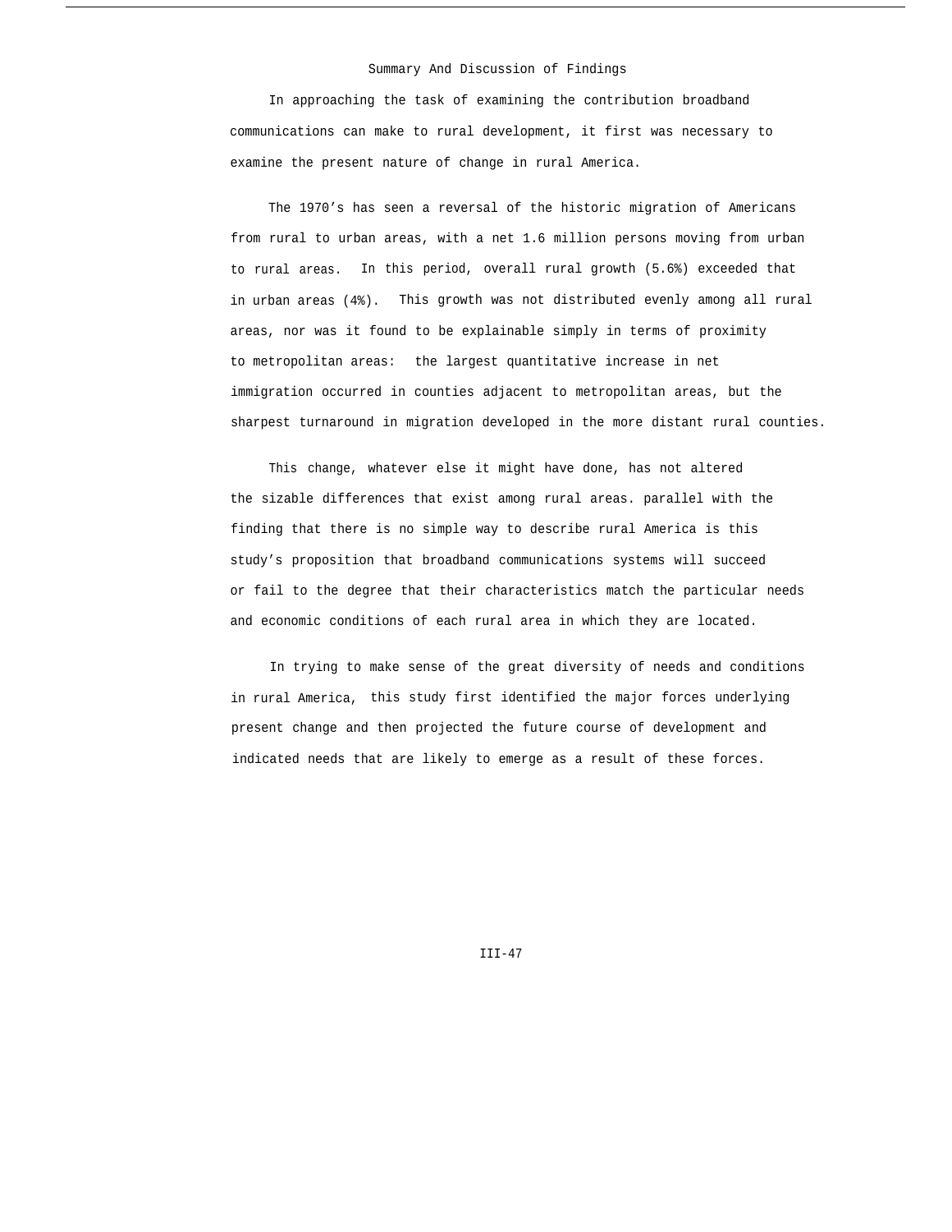## Summary And Discussion of Findings

In approaching the task of examining the contribution broadband communications can make to rural development, it first was necessary to examine the present nature of change in rural America.

The 1970's has seen a reversal of the historic migration of Americans from rural to urban areas, with a net 1.6 million persons moving from urban to rural areas. In this period, overall rural growth (5.6%) exceeded that in urban areas (4%). This growth was not distributed evenly among all rural areas, nor was it found to be explainable simply in terms of proximity to metropolitan areas: the largest quantitative increase in net immigration occurred in counties adjacent to metropolitan areas, but the sharpest turnaround in migration developed in the more distant rural counties.

This change, whatever else it might have done, has not altered the sizable differences that exist among rural areas. parallel with the finding that there is no simple way to describe rural America is this study's proposition that broadband communications systems will succeed or fail to the degree that their characteristics match the particular needs and economic conditions of each rural area in which they are located.

In trying to make sense of the great diversity of needs and conditions in rural America, this study first identified the major forces underlying present change and then projected the future course of development and indicated needs that are likely to emerge as a result of these forces.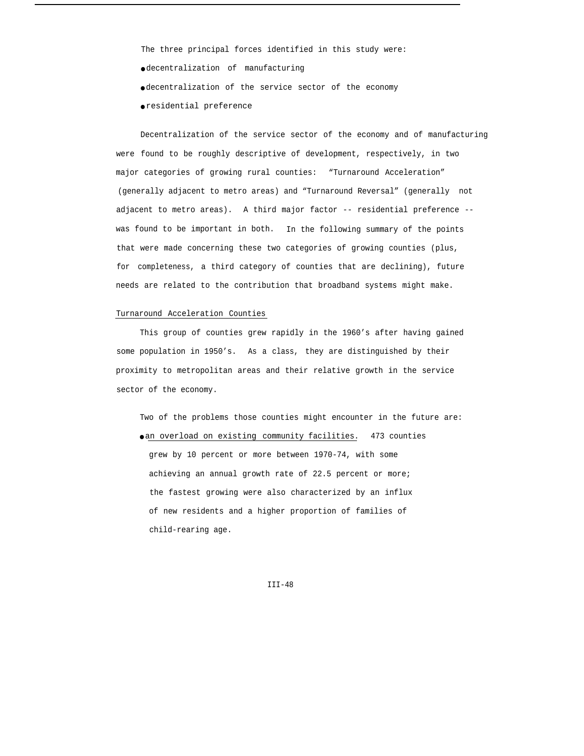The three principal forces identified in this study were:

- decentralization of manufacturing
- decentralization of the service sector of the economy
- residential preference

Decentralization of the service sector of the economy and of manufacturing were found to be roughly descriptive of development, respectively, in two major categories of growing rural counties: "Turnaround Acceleration" (generally adjacent to metro areas) and "Turnaround Reversal" (generally not adjacent to metro areas). A third major factor -- residential preference -- was found to be important in both. In the following summary of the points that were made concerning these two categories of growing counties (plus, for completeness, a third category of counties that are declining), future needs are related to the contribution that broadband systems might make.

Turnaround Acceleration Counties

This group of counties grew rapidly in the 1960's after having gained some population in 1950's. As a class, they are distinguished by their proximity to metropolitan areas and their relative growth in the service sector of the economy.

Two of the problems those counties might encounter in the future are:

- an overload on existing community facilities. 473 counties grew by 10 percent or more between 1970-74, with some achieving an annual growth rate of 22.5 percent or more; the fastest growing were also characterized by an influx of new residents and a higher proportion of families of child-rearing age.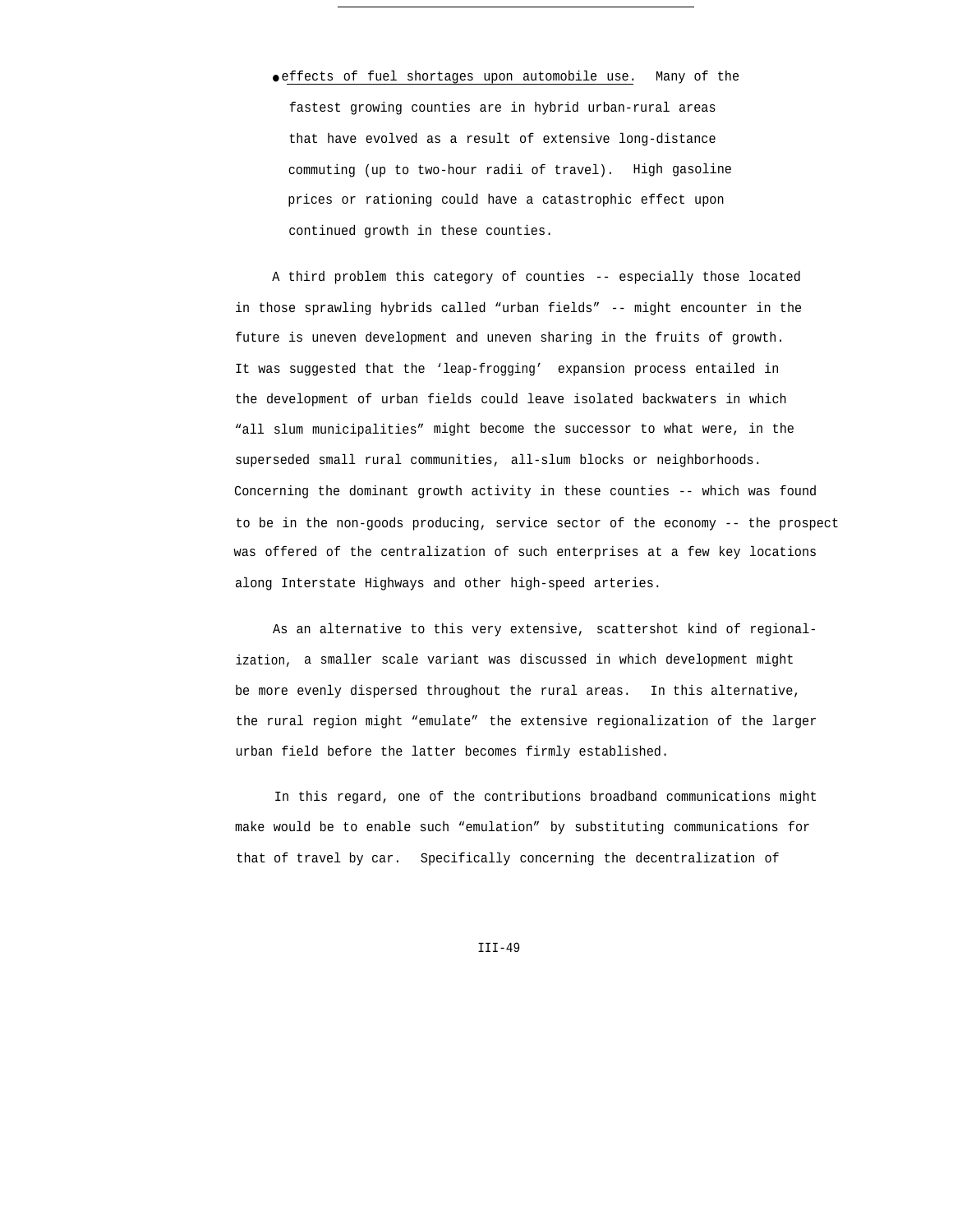- <u>effects of fuel shortages upon automobile use</u>. Many of the fastest growing counties are in hybrid urban-rural areas that have evolved as a result of extensive long-distance commuting (up to two-hour radii of travel). High gasoline prices or rationing could have a catastrophic effect upon continued growth in these counties.

A third problem this category of counties -- especially those located in those sprawling hybrids called "urban fields" -- might encounter in the future is uneven development and uneven sharing in the fruits of growth. It was suggested that the 'leap-frogging' expansion process entailed in the development of urban fields could leave isolated backwaters in which "all slum municipalities" might become the successor to what were, in the superseded small rural communities, all-slum blocks or neighborhoods. Concerning the dominant growth activity in these counties -- which was found to be in the non-goods producing, service sector of the economy -- the prospect was offered of the centralization of such enterprises at a few key locations along Interstate Highways and other high-speed arteries.

As an alternative to this very extensive, scattershot kind of regionalization, a smaller scale variant was discussed in which development might be more evenly dispersed throughout the rural areas. In this alternative, the rural region might "emulate" the extensive regionalization of the larger urban field before the latter becomes firmly established.

In this regard, one of the contributions broadband communications might make would be to enable such "emulation" by substituting communications for that of travel by car. Specifically concerning the decentralization of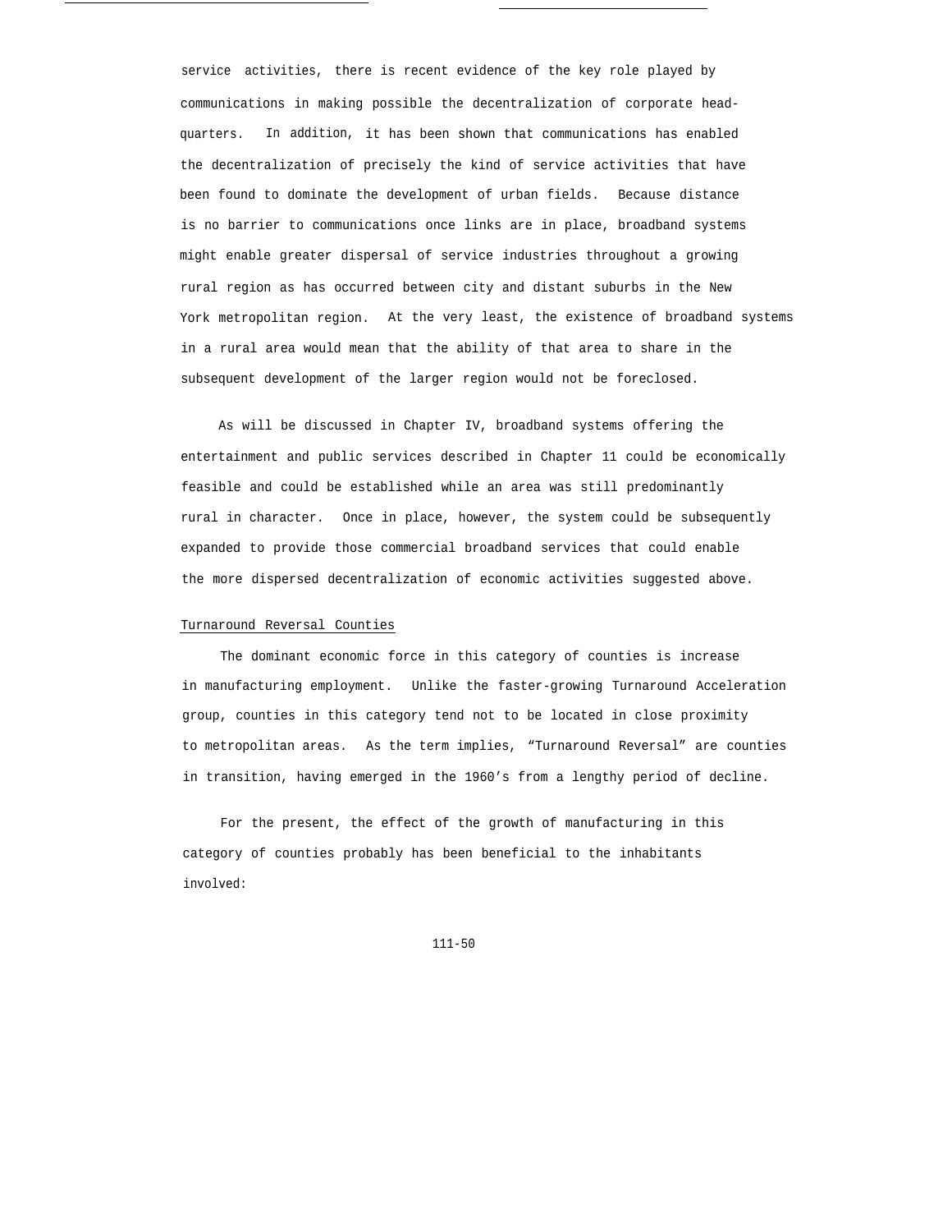service activities, there is recent evidence of the key role played by communications in making possible the decentralization of corporate headquarters. In addition, it has been shown that communications has enabled the decentralization of precisely the kind of service activities that have been found to dominate the development of urban fields. Because distance is no barrier to communications once links are in place, broadband systems might enable greater dispersal of service industries throughout a growing rural region as has occurred between city and distant suburbs in the New York metropolitan region. At the very least, the existence of broadband systems in a rural area would mean that the ability of that area to share in the subsequent development of the larger region would not be foreclosed.

As will be discussed in Chapter IV, broadband systems offering the entertainment and public services described in Chapter 11 could be economically feasible and could be established while an area was still predominantly rural in character. Once in place, however, the system could be subsequently expanded to provide those commercial broadband services that could enable the more dispersed decentralization of economic activities suggested above.

Turnaround Reversal Counties

The dominant economic force in this category of counties is increase in manufacturing employment. Unlike the faster-growing Turnaround Acceleration group, counties in this category tend not to be located in close proximity to metropolitan areas. As the term implies, "Turnaround Reversal" are counties in transition, having emerged in the 1960's from a lengthy period of decline.

For the present, the effect of the growth of manufacturing in this category of counties probably has been beneficial to the inhabitants involved: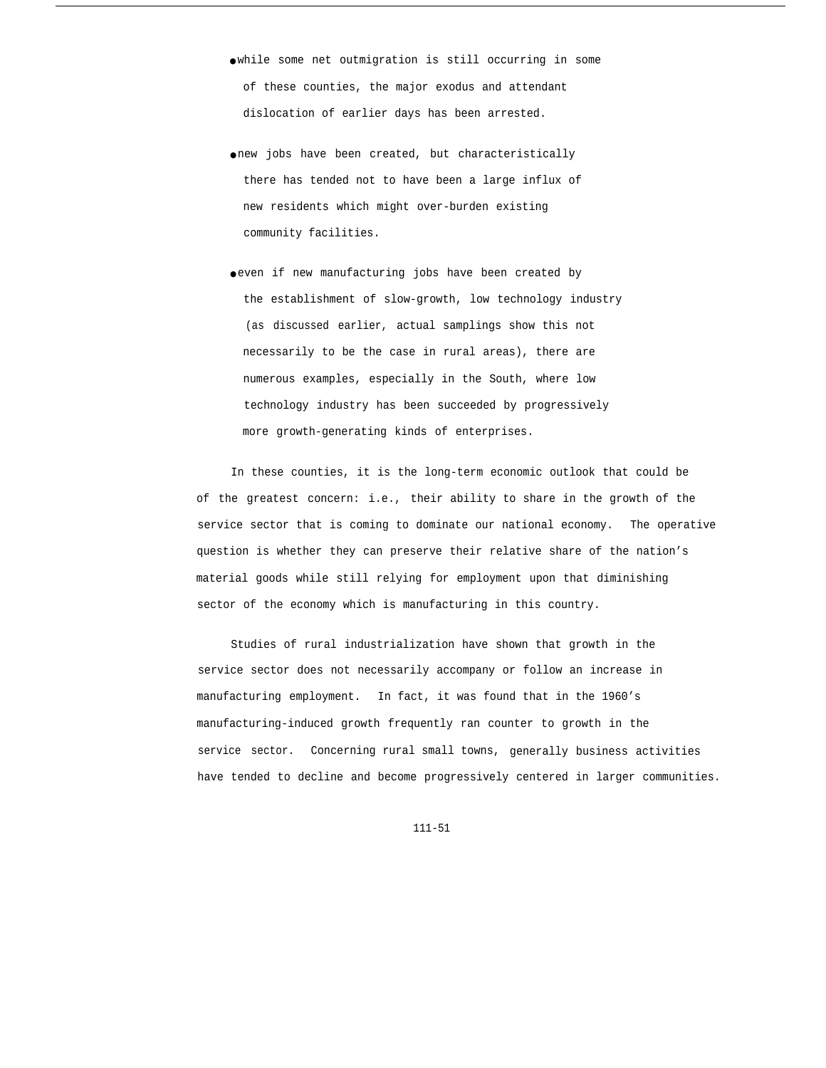- while some net outmigration is still occurring in some of these counties, the major exodus and attendant dislocation of earlier days has been arrested.

- new jobs have been created, but characteristically there has tended not to have been a large influx of new residents which might over-burden existing community facilities.

- even if new manufacturing jobs have been created by the establishment of slow-growth, low technology industry (as discussed earlier, actual samplings show this not necessarily to be the case in rural areas), there are numerous examples, especially in the South, where low technology industry has been succeeded by progressively more growth-generating kinds of enterprises.

In these counties, it is the long-term economic outlook that could be of the greatest concern: i.e., their ability to share in the growth of the service sector that is coming to dominate our national economy. The operative question is whether they can preserve their relative share of the nation's material goods while still relying for employment upon that diminishing sector of the economy which is manufacturing in this country.

Studies of rural industrialization have shown that growth in the service sector does not necessarily accompany or follow an increase in manufacturing employment. In fact, it was found that in the 1960's manufacturing-induced growth frequently ran counter to growth in the service sector. Concerning rural small towns, generally business activities have tended to decline and become progressively centered in larger communities.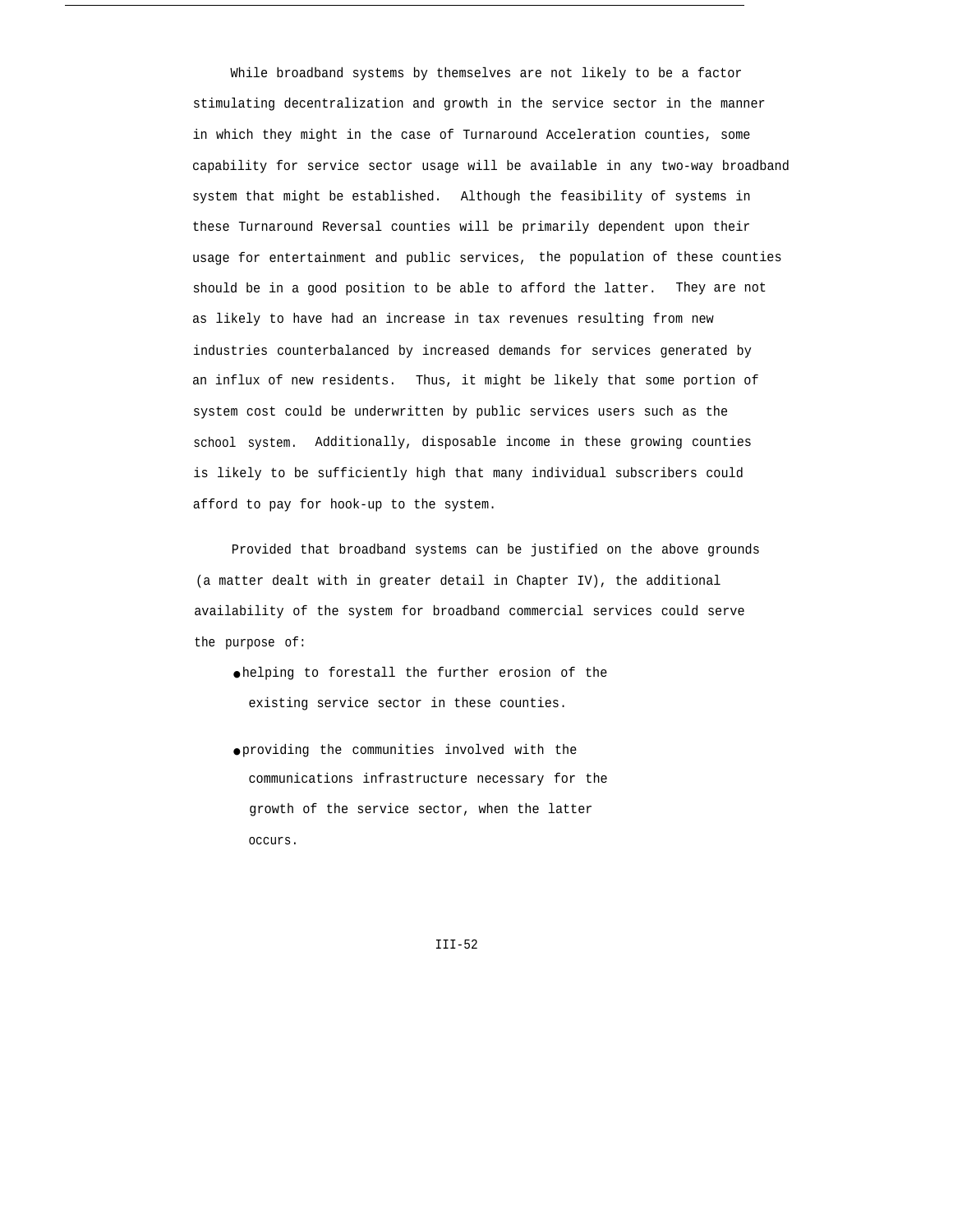While broadband systems by themselves are not likely to be a factor stimulating decentralization and growth in the service sector in the manner in which they might in the case of Turnaround Acceleration counties, some capability for service sector usage will be available in any two-way broadband system that might be established. Although the feasibility of systems in these Turnaround Reversal counties will be primarily dependent upon their usage for entertainment and public services, the population of these counties should be in a good position to be able to afford the latter. They are not as likely to have had an increase in tax revenues resulting from new industries counterbalanced by increased demands for services generated by an influx of new residents. Thus, it might be likely that some portion of system cost could be underwritten by public services users such as the school system. Additionally, disposable income in these growing counties is likely to be sufficiently high that many individual subscribers could afford to pay for hook-up to the system.

Provided that broadband systems can be justified on the above grounds (a matter dealt with in greater detail in Chapter IV), the additional availability of the system for broadband commercial services could serve the purpose of:

- helping to forestall the further erosion of the existing service sector in these counties.
- providing the communities involved with the communications infrastructure necessary for the growth of the service sector, when the latter occurs.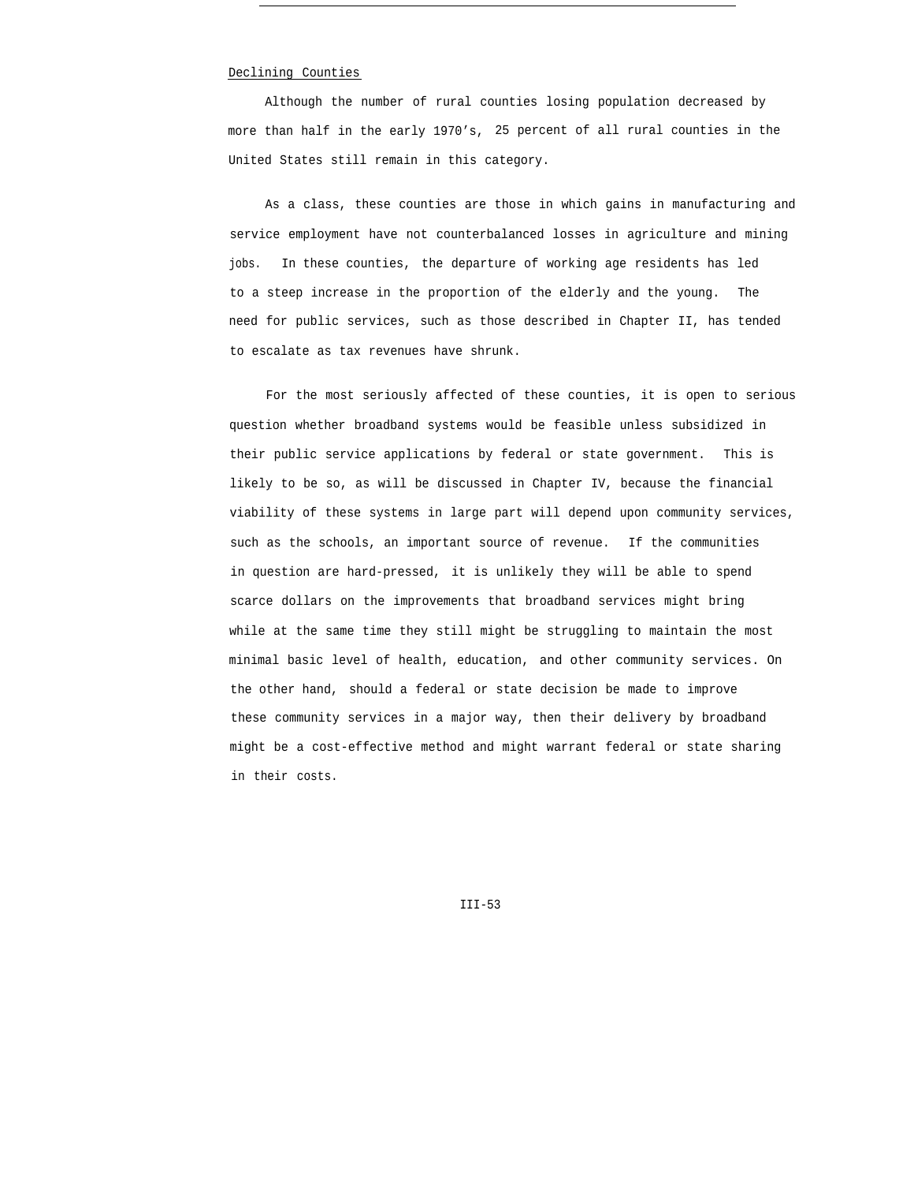## Declining Counties

Although the number of rural counties losing population decreased by more than half in the early 1970's, 25 percent of all rural counties in the United States still remain in this category.

As a class, these counties are those in which gains in manufacturing and service employment have not counterbalanced losses in agriculture and mining jobs. In these counties, the departure of working age residents has led to a steep increase in the proportion of the elderly and the young. The need for public services, such as those described in Chapter II, has tended to escalate as tax revenues have shrunk.

For the most seriously affected of these counties, it is open to serious question whether broadband systems would be feasible unless subsidized in their public service applications by federal or state government. This is likely to be so, as will be discussed in Chapter IV, because the financial viability of these systems in large part will depend upon community services, such as the schools, an important source of revenue. If the communities in question are hard-pressed, it is unlikely they will be able to spend scarce dollars on the improvements that broadband services might bring while at the same time they still might be struggling to maintain the most minimal basic level of health, education, and other community services. On the other hand, should a federal or state decision be made to improve these community services in a major way, then their delivery by broadband might be a cost-effective method and might warrant federal or state sharing in their costs.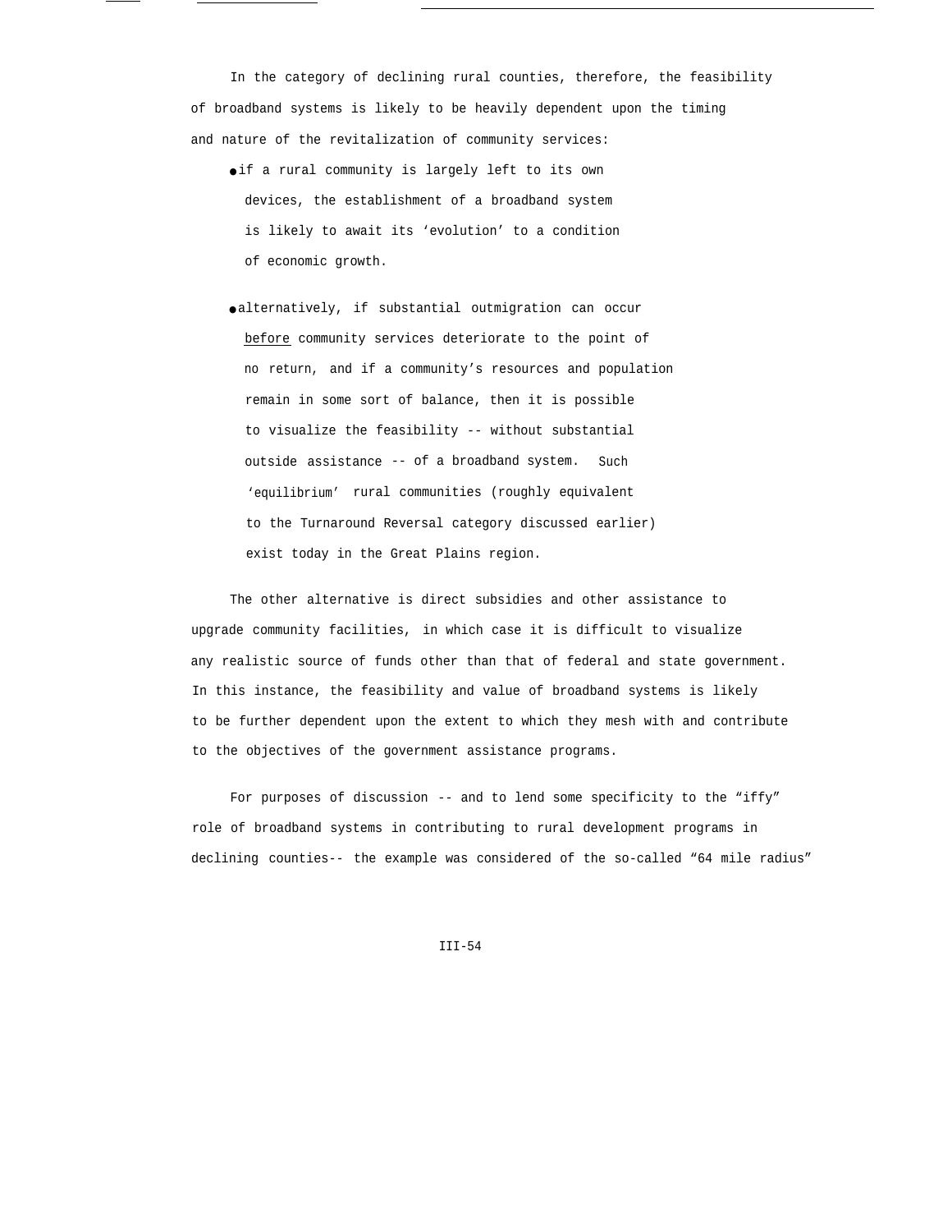In the category of declining rural counties, therefore, the feasibility of broadband systems is likely to be heavily dependent upon the timing and nature of the revitalization of community services:

- if a rural community is largely left to its own devices, the establishment of a broadband system is likely to await its 'evolution' to a condition of economic growth.

- alternatively, if substantial outmigration can occur <u>before</u> community services deteriorate to the point of no return, and if a community's resources and population remain in some sort of balance, then it is possible to visualize the feasibility -- without substantial outside assistance -- of a broadband system. Such 'equilibrium' rural communities (roughly equivalent to the Turnaround Reversal category discussed earlier) exist today in the Great Plains region.

The other alternative is direct subsidies and other assistance to upgrade community facilities, in which case it is difficult to visualize any realistic source of funds other than that of federal and state government. In this instance, the feasibility and value of broadband systems is likely to be further dependent upon the extent to which they mesh with and contribute to the objectives of the government assistance programs.

For purposes of discussion -- and to lend some specificity to the "iffy" role of broadband systems in contributing to rural development programs in declining counties-- the example was considered of the so-called "64 mile radius"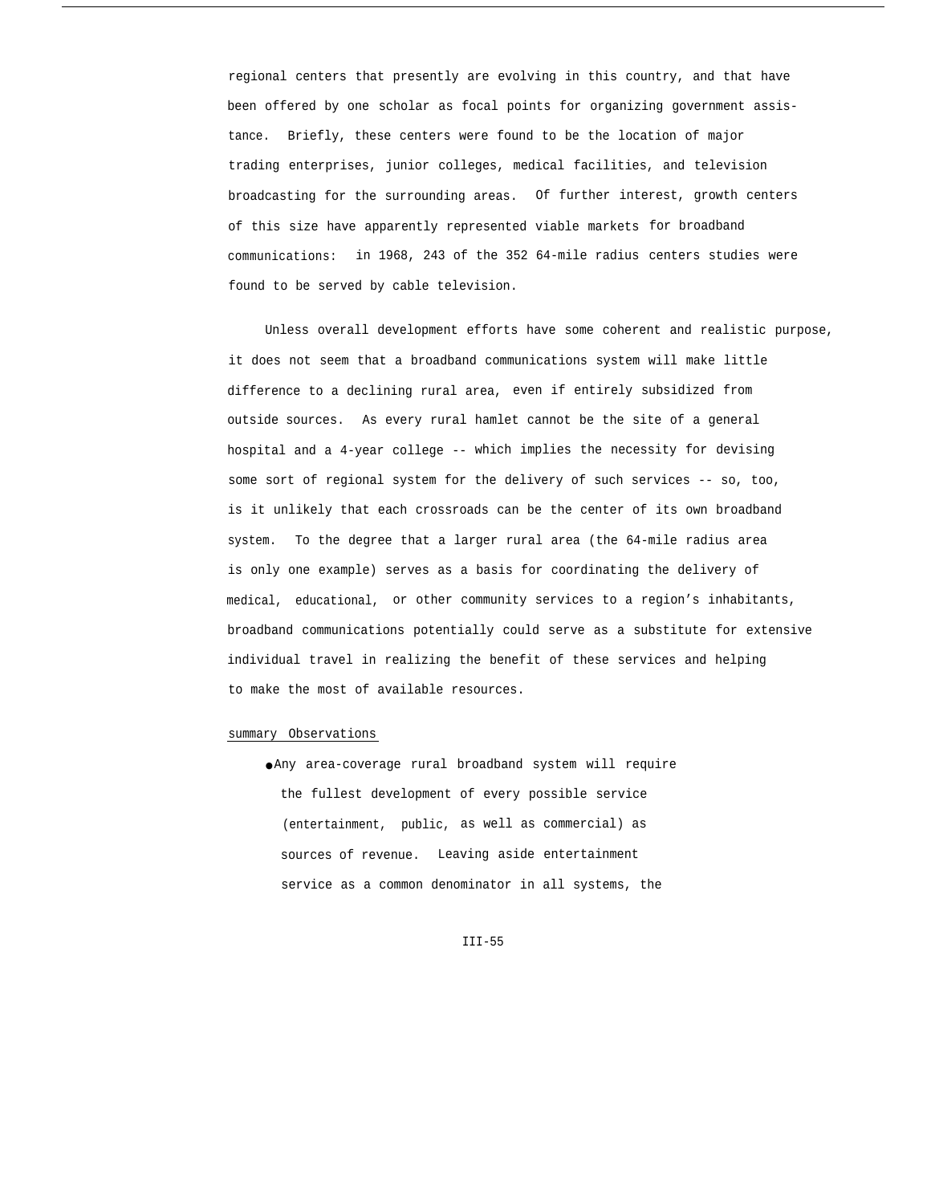regional centers that presently are evolving in this country, and that have been offered by one scholar as focal points for organizing government assistance. Briefly, these centers were found to be the location of major trading enterprises, junior colleges, medical facilities, and television broadcasting for the surrounding areas. Of further interest, growth centers of this size have apparently represented viable markets for broadband communications: in 1968, 243 of the 352 64-mile radius centers studies were found to be served by cable television.

Unless overall development efforts have some coherent and realistic purpose, it does not seem that a broadband communications system will make little difference to a declining rural area, even if entirely subsidized from outside sources. As every rural hamlet cannot be the site of a general hospital and a 4-year college -- which implies the necessity for devising some sort of regional system for the delivery of such services -- so, too, is it unlikely that each crossroads can be the center of its own broadband system. To the degree that a larger rural area (the 64-mile radius area is only one example) serves as a basis for coordinating the delivery of medical, educational, or other community services to a region's inhabitants, broadband communications potentially could serve as a substitute for extensive individual travel in realizing the benefit of these services and helping to make the most of available resources.

summary Observations

- Any area-coverage rural broadband system will require the fullest development of every possible service (entertainment, public, as well as commercial) as sources of revenue. Leaving aside entertainment service as a common denominator in all systems, the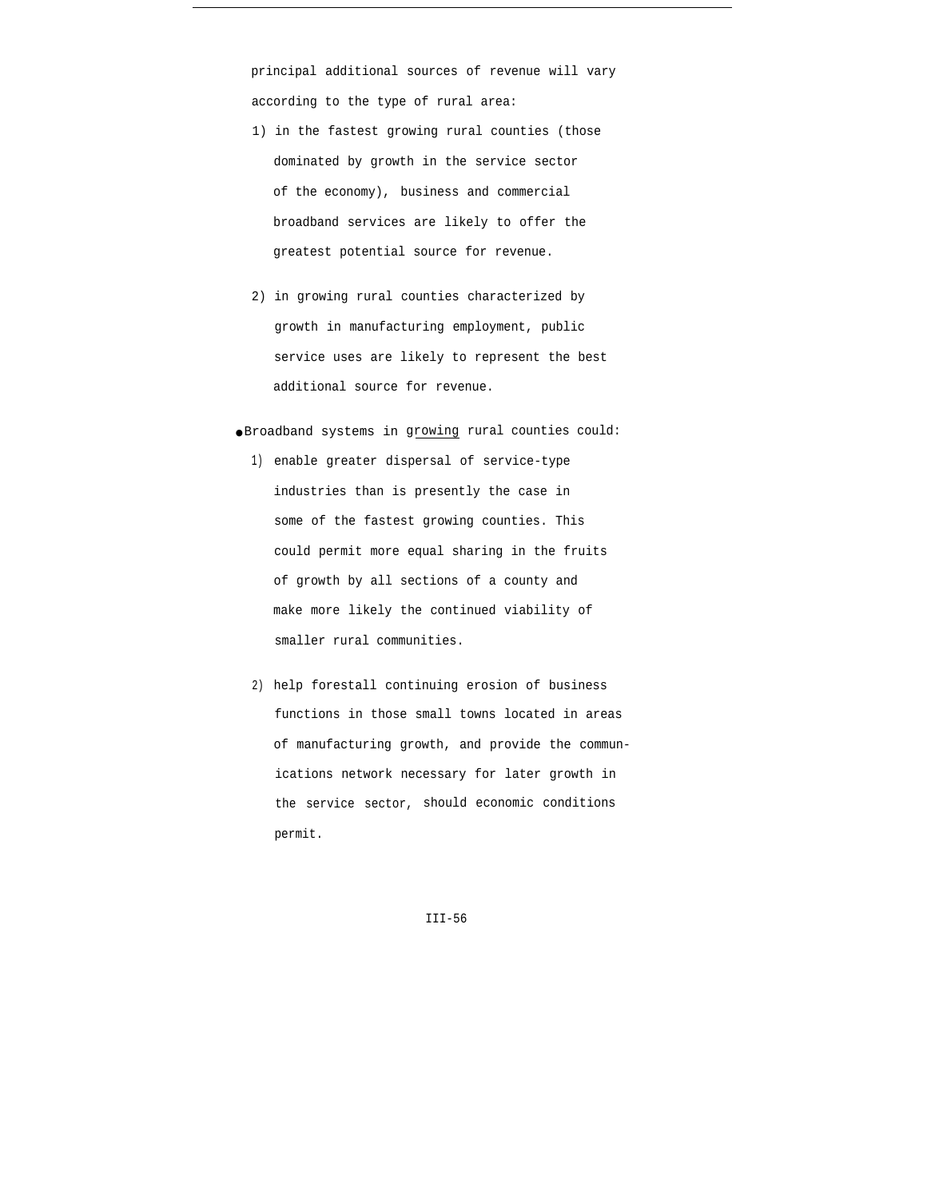principal additional sources of revenue will vary according to the type of rural area:

1) in the fastest growing rural counties (those dominated by growth in the service sector of the economy), business and commercial broadband services are likely to offer the greatest potential source for revenue.

2) in growing rural counties characterized by growth in manufacturing employment, public service uses are likely to represent the best additional source for revenue.

- Broadband systems in growing rural counties could:

  1) enable greater dispersal of service-type industries than is presently the case in some of the fastest growing counties. This could permit more equal sharing in the fruits of growth by all sections of a county and make more likely the continued viability of smaller rural communities.

  2) help forestall continuing erosion of business functions in those small towns located in areas of manufacturing growth, and provide the communications network necessary for later growth in the service sector, should economic conditions permit.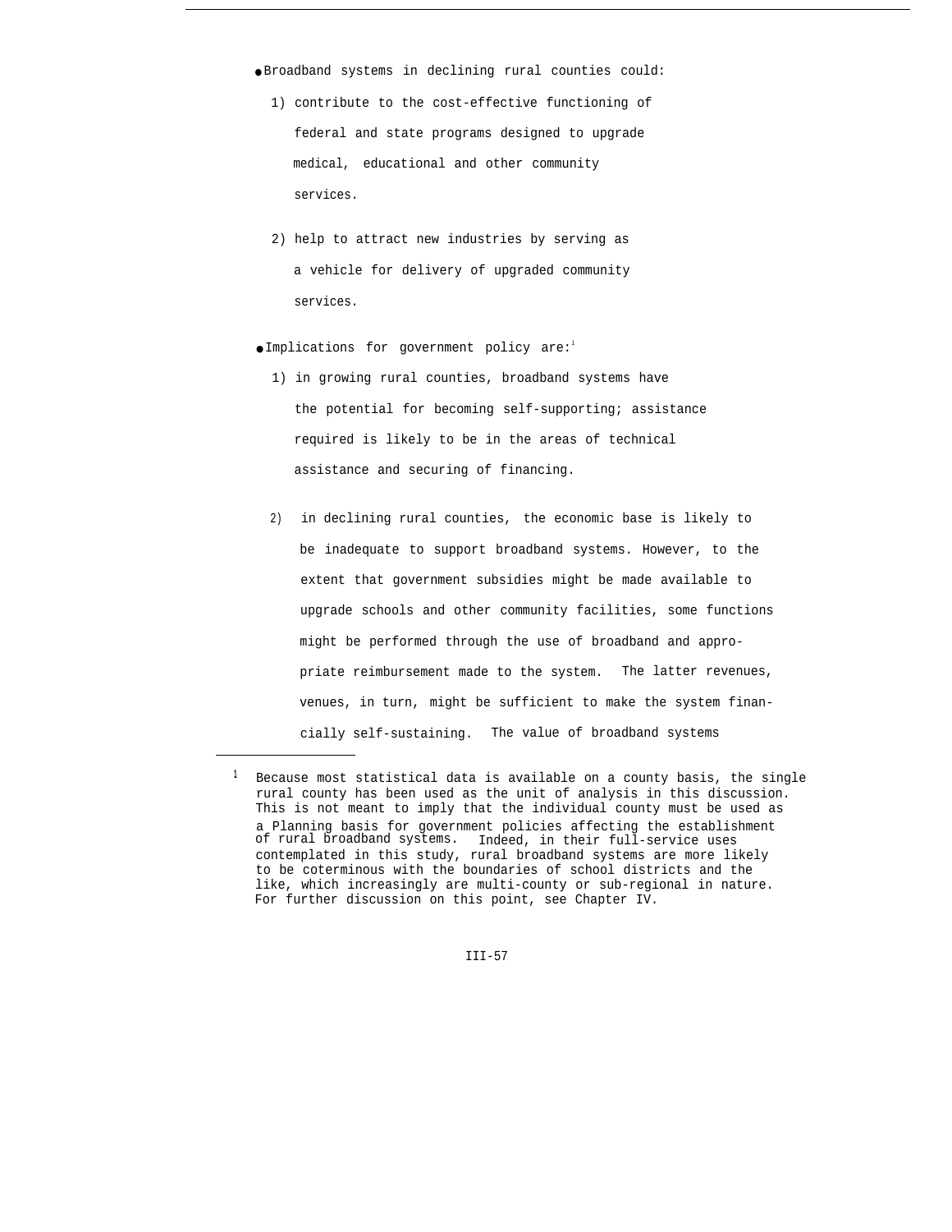- Broadband systems in declining rural counties could:

  1) contribute to the cost-effective functioning of federal and state programs designed to upgrade medical, educational and other community services.

  2) help to attract new industries by serving as a vehicle for delivery of upgraded community services.

- Implications for government policy are:[1]

  1) in growing rural counties, broadband systems have the potential for becoming self-supporting; assistance required is likely to be in the areas of technical assistance and securing of financing.

  2) in declining rural counties, the economic base is likely to be inadequate to support broadband systems. However, to the extent that government subsidies might be made available to upgrade schools and other community facilities, some functions might be performed through the use of broadband and appropriate reimbursement made to the system. The latter revenues, venues, in turn, might be sufficient to make the system financially self-sustaining. The value of broadband systems

---

[1] Because most statistical data is available on a county basis, the single rural county has been used as the unit of analysis in this discussion. This is not meant to imply that the individual county must be used as a Planning basis for government policies affecting the establishment of rural broadband systems. Indeed, in their full-service uses contemplated in this study, rural broadband systems are more likely to be coterminous with the boundaries of school districts and the like, which increasingly are multi-county or sub-regional in nature. For further discussion on this point, see Chapter IV.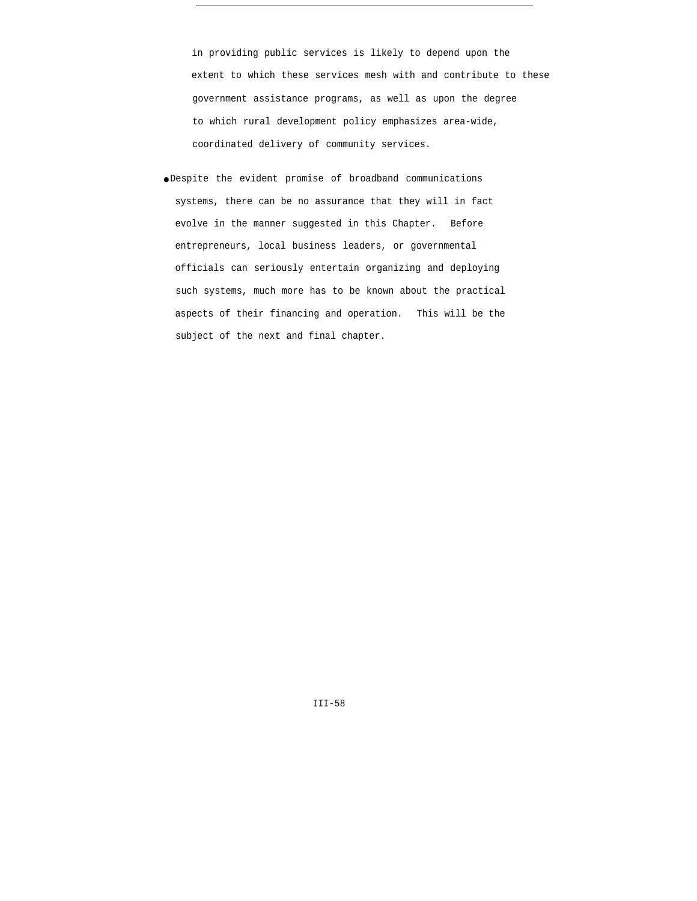in providing public services is likely to depend upon the extent to which these services mesh with and contribute to these government assistance programs, as well as upon the degree to which rural development policy emphasizes area-wide, coordinated delivery of community services.

- Despite the evident promise of broadband communications systems, there can be no assurance that they will in fact evolve in the manner suggested in this Chapter. Before entrepreneurs, local business leaders, or governmental officials can seriously entertain organizing and deploying such systems, much more has to be known about the practical aspects of their financing and operation. This will be the subject of the next and final chapter.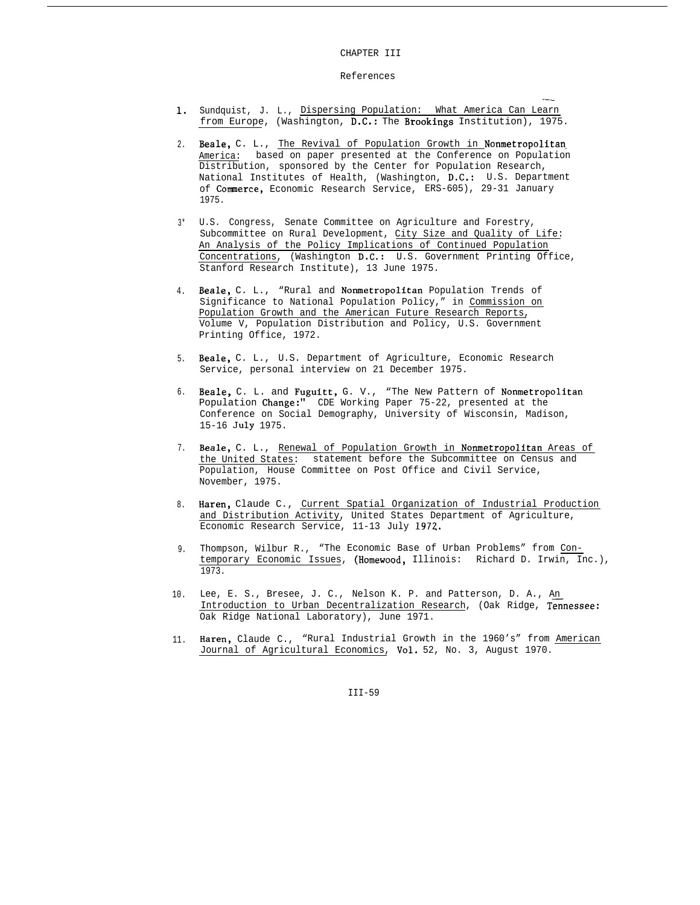CHAPTER III

References

1. Sundquist, J. L., Dispersing Population: What America Can Learn from Europe, (Washington, D.C.: The Brookings Institution), 1975.

2. Beale, C. L., The Revival of Population Growth in Nonmetropolitan America: based on paper presented at the Conference on Population Distribution, sponsored by the Center for Population Research, National Institutes of Health, (Washington, D.C.: U.S. Department of Commerce, Economic Research Service, ERS-605), 29-31 January 1975.

3. U.S. Congress, Senate Committee on Agriculture and Forestry, Subcommittee on Rural Development, City Size and Quality of Life: An Analysis of the Policy Implications of Continued Population Concentrations, (Washington D.C.: U.S. Government Printing Office, Stanford Research Institute), 13 June 1975.

4. Beale, C. L., "Rural and Nonmetropolitan Population Trends of Significance to National Population Policy," in Commission on Population Growth and the American Future Research Reports, Volume V, Population Distribution and Policy, U.S. Government Printing Office, 1972.

5. Beale, C. L., U.S. Department of Agriculture, Economic Research Service, personal interview on 21 December 1975.

6. Beale, C. L. and Fuguitt, G. V., "The New Pattern of Nonmetropolitan Population Change:" CDE Working Paper 75-22, presented at the Conference on Social Demography, University of Wisconsin, Madison, 15-16 July 1975.

7. Beale, C. L., Renewal of Population Growth in Nonmetropolitan Areas of the United States: statement before the Subcommittee on Census and Population, House Committee on Post Office and Civil Service, November, 1975.

8. Haren, Claude C., Current Spatial Organization of Industrial Production and Distribution Activity, United States Department of Agriculture, Economic Research Service, 11-13 July 1972.

9. Thompson, Wilbur R., "The Economic Base of Urban Problems" from Contemporary Economic Issues, (Homewood, Illinois: Richard D. Irwin, Inc.), 1973.

10. Lee, E. S., Bresee, J. C., Nelson K. P. and Patterson, D. A., An Introduction to Urban Decentralization Research, (Oak Ridge, Tennessee: Oak Ridge National Laboratory), June 1971.

11. Haren, Claude C., "Rural Industrial Growth in the 1960's" from American Journal of Agricultural Economics, Vol. 52, No. 3, August 1970.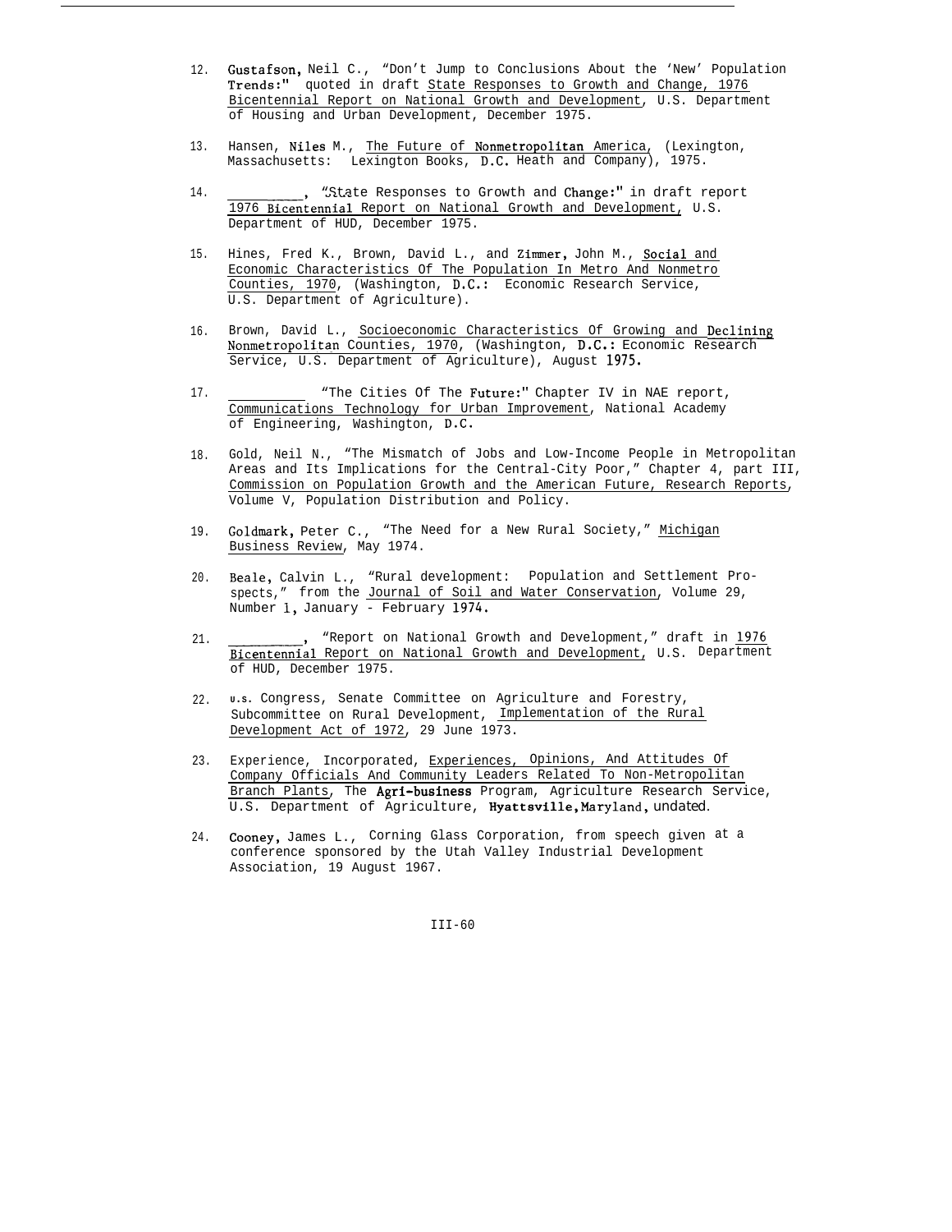12. Gustafson, Neil C., "Don't Jump to Conclusions About the 'New' Population Trends:" quoted in draft State Responses to Growth and Change, 1976 Bicentennial Report on National Growth and Development, U.S. Department of Housing and Urban Development, December 1975.

13. Hansen, Niles M., The Future of Nonmetropolitan America, (Lexington, Massachusetts: Lexington Books, D.C. Heath and Company), 1975.

14. __________, "State Responses to Growth and Change:" in draft report 1976 Bicentennial Report on National Growth and Development, U.S. Department of HUD, December 1975.

15. Hines, Fred K., Brown, David L., and Zimmer, John M., Social and Economic Characteristics Of The Population In Metro And Nonmetro Counties, 1970, (Washington, D.C.: Economic Research Service, U.S. Department of Agriculture).

16. Brown, David L., Socioeconomic Characteristics Of Growing and Declining Nonmetropolitan Counties, 1970, (Washington, D.C.: Economic Research Service, U.S. Department of Agriculture), August 1975.

17. __________ "The Cities Of The Future:" Chapter IV in NAE report, Communications Technology for Urban Improvement, National Academy of Engineering, Washington, D.C.

18. Gold, Neil N., "The Mismatch of Jobs and Low-Income People in Metropolitan Areas and Its Implications for the Central-City Poor," Chapter 4, part III, Commission on Population Growth and the American Future, Research Reports, Volume V, Population Distribution and Policy.

19. Goldmark, Peter C., "The Need for a New Rural Society," Michigan Business Review, May 1974.

20. Beale, Calvin L., "Rural development: Population and Settlement Prospects," from the Journal of Soil and Water Conservation, Volume 29, Number 1, January - February 1974.

21. __________, "Report on National Growth and Development," draft in 1976 Bicentennial Report on National Growth and Development, U.S. Department of HUD, December 1975.

22. U.S. Congress, Senate Committee on Agriculture and Forestry, Subcommittee on Rural Development, Implementation of the Rural Development Act of 1972, 29 June 1973.

23. Experience, Incorporated, Experiences, Opinions, And Attitudes Of Company Officials And Community Leaders Related To Non-Metropolitan Branch Plants, The Agri-business Program, Agriculture Research Service, U.S. Department of Agriculture, Hyattsville, Maryland, undated.

24. Cooney, James L., Corning Glass Corporation, from speech given at a conference sponsored by the Utah Valley Industrial Development Association, 19 August 1967.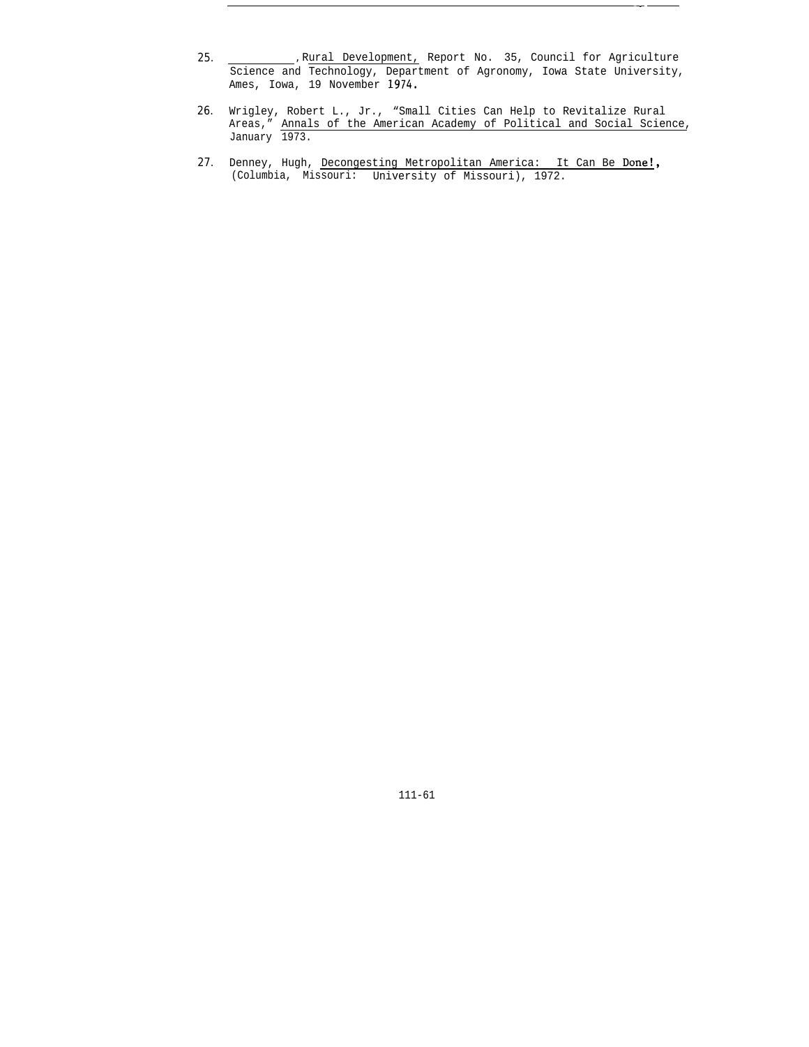25. __________, Rural Development, Report No. 35, Council for Agriculture Science and Technology, Department of Agronomy, Iowa State University, Ames, Iowa, 19 November 1974.

26. Wrigley, Robert L., Jr., "Small Cities Can Help to Revitalize Rural Areas," Annals of the American Academy of Political and Social Science, January 1973.

27. Denney, Hugh, Decongesting Metropolitan America: It Can Be Done!, (Columbia, Missouri: University of Missouri), 1972.